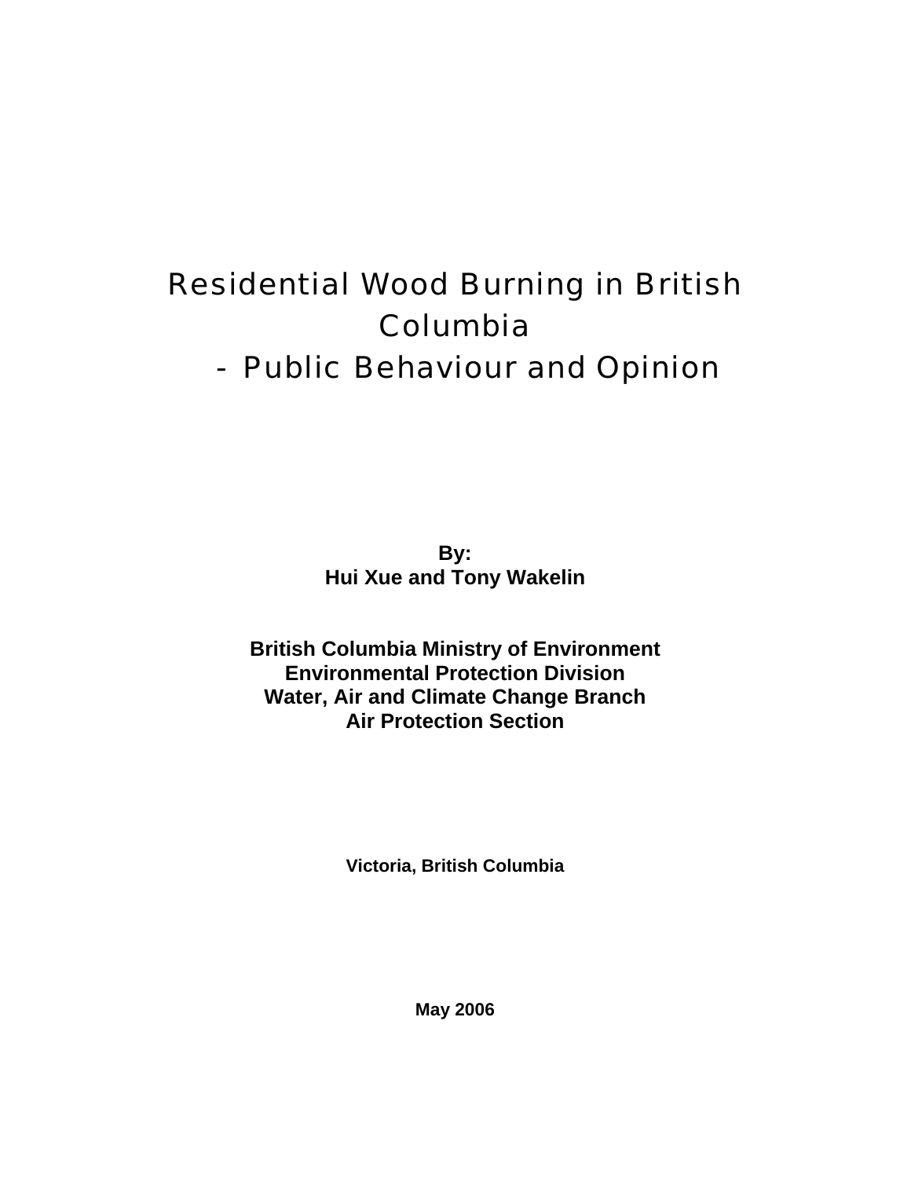# Residential Wood Burning in British Columbia - Public Behaviour and Opinion

**By:**
**Hui Xue and Tony Wakelin**

**British Columbia Ministry of Environment**
**Environmental Protection Division**
**Water, Air and Climate Change Branch**
**Air Protection Section**

**Victoria, British Columbia**

**May 2006**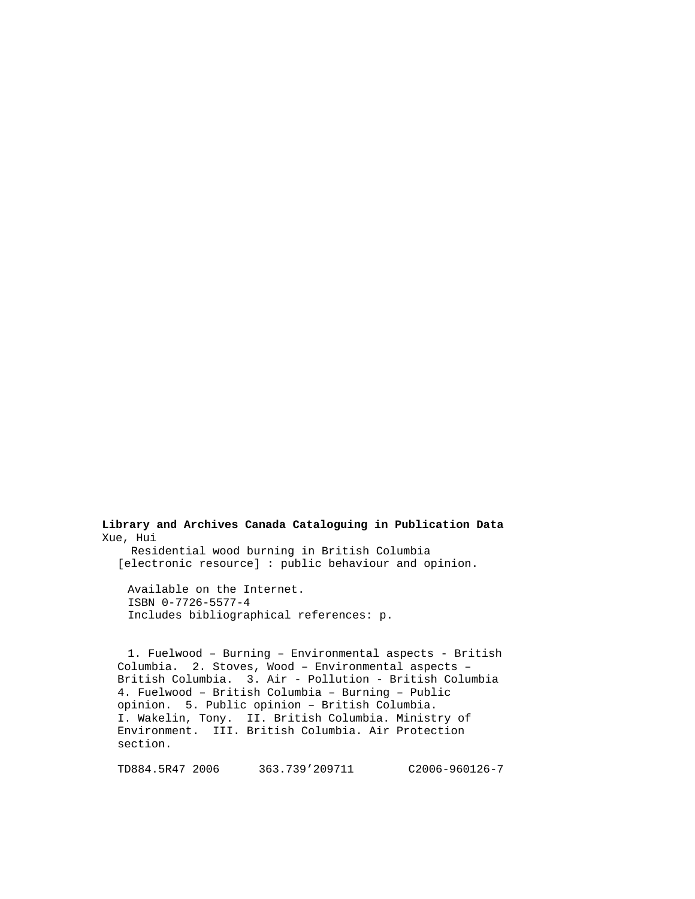**Library and Archives Canada Cataloguing in Publication Data**

Xue, Hui

Residential wood burning in British Columbia [electronic resource] : public behaviour and opinion.

Available on the Internet.

ISBN 0-7726-5577-4

Includes bibliographical references: p.

1. Fuelwood – Burning – Environmental aspects - British Columbia. 2. Stoves, Wood – Environmental aspects – British Columbia. 3. Air - Pollution - British Columbia 4. Fuelwood – British Columbia – Burning – Public opinion. 5. Public opinion – British Columbia. I. Wakelin, Tony. II. British Columbia. Ministry of Environment. III. British Columbia. Air Protection section.

TD884.5R47 2006 363.739’209711 C2006-960126-7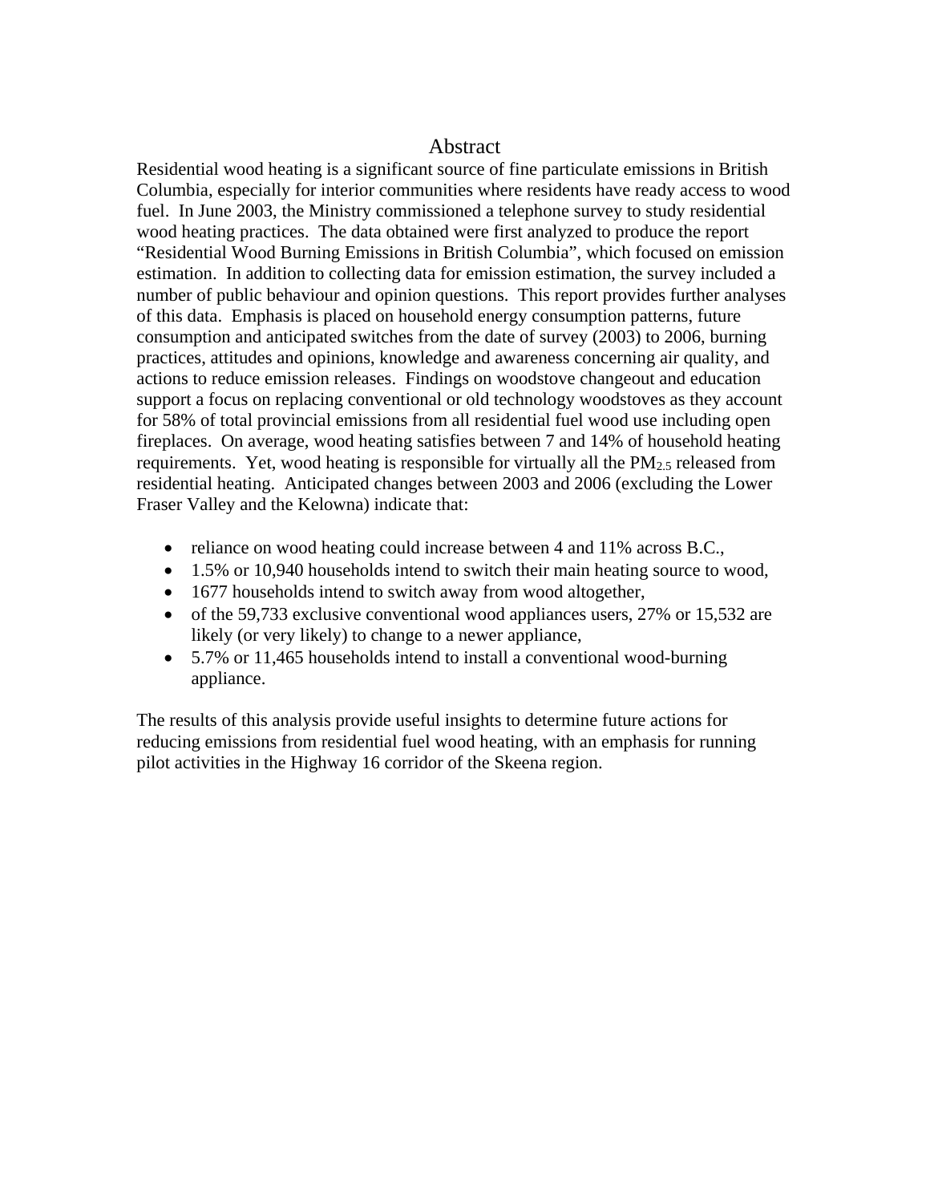# Abstract

Residential wood heating is a significant source of fine particulate emissions in British Columbia, especially for interior communities where residents have ready access to wood fuel. In June 2003, the Ministry commissioned a telephone survey to study residential wood heating practices. The data obtained were first analyzed to produce the report "Residential Wood Burning Emissions in British Columbia", which focused on emission estimation. In addition to collecting data for emission estimation, the survey included a number of public behaviour and opinion questions. This report provides further analyses of this data. Emphasis is placed on household energy consumption patterns, future consumption and anticipated switches from the date of survey (2003) to 2006, burning practices, attitudes and opinions, knowledge and awareness concerning air quality, and actions to reduce emission releases. Findings on woodstove changeout and education support a focus on replacing conventional or old technology woodstoves as they account for 58% of total provincial emissions from all residential fuel wood use including open fireplaces. On average, wood heating satisfies between 7 and 14% of household heating requirements. Yet, wood heating is responsible for virtually all the $PM_{2.5}$ released from residential heating. Anticipated changes between 2003 and 2006 (excluding the Lower Fraser Valley and the Kelowna) indicate that:

- reliance on wood heating could increase between 4 and 11% across B.C.,
- 1.5% or 10,940 households intend to switch their main heating source to wood,
- 1677 households intend to switch away from wood altogether,
- of the 59,733 exclusive conventional wood appliances users, 27% or 15,532 are likely (or very likely) to change to a newer appliance,
- 5.7% or 11,465 households intend to install a conventional wood-burning appliance.

The results of this analysis provide useful insights to determine future actions for reducing emissions from residential fuel wood heating, with an emphasis for running pilot activities in the Highway 16 corridor of the Skeena region.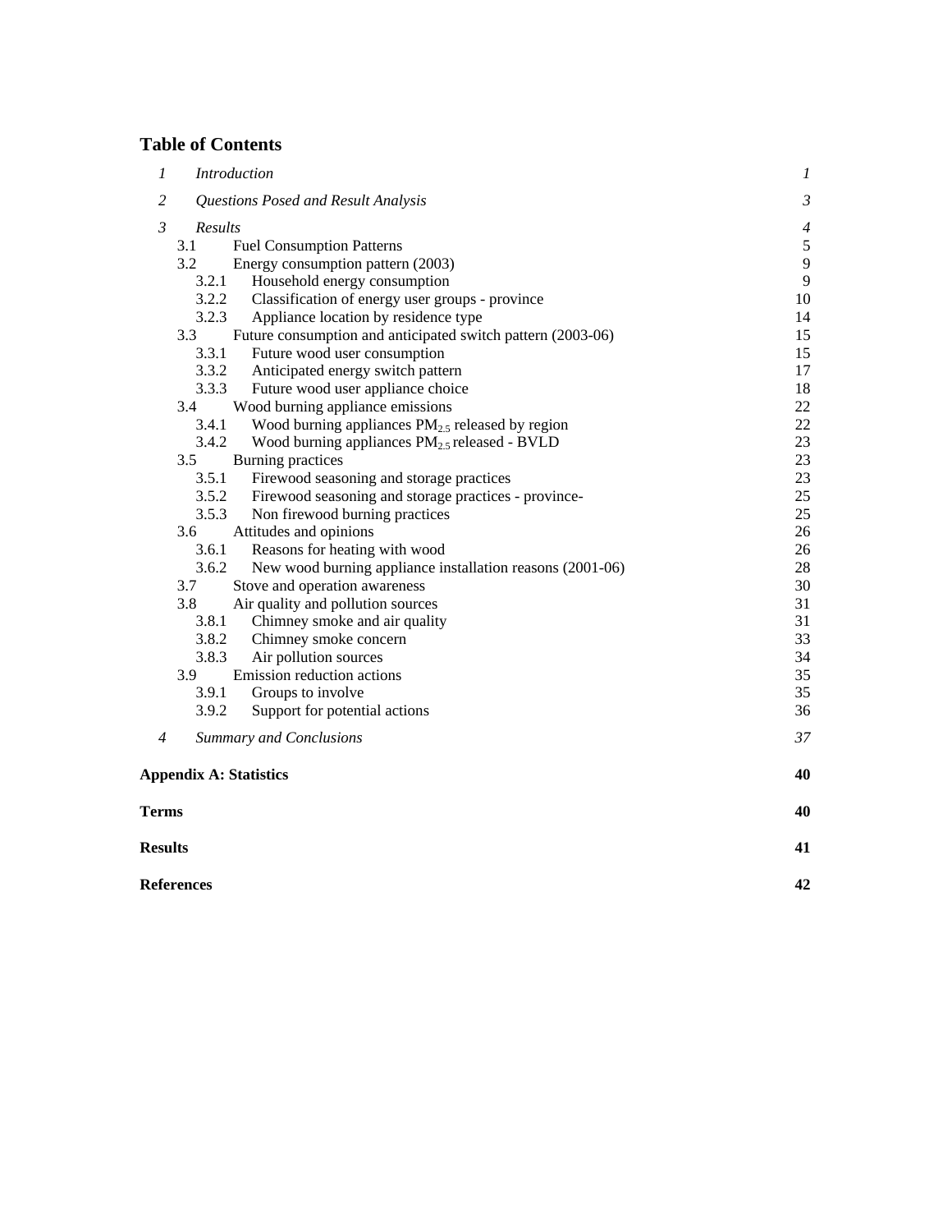## Table of Contents

| | | |
|---|---|---|
| *1* | *Introduction* | *1* |
| *2* | *Questions Posed and Result Analysis* | *3* |
| *3* | *Results* | *4* |
| 3.1 | Fuel Consumption Patterns | 5 |
| 3.2 | Energy consumption pattern (2003) | 9 |
| 3.2.1 | Household energy consumption | 9 |
| 3.2.2 | Classification of energy user groups - province | 10 |
| 3.2.3 | Appliance location by residence type | 14 |
| 3.3 | Future consumption and anticipated switch pattern (2003-06) | 15 |
| 3.3.1 | Future wood user consumption | 15 |
| 3.3.2 | Anticipated energy switch pattern | 17 |
| 3.3.3 | Future wood user appliance choice | 18 |
| 3.4 | Wood burning appliance emissions | 22 |
| 3.4.1 | Wood burning appliances $PM_{2.5}$ released by region | 22 |
| 3.4.2 | Wood burning appliances $PM_{2.5}$ released - BVLD | 23 |
| 3.5 | Burning practices | 23 |
| 3.5.1 | Firewood seasoning and storage practices | 23 |
| 3.5.2 | Firewood seasoning and storage practices - province- | 25 |
| 3.5.3 | Non firewood burning practices | 25 |
| 3.6 | Attitudes and opinions | 26 |
| 3.6.1 | Reasons for heating with wood | 26 |
| 3.6.2 | New wood burning appliance installation reasons (2001-06) | 28 |
| 3.7 | Stove and operation awareness | 30 |
| 3.8 | Air quality and pollution sources | 31 |
| 3.8.1 | Chimney smoke and air quality | 31 |
| 3.8.2 | Chimney smoke concern | 33 |
| 3.8.3 | Air pollution sources | 34 |
| 3.9 | Emission reduction actions | 35 |
| 3.9.1 | Groups to involve | 35 |
| 3.9.2 | Support for potential actions | 36 |
| *4* | *Summary and Conclusions* | *37* |
| **Appendix A: Statistics** | | **40** |
| **Terms** | | **40** |
| **Results** | | **41** |
| **References** | | **42** |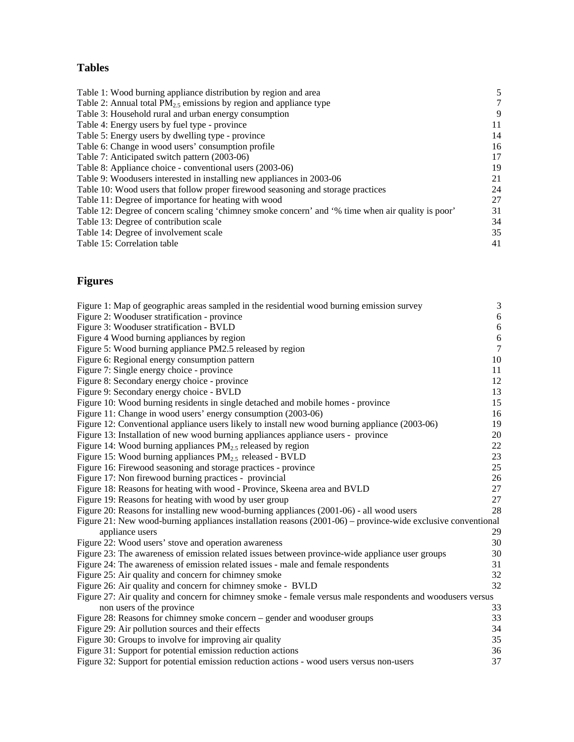## Tables

| | |
|---|---|
| Table 1: Wood burning appliance distribution by region and area | 5 |
| Table 2: Annual total $PM_{2.5}$ emissions by region and appliance type | 7 |
| Table 3: Household rural and urban energy consumption | 9 |
| Table 4: Energy users by fuel type - province | 11 |
| Table 5: Energy users by dwelling type - province | 14 |
| Table 6: Change in wood users' consumption profile | 16 |
| Table 7: Anticipated switch pattern (2003-06) | 17 |
| Table 8: Appliance choice - conventional users (2003-06) | 19 |
| Table 9: Woodusers interested in installing new appliances in 2003-06 | 21 |
| Table 10: Wood users that follow proper firewood seasoning and storage practices | 24 |
| Table 11: Degree of importance for heating with wood | 27 |
| Table 12: Degree of concern scaling 'chimney smoke concern' and '% time when air quality is poor' | 31 |
| Table 13: Degree of contribution scale | 34 |
| Table 14: Degree of involvement scale | 35 |
| Table 15: Correlation table | 41 |

## Figures

| | |
|---|---|
| Figure 1: Map of geographic areas sampled in the residential wood burning emission survey | 3 |
| Figure 2: Wooduser stratification - province | 6 |
| Figure 3: Wooduser stratification - BVLD | 6 |
| Figure 4 Wood burning appliances by region | 6 |
| Figure 5: Wood burning appliance PM2.5 released by region | 7 |
| Figure 6: Regional energy consumption pattern | 10 |
| Figure 7: Single energy choice - province | 11 |
| Figure 8: Secondary energy choice - province | 12 |
| Figure 9: Secondary energy choice - BVLD | 13 |
| Figure 10: Wood burning residents in single detached and mobile homes - province | 15 |
| Figure 11: Change in wood users' energy consumption (2003-06) | 16 |
| Figure 12: Conventional appliance users likely to install new wood burning appliance (2003-06) | 19 |
| Figure 13: Installation of new wood burning appliances appliance users - province | 20 |
| Figure 14: Wood burning appliances $PM_{2.5}$ released by region | 22 |
| Figure 15: Wood burning appliances $PM_{2.5}$ released - BVLD | 23 |
| Figure 16: Firewood seasoning and storage practices - province | 25 |
| Figure 17: Non firewood burning practices - provincial | 26 |
| Figure 18: Reasons for heating with wood - Province, Skeena area and BVLD | 27 |
| Figure 19: Reasons for heating with wood by user group | 27 |
| Figure 20: Reasons for installing new wood-burning appliances (2001-06) - all wood users | 28 |
| Figure 21: New wood-burning appliances installation reasons (2001-06) – province-wide exclusive conventional appliance users | 29 |
| Figure 22: Wood users' stove and operation awareness | 30 |
| Figure 23: The awareness of emission related issues between province-wide appliance user groups | 30 |
| Figure 24: The awareness of emission related issues - male and female respondents | 31 |
| Figure 25: Air quality and concern for chimney smoke | 32 |
| Figure 26: Air quality and concern for chimney smoke - BVLD | 32 |
| Figure 27: Air quality and concern for chimney smoke - female versus male respondents and woodusers versus non users of the province | 33 |
| Figure 28: Reasons for chimney smoke concern – gender and wooduser groups | 33 |
| Figure 29: Air pollution sources and their effects | 34 |
| Figure 30: Groups to involve for improving air quality | 35 |
| Figure 31: Support for potential emission reduction actions | 36 |
| Figure 32: Support for potential emission reduction actions - wood users versus non-users | 37 |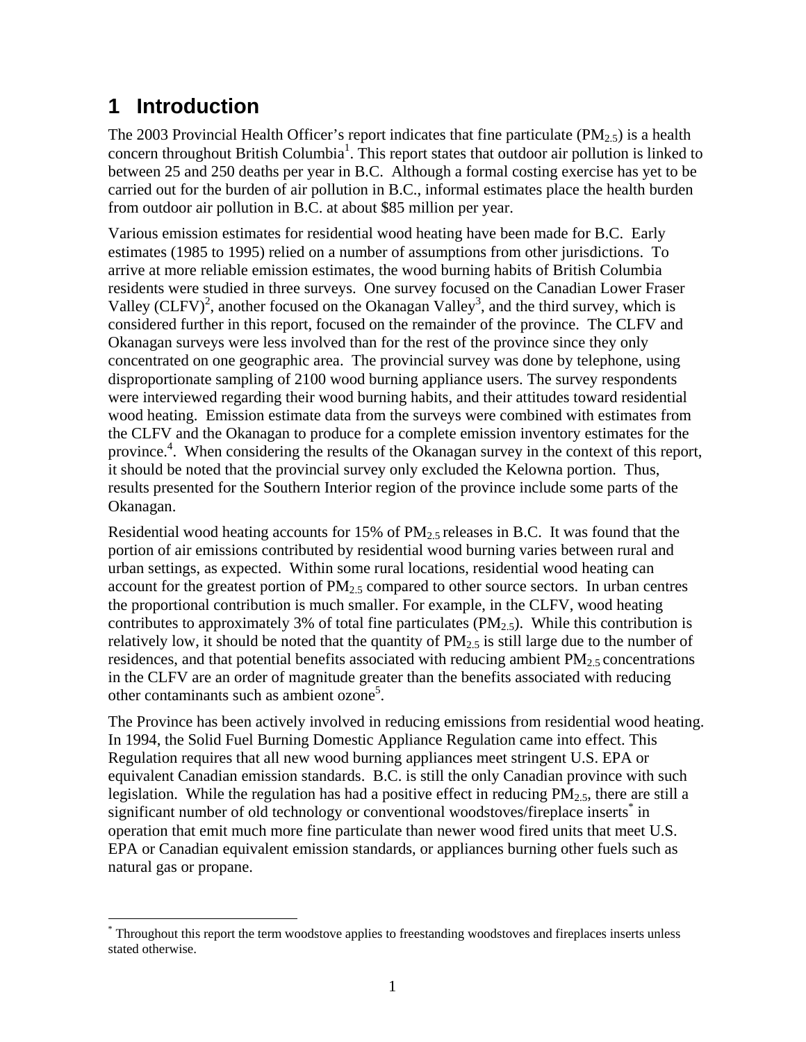# 1 Introduction

The 2003 Provincial Health Officer's report indicates that fine particulate ($PM_{2.5}$) is a health concern throughout British Columbia[1]. This report states that outdoor air pollution is linked to between 25 and 250 deaths per year in B.C. Although a formal costing exercise has yet to be carried out for the burden of air pollution in B.C., informal estimates place the health burden from outdoor air pollution in B.C. at about $85 million per year.

Various emission estimates for residential wood heating have been made for B.C. Early estimates (1985 to 1995) relied on a number of assumptions from other jurisdictions. To arrive at more reliable emission estimates, the wood burning habits of British Columbia residents were studied in three surveys. One survey focused on the Canadian Lower Fraser Valley (CLFV)[2], another focused on the Okanagan Valley[3], and the third survey, which is considered further in this report, focused on the remainder of the province. The CLFV and Okanagan surveys were less involved than for the rest of the province since they only concentrated on one geographic area. The provincial survey was done by telephone, using disproportionate sampling of 2100 wood burning appliance users. The survey respondents were interviewed regarding their wood burning habits, and their attitudes toward residential wood heating. Emission estimate data from the surveys were combined with estimates from the CLFV and the Okanagan to produce for a complete emission inventory estimates for the province.[4]. When considering the results of the Okanagan survey in the context of this report, it should be noted that the provincial survey only excluded the Kelowna portion. Thus, results presented for the Southern Interior region of the province include some parts of the Okanagan.

Residential wood heating accounts for 15% of $PM_{2.5}$ releases in B.C. It was found that the portion of air emissions contributed by residential wood burning varies between rural and urban settings, as expected. Within some rural locations, residential wood heating can account for the greatest portion of $PM_{2.5}$ compared to other source sectors. In urban centres the proportional contribution is much smaller. For example, in the CLFV, wood heating contributes to approximately 3% of total fine particulates ($PM_{2.5}$). While this contribution is relatively low, it should be noted that the quantity of $PM_{2.5}$ is still large due to the number of residences, and that potential benefits associated with reducing ambient $PM_{2.5}$ concentrations in the CLFV are an order of magnitude greater than the benefits associated with reducing other contaminants such as ambient ozone[5].

The Province has been actively involved in reducing emissions from residential wood heating. In 1994, the Solid Fuel Burning Domestic Appliance Regulation came into effect. This Regulation requires that all new wood burning appliances meet stringent U.S. EPA or equivalent Canadian emission standards. B.C. is still the only Canadian province with such legislation. While the regulation has had a positive effect in reducing $PM_{2.5}$, there are still a significant number of old technology or conventional woodstoves/fireplace inserts[*] in operation that emit much more fine particulate than newer wood fired units that meet U.S. EPA or Canadian equivalent emission standards, or appliances burning other fuels such as natural gas or propane.

---

[*] Throughout this report the term woodstove applies to freestanding woodstoves and fireplaces inserts unless stated otherwise.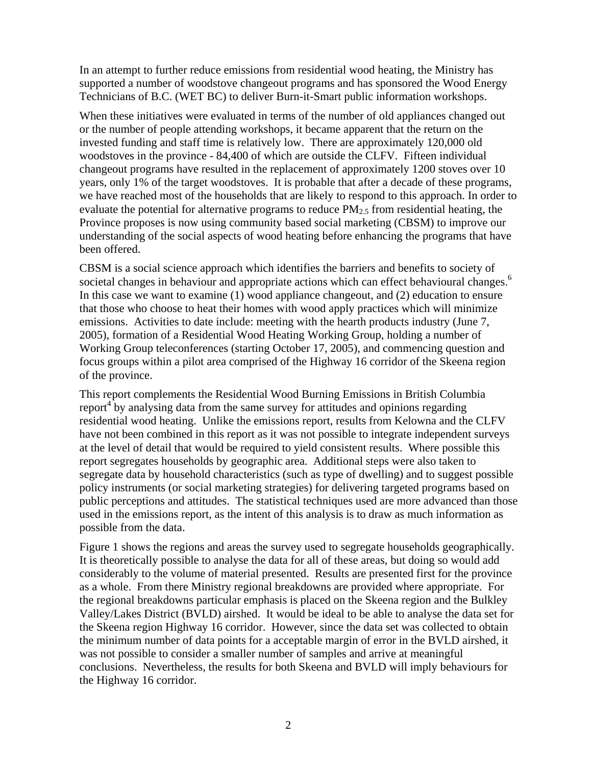In an attempt to further reduce emissions from residential wood heating, the Ministry has supported a number of woodstove changeout programs and has sponsored the Wood Energy Technicians of B.C. (WET BC) to deliver Burn-it-Smart public information workshops.

When these initiatives were evaluated in terms of the number of old appliances changed out or the number of people attending workshops, it became apparent that the return on the invested funding and staff time is relatively low. There are approximately 120,000 old woodstoves in the province - 84,400 of which are outside the CLFV. Fifteen individual changeout programs have resulted in the replacement of approximately 1200 stoves over 10 years, only 1% of the target woodstoves. It is probable that after a decade of these programs, we have reached most of the households that are likely to respond to this approach. In order to evaluate the potential for alternative programs to reduce $PM_{2.5}$ from residential heating, the Province proposes is now using community based social marketing (CBSM) to improve our understanding of the social aspects of wood heating before enhancing the programs that have been offered.

CBSM is a social science approach which identifies the barriers and benefits to society of societal changes in behaviour and appropriate actions which can effect behavioural changes.[6] In this case we want to examine (1) wood appliance changeout, and (2) education to ensure that those who choose to heat their homes with wood apply practices which will minimize emissions. Activities to date include: meeting with the hearth products industry (June 7, 2005), formation of a Residential Wood Heating Working Group, holding a number of Working Group teleconferences (starting October 17, 2005), and commencing question and focus groups within a pilot area comprised of the Highway 16 corridor of the Skeena region of the province.

This report complements the Residential Wood Burning Emissions in British Columbia report[4] by analysing data from the same survey for attitudes and opinions regarding residential wood heating. Unlike the emissions report, results from Kelowna and the CLFV have not been combined in this report as it was not possible to integrate independent surveys at the level of detail that would be required to yield consistent results. Where possible this report segregates households by geographic area. Additional steps were also taken to segregate data by household characteristics (such as type of dwelling) and to suggest possible policy instruments (or social marketing strategies) for delivering targeted programs based on public perceptions and attitudes. The statistical techniques used are more advanced than those used in the emissions report, as the intent of this analysis is to draw as much information as possible from the data.

Figure 1 shows the regions and areas the survey used to segregate households geographically. It is theoretically possible to analyse the data for all of these areas, but doing so would add considerably to the volume of material presented. Results are presented first for the province as a whole. From there Ministry regional breakdowns are provided where appropriate. For the regional breakdowns particular emphasis is placed on the Skeena region and the Bulkley Valley/Lakes District (BVLD) airshed. It would be ideal to be able to analyse the data set for the Skeena region Highway 16 corridor. However, since the data set was collected to obtain the minimum number of data points for a acceptable margin of error in the BVLD airshed, it was not possible to consider a smaller number of samples and arrive at meaningful conclusions. Nevertheless, the results for both Skeena and BVLD will imply behaviours for the Highway 16 corridor.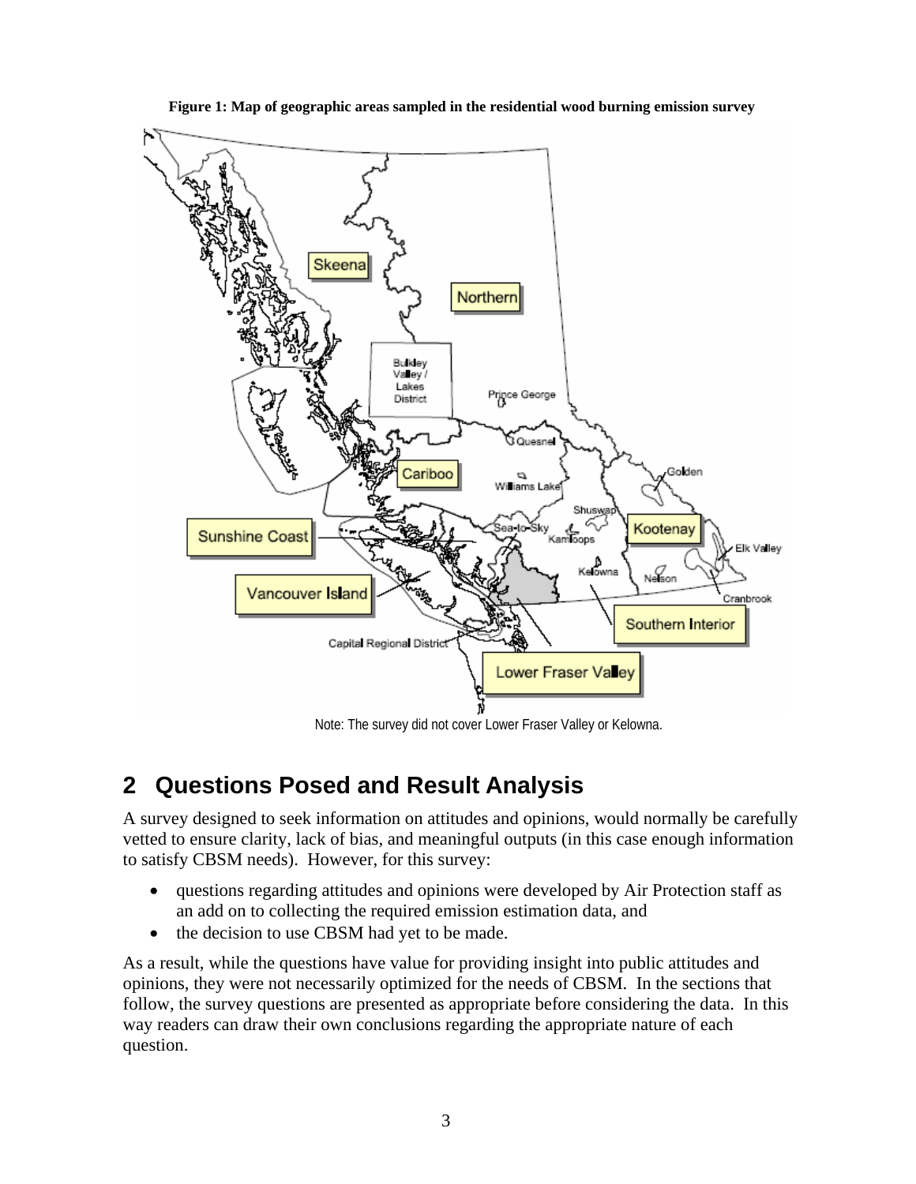**Figure 1: Map of geographic areas sampled in the residential wood burning emission survey**

Note: The survey did not cover Lower Fraser Valley or Kelowna.

## 2 Questions Posed and Result Analysis

A survey designed to seek information on attitudes and opinions, would normally be carefully vetted to ensure clarity, lack of bias, and meaningful outputs (in this case enough information to satisfy CBSM needs). However, for this survey:

- questions regarding attitudes and opinions were developed by Air Protection staff as an add on to collecting the required emission estimation data, and
- the decision to use CBSM had yet to be made.

As a result, while the questions have value for providing insight into public attitudes and opinions, they were not necessarily optimized for the needs of CBSM. In the sections that follow, the survey questions are presented as appropriate before considering the data. In this way readers can draw their own conclusions regarding the appropriate nature of each question.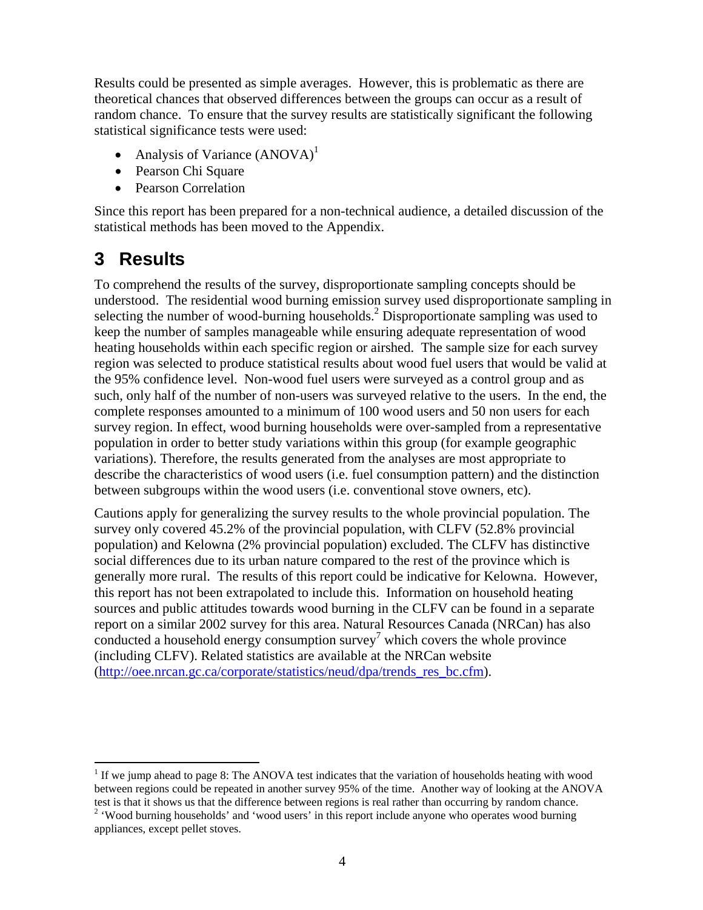Results could be presented as simple averages. However, this is problematic as there are theoretical chances that observed differences between the groups can occur as a result of random chance. To ensure that the survey results are statistically significant the following statistical significance tests were used:

- Analysis of Variance (ANOVA)[1]
- Pearson Chi Square
- Pearson Correlation

Since this report has been prepared for a non-technical audience, a detailed discussion of the statistical methods has been moved to the Appendix.

# 3 Results

To comprehend the results of the survey, disproportionate sampling concepts should be understood. The residential wood burning emission survey used disproportionate sampling in selecting the number of wood-burning households.[2] Disproportionate sampling was used to keep the number of samples manageable while ensuring adequate representation of wood heating households within each specific region or airshed. The sample size for each survey region was selected to produce statistical results about wood fuel users that would be valid at the 95% confidence level. Non-wood fuel users were surveyed as a control group and as such, only half of the number of non-users was surveyed relative to the users. In the end, the complete responses amounted to a minimum of 100 wood users and 50 non users for each survey region. In effect, wood burning households were over-sampled from a representative population in order to better study variations within this group (for example geographic variations). Therefore, the results generated from the analyses are most appropriate to describe the characteristics of wood users (i.e. fuel consumption pattern) and the distinction between subgroups within the wood users (i.e. conventional stove owners, etc).

Cautions apply for generalizing the survey results to the whole provincial population. The survey only covered 45.2% of the provincial population, with CLFV (52.8% provincial population) and Kelowna (2% provincial population) excluded. The CLFV has distinctive social differences due to its urban nature compared to the rest of the province which is generally more rural. The results of this report could be indicative for Kelowna. However, this report has not been extrapolated to include this. Information on household heating sources and public attitudes towards wood burning in the CLFV can be found in a separate report on a similar 2002 survey for this area. Natural Resources Canada (NRCan) has also conducted a household energy consumption survey[7] which covers the whole province (including CLFV). Related statistics are available at the NRCan website (http://oee.nrcan.gc.ca/corporate/statistics/neud/dpa/trends_res_bc.cfm).

---

[1] If we jump ahead to page 8: The ANOVA test indicates that the variation of households heating with wood between regions could be repeated in another survey 95% of the time. Another way of looking at the ANOVA test is that it shows us that the difference between regions is real rather than occurring by random chance.

[2] 'Wood burning households' and 'wood users' in this report include anyone who operates wood burning appliances, except pellet stoves.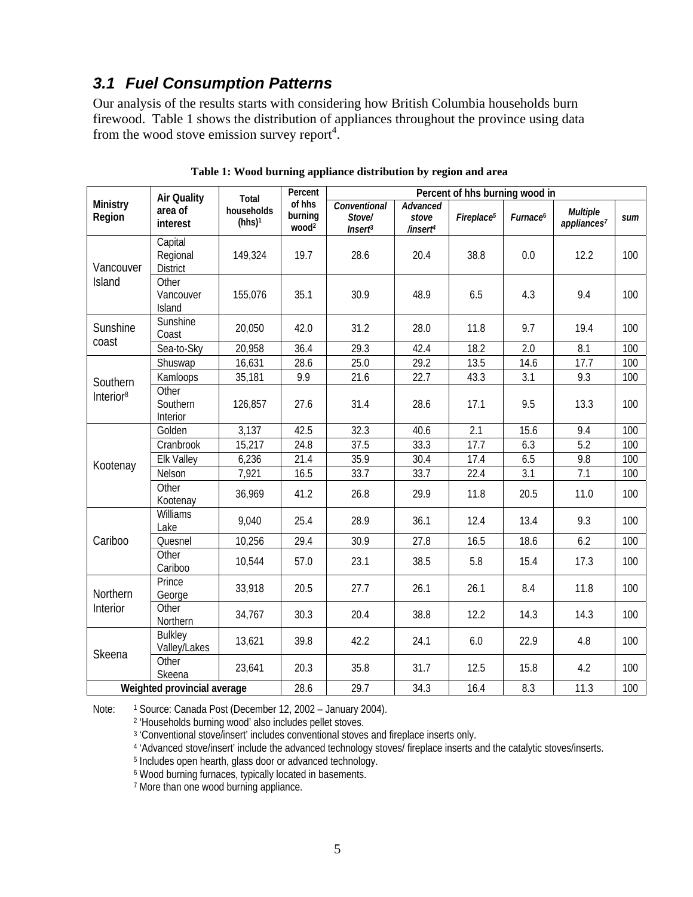### 3.1 Fuel Consumption Patterns

Our analysis of the results starts with considering how British Columbia households burn firewood. Table 1 shows the distribution of appliances throughout the province using data from the wood stove emission survey report[4].

**Table 1: Wood burning appliance distribution by region and area**

| Ministry Region | Air Quality area of interest | Total households (hhs)[1] | Percent of hhs burning wood[2] | Percent of hhs burning wood in | | | | | |
|---|---|---|---|---|---|---|---|---|---|
| | | | | *Conventional Stove/ Insert*[3] | *Advanced stove /insert*[4] | *Fireplace*[5] | *Furnace*[6] | *Multiple appliances*[7] | *sum* |
| Vancouver Island | Capital Regional District | 149,324 | 19.7 | 28.6 | 20.4 | 38.8 | 0.0 | 12.2 | 100 |
| | Other Vancouver Island | 155,076 | 35.1 | 30.9 | 48.9 | 6.5 | 4.3 | 9.4 | 100 |
| Sunshine coast | Sunshine Coast | 20,050 | 42.0 | 31.2 | 28.0 | 11.8 | 9.7 | 19.4 | 100 |
| | Sea-to-Sky | 20,958 | 36.4 | 29.3 | 42.4 | 18.2 | 2.0 | 8.1 | 100 |
| Southern Interior[8] | Shuswap | 16,631 | 28.6 | 25.0 | 29.2 | 13.5 | 14.6 | 17.7 | 100 |
| | Kamloops | 35,181 | 9.9 | 21.6 | 22.7 | 43.3 | 3.1 | 9.3 | 100 |
| | Other Southern Interior | 126,857 | 27.6 | 31.4 | 28.6 | 17.1 | 9.5 | 13.3 | 100 |
| Kootenay | Golden | 3,137 | 42.5 | 32.3 | 40.6 | 2.1 | 15.6 | 9.4 | 100 |
| | Cranbrook | 15,217 | 24.8 | 37.5 | 33.3 | 17.7 | 6.3 | 5.2 | 100 |
| | Elk Valley | 6,236 | 21.4 | 35.9 | 30.4 | 17.4 | 6.5 | 9.8 | 100 |
| | Nelson | 7,921 | 16.5 | 33.7 | 33.7 | 22.4 | 3.1 | 7.1 | 100 |
| | Other Kootenay | 36,969 | 41.2 | 26.8 | 29.9 | 11.8 | 20.5 | 11.0 | 100 |
| Cariboo | Williams Lake | 9,040 | 25.4 | 28.9 | 36.1 | 12.4 | 13.4 | 9.3 | 100 |
| | Quesnel | 10,256 | 29.4 | 30.9 | 27.8 | 16.5 | 18.6 | 6.2 | 100 |
| | Other Cariboo | 10,544 | 57.0 | 23.1 | 38.5 | 5.8 | 15.4 | 17.3 | 100 |
| Northern Interior | Prince George | 33,918 | 20.5 | 27.7 | 26.1 | 26.1 | 8.4 | 11.8 | 100 |
| | Other Northern | 34,767 | 30.3 | 20.4 | 38.8 | 12.2 | 14.3 | 14.3 | 100 |
| Skeena | Bulkley Valley/Lakes | 13,621 | 39.8 | 42.2 | 24.1 | 6.0 | 22.9 | 4.8 | 100 |
| | Other Skeena | 23,641 | 20.3 | 35.8 | 31.7 | 12.5 | 15.8 | 4.2 | 100 |
| **Weighted provincial average** | | | 28.6 | 29.7 | 34.3 | 16.4 | 8.3 | 11.3 | 100 |

Note:
[1] Source: Canada Post (December 12, 2002 – January 2004).
[2] 'Households burning wood' also includes pellet stoves.
[3] 'Conventional stove/insert' includes conventional stoves and fireplace inserts only.
[4] 'Advanced stove/insert' include the advanced technology stoves/ fireplace inserts and the catalytic stoves/inserts.
[5] Includes open hearth, glass door or advanced technology.
[6] Wood burning furnaces, typically located in basements.
[7] More than one wood burning appliance.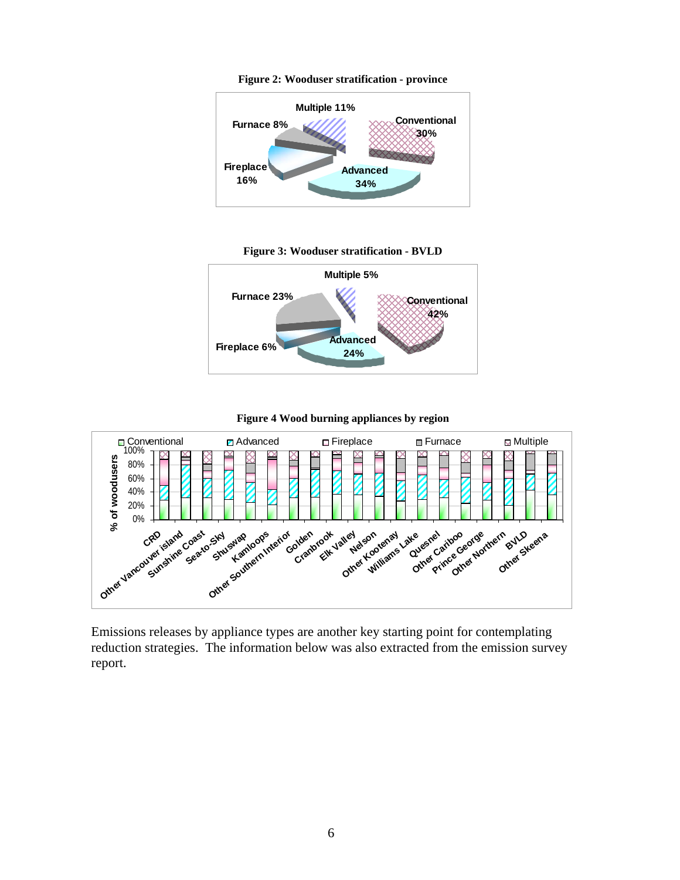**Figure 2: Wooduser stratification - province**

Multiple 11%
Conventional 30%
Advanced 34%
Fireplace 16%
Furnace 8%

**Figure 3: Wooduser stratification - BVLD**

Multiple 5%
Conventional 42%
Advanced 24%
Fireplace 6%
Furnace 23%

**Figure 4 Wood burning appliances by region**

Emissions releases by appliance types are another key starting point for contemplating reduction strategies. The information below was also extracted from the emission survey report.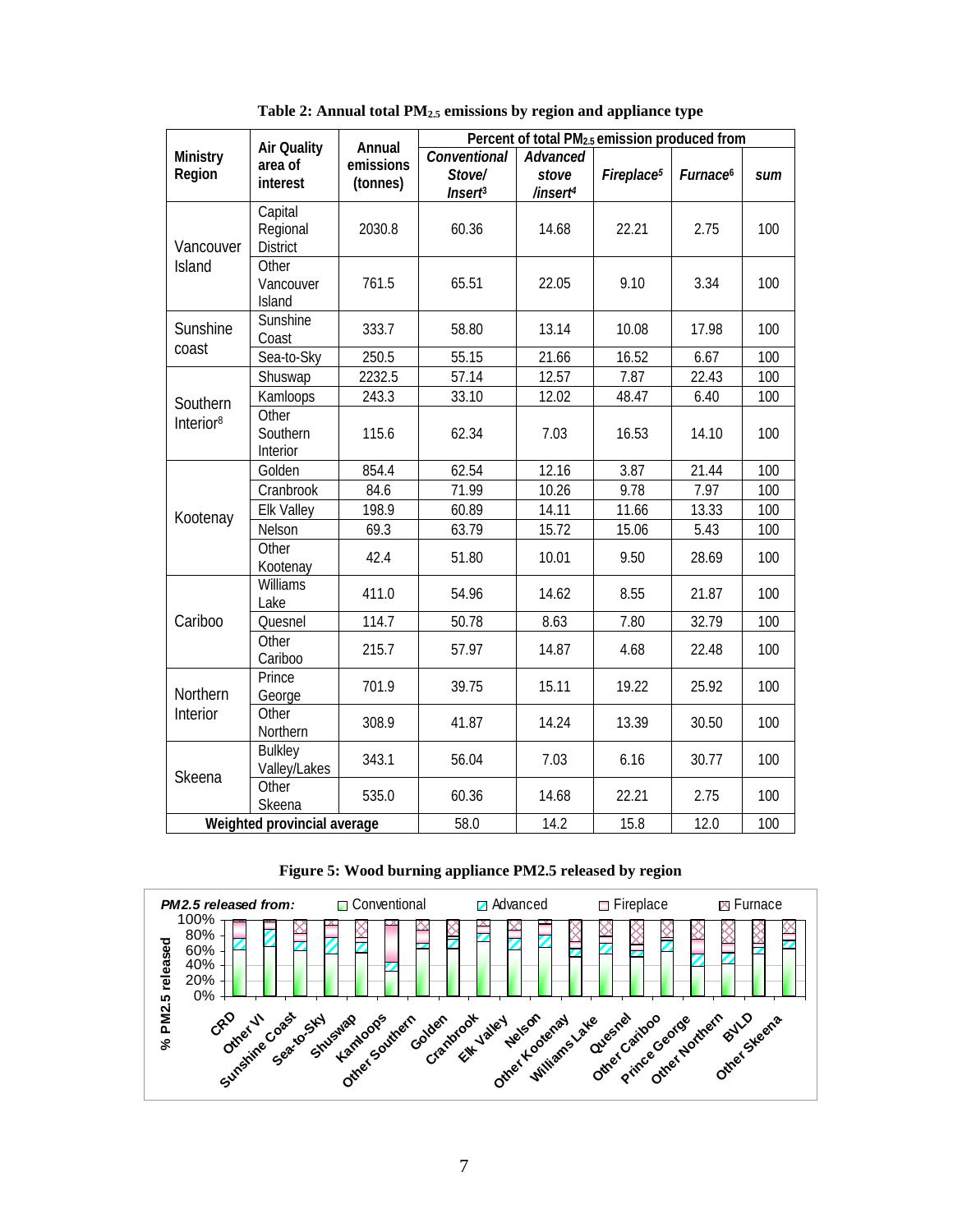**Table 2: Annual total $PM_{2.5}$ emissions by region and appliance type**

| Ministry Region | Air Quality area of interest | Annual emissions (tonnes) | Percent of total $PM_{2.5}$ emission produced from | | | | |
|---|---|---|---|---|---|---|---|
| | | | *Conventional Stove/ Insert*[3] | *Advanced stove /insert*[4] | *Fireplace*[5] | *Furnace*[6] | *sum* |
| Vancouver Island | Capital Regional District | 2030.8 | 60.36 | 14.68 | 22.21 | 2.75 | 100 |
| | Other Vancouver Island | 761.5 | 65.51 | 22.05 | 9.10 | 3.34 | 100 |
| Sunshine coast | Sunshine Coast | 333.7 | 58.80 | 13.14 | 10.08 | 17.98 | 100 |
| | Sea-to-Sky | 250.5 | 55.15 | 21.66 | 16.52 | 6.67 | 100 |
| Southern Interior[8] | Shuswap | 2232.5 | 57.14 | 12.57 | 7.87 | 22.43 | 100 |
| | Kamloops | 243.3 | 33.10 | 12.02 | 48.47 | 6.40 | 100 |
| | Other Southern Interior | 115.6 | 62.34 | 7.03 | 16.53 | 14.10 | 100 |
| Kootenay | Golden | 854.4 | 62.54 | 12.16 | 3.87 | 21.44 | 100 |
| | Cranbrook | 84.6 | 71.99 | 10.26 | 9.78 | 7.97 | 100 |
| | Elk Valley | 198.9 | 60.89 | 14.11 | 11.66 | 13.33 | 100 |
| | Nelson | 69.3 | 63.79 | 15.72 | 15.06 | 5.43 | 100 |
| | Other Kootenay | 42.4 | 51.80 | 10.01 | 9.50 | 28.69 | 100 |
| Cariboo | Williams Lake | 411.0 | 54.96 | 14.62 | 8.55 | 21.87 | 100 |
| | Quesnel | 114.7 | 50.78 | 8.63 | 7.80 | 32.79 | 100 |
| | Other Cariboo | 215.7 | 57.97 | 14.87 | 4.68 | 22.48 | 100 |
| Northern Interior | Prince George | 701.9 | 39.75 | 15.11 | 19.22 | 25.92 | 100 |
| | Other Northern | 308.9 | 41.87 | 14.24 | 13.39 | 30.50 | 100 |
| Skeena | Bulkley Valley/Lakes | 343.1 | 56.04 | 7.03 | 6.16 | 30.77 | 100 |
| | Other Skeena | 535.0 | 60.36 | 14.68 | 22.21 | 2.75 | 100 |
| Weighted provincial average | | | 58.0 | 14.2 | 15.8 | 12.0 | 100 |

**Figure 5: Wood burning appliance PM2.5 released by region**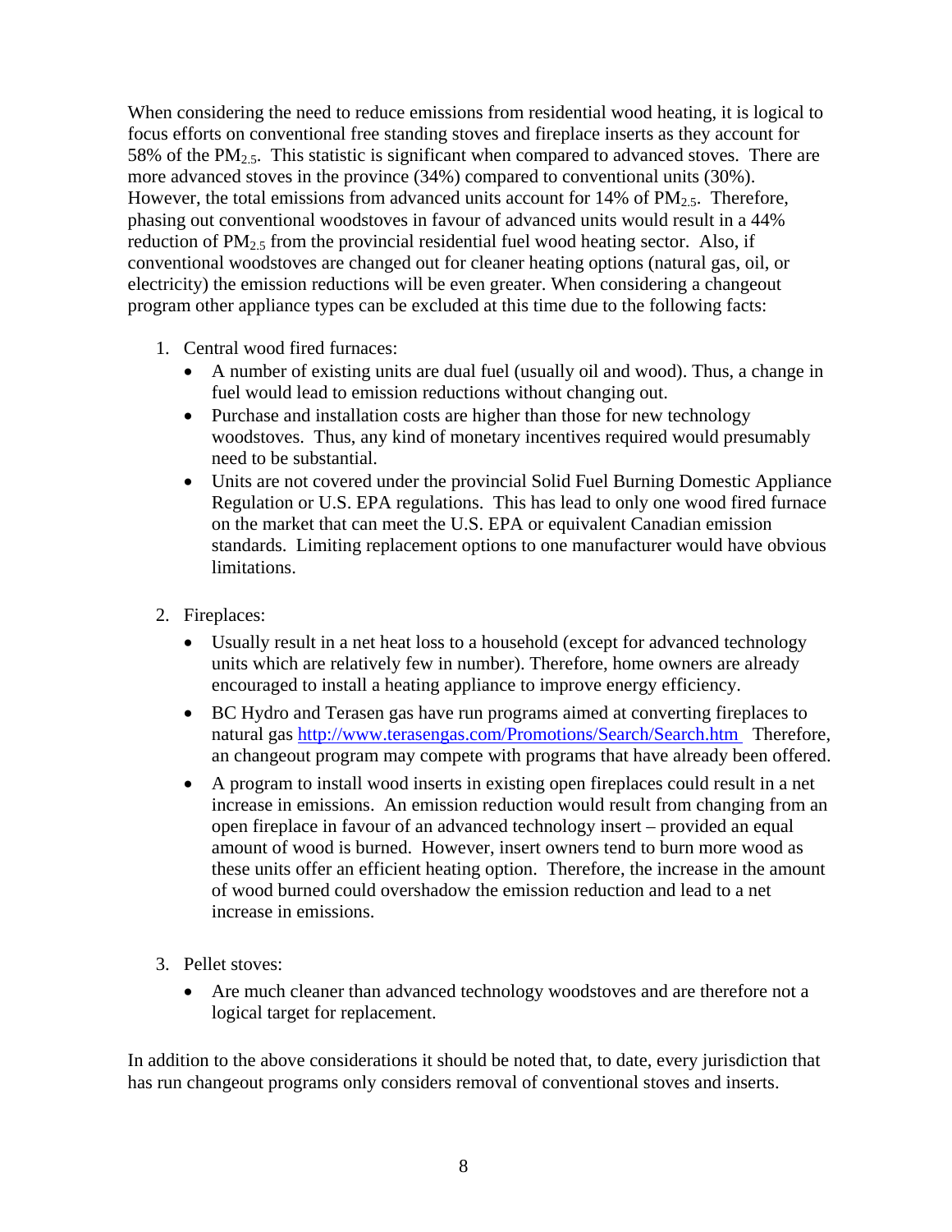When considering the need to reduce emissions from residential wood heating, it is logical to focus efforts on conventional free standing stoves and fireplace inserts as they account for 58% of the $PM_{2.5}$. This statistic is significant when compared to advanced stoves. There are more advanced stoves in the province (34%) compared to conventional units (30%). However, the total emissions from advanced units account for 14% of $PM_{2.5}$. Therefore, phasing out conventional woodstoves in favour of advanced units would result in a 44% reduction of $PM_{2.5}$ from the provincial residential fuel wood heating sector. Also, if conventional woodstoves are changed out for cleaner heating options (natural gas, oil, or electricity) the emission reductions will be even greater. When considering a changeout program other appliance types can be excluded at this time due to the following facts:

1. Central wood fired furnaces:
   - A number of existing units are dual fuel (usually oil and wood). Thus, a change in fuel would lead to emission reductions without changing out.
   - Purchase and installation costs are higher than those for new technology woodstoves. Thus, any kind of monetary incentives required would presumably need to be substantial.
   - Units are not covered under the provincial Solid Fuel Burning Domestic Appliance Regulation or U.S. EPA regulations. This has lead to only one wood fired furnace on the market that can meet the U.S. EPA or equivalent Canadian emission standards. Limiting replacement options to one manufacturer would have obvious limitations.

2. Fireplaces:
   - Usually result in a net heat loss to a household (except for advanced technology units which are relatively few in number). Therefore, home owners are already encouraged to install a heating appliance to improve energy efficiency.
   - BC Hydro and Terasen gas have run programs aimed at converting fireplaces to natural gas http://www.terasengas.com/Promotions/Search/Search.htm Therefore, an changeout program may compete with programs that have already been offered.
   - A program to install wood inserts in existing open fireplaces could result in a net increase in emissions. An emission reduction would result from changing from an open fireplace in favour of an advanced technology insert – provided an equal amount of wood is burned. However, insert owners tend to burn more wood as these units offer an efficient heating option. Therefore, the increase in the amount of wood burned could overshadow the emission reduction and lead to a net increase in emissions.

3. Pellet stoves:
   - Are much cleaner than advanced technology woodstoves and are therefore not a logical target for replacement.

In addition to the above considerations it should be noted that, to date, every jurisdiction that has run changeout programs only considers removal of conventional stoves and inserts.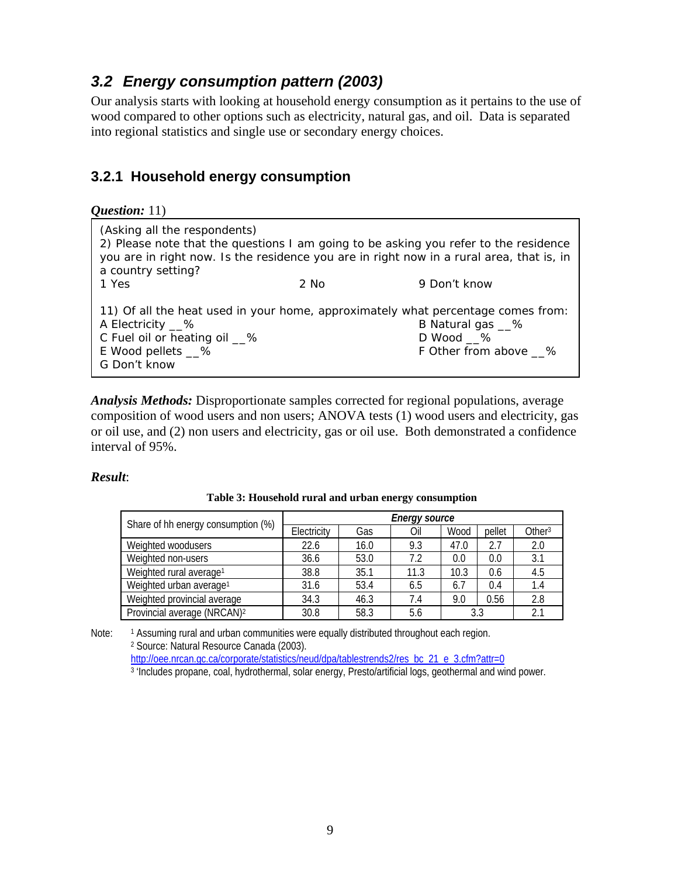## 3.2 Energy consumption pattern (2003)

Our analysis starts with looking at household energy consumption as it pertains to the use of wood compared to other options such as electricity, natural gas, and oil. Data is separated into regional statistics and single use or secondary energy choices.

### 3.2.1 Household energy consumption

***Question:*** 11)

(Asking all the respondents)
2) Please note that the questions I am going to be asking you refer to the residence you are in right now. Is the residence you are in right now in a rural area, that is, in a country setting?
1 Yes 2 No 9 Don't know

11) Of all the heat used in your home, approximately what percentage comes from:
A Electricity __%
B Natural gas __%
C Fuel oil or heating oil __%
D Wood __%
E Wood pellets __%
F Other from above __%
G Don't know

***Analysis Methods:*** Disproportionate samples corrected for regional populations, average composition of wood users and non users; ANOVA tests (1) wood users and electricity, gas or oil use, and (2) non users and electricity, gas or oil use. Both demonstrated a confidence interval of 95%.

***Result***:

**Table 3: Household rural and urban energy consumption**

| Share of hh energy consumption (%) | Energy source | | | | | |
|---|---|---|---|---|---|---|
| | Electricity | Gas | Oil | Wood | pellet | Other[3] |
| Weighted woodusers | 22.6 | 16.0 | 9.3 | 47.0 | 2.7 | 2.0 |
| Weighted non-users | 36.6 | 53.0 | 7.2 | 0.0 | 0.0 | 3.1 |
| Weighted rural average[1] | 38.8 | 35.1 | 11.3 | 10.3 | 0.6 | 4.5 |
| Weighted urban average[1] | 31.6 | 53.4 | 6.5 | 6.7 | 0.4 | 1.4 |
| Weighted provincial average | 34.3 | 46.3 | 7.4 | 9.0 | 0.56 | 2.8 |
| Provincial average (NRCAN)[2] | 30.8 | 58.3 | 5.6 | 3.3 | | 2.1 |

Note: [1] Assuming rural and urban communities were equally distributed throughout each region.
[2] Source: Natural Resource Canada (2003). http://oee.nrcan.gc.ca/corporate/statistics/neud/dpa/tablestrends2/res_bc_21_e_3.cfm?attr=0
[3] 'Includes propane, coal, hydrothermal, solar energy, Presto/artificial logs, geothermal and wind power.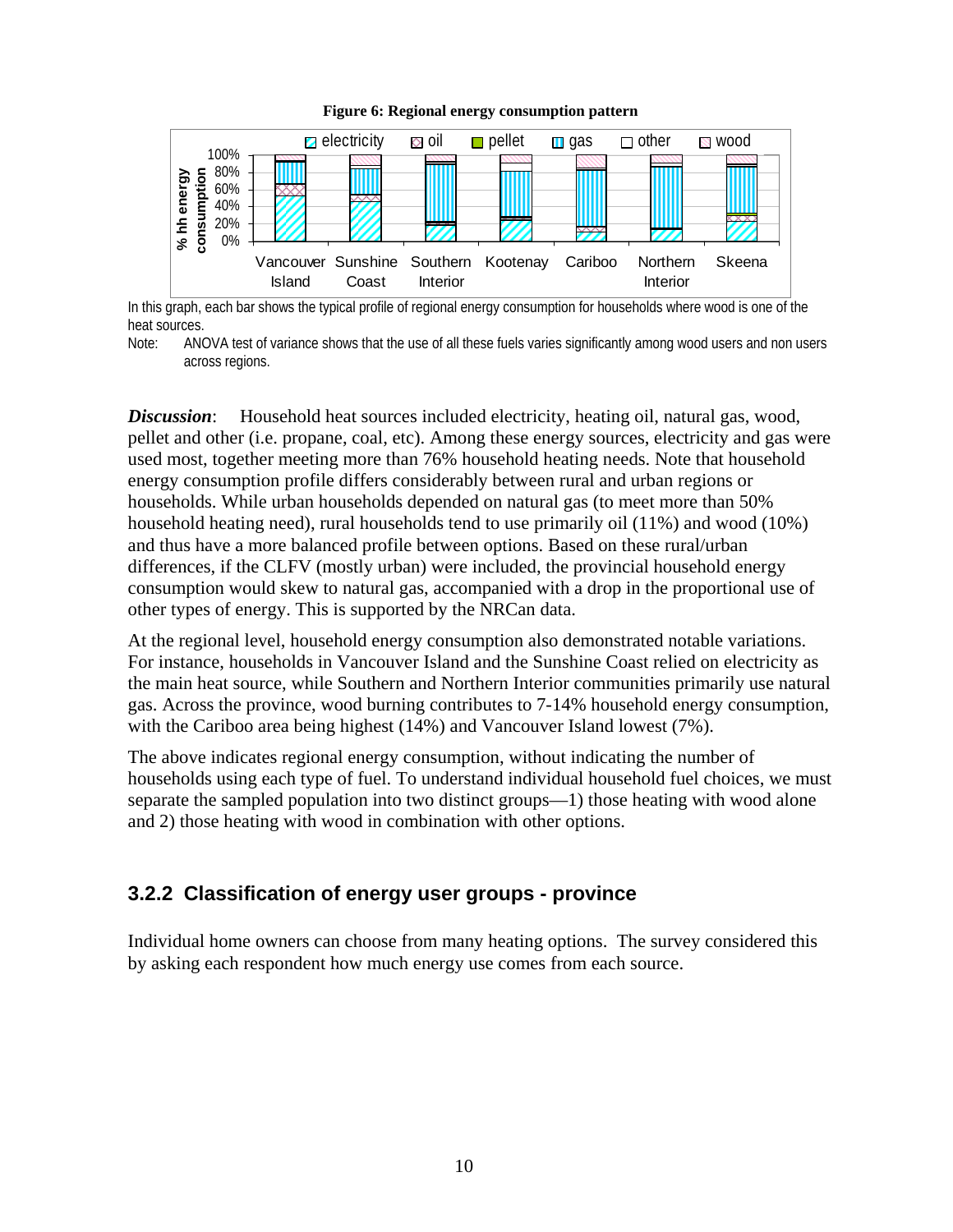**Figure 6: Regional energy consumption pattern**

In this graph, each bar shows the typical profile of regional energy consumption for households where wood is one of the heat sources.

Note: ANOVA test of variance shows that the use of all these fuels varies significantly among wood users and non users across regions.

***Discussion***: Household heat sources included electricity, heating oil, natural gas, wood, pellet and other (i.e. propane, coal, etc). Among these energy sources, electricity and gas were used most, together meeting more than 76% household heating needs. Note that household energy consumption profile differs considerably between rural and urban regions or households. While urban households depended on natural gas (to meet more than 50% household heating need), rural households tend to use primarily oil (11%) and wood (10%) and thus have a more balanced profile between options. Based on these rural/urban differences, if the CLFV (mostly urban) were included, the provincial household energy consumption would skew to natural gas, accompanied with a drop in the proportional use of other types of energy. This is supported by the NRCan data.

At the regional level, household energy consumption also demonstrated notable variations. For instance, households in Vancouver Island and the Sunshine Coast relied on electricity as the main heat source, while Southern and Northern Interior communities primarily use natural gas. Across the province, wood burning contributes to 7-14% household energy consumption, with the Cariboo area being highest (14%) and Vancouver Island lowest (7%).

The above indicates regional energy consumption, without indicating the number of households using each type of fuel. To understand individual household fuel choices, we must separate the sampled population into two distinct groups—1) those heating with wood alone and 2) those heating with wood in combination with other options.

### 3.2.2 Classification of energy user groups - province

Individual home owners can choose from many heating options. The survey considered this by asking each respondent how much energy use comes from each source.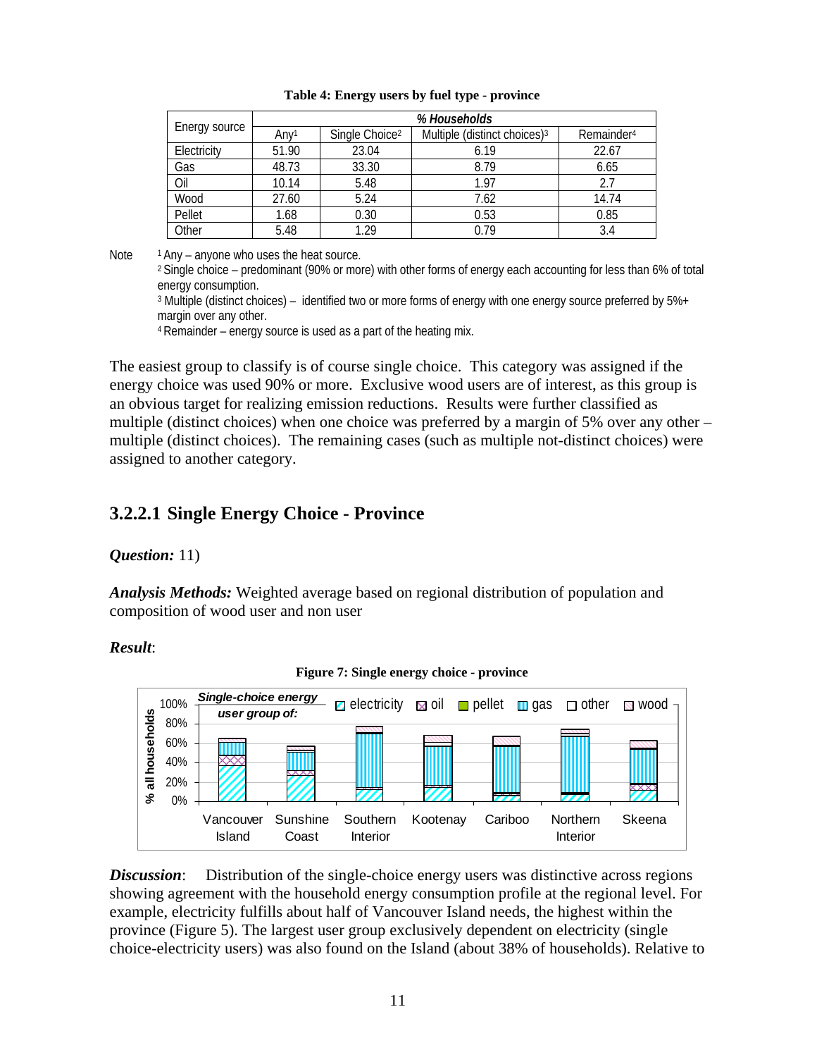**Table 4: Energy users by fuel type - province**

| Energy source | % Households | | | |
|---|---|---|---|---|
| | Any[1] | Single Choice[2] | Multiple (distinct choices)[3] | Remainder[4] |
| Electricity | 51.90 | 23.04 | 6.19 | 22.67 |
| Gas | 48.73 | 33.30 | 8.79 | 6.65 |
| Oil | 10.14 | 5.48 | 1.97 | 2.7 |
| Wood | 27.60 | 5.24 | 7.62 | 14.74 |
| Pellet | 1.68 | 0.30 | 0.53 | 0.85 |
| Other | 5.48 | 1.29 | 0.79 | 3.4 |

Note [1] Any – anyone who uses the heat source.
[2] Single choice – predominant (90% or more) with other forms of energy each accounting for less than 6% of total energy consumption.
[3] Multiple (distinct choices) – identified two or more forms of energy with one energy source preferred by 5%+ margin over any other.
[4] Remainder – energy source is used as a part of the heating mix.

The easiest group to classify is of course single choice. This category was assigned if the energy choice was used 90% or more. Exclusive wood users are of interest, as this group is an obvious target for realizing emission reductions. Results were further classified as multiple (distinct choices) when one choice was preferred by a margin of 5% over any other – multiple (distinct choices). The remaining cases (such as multiple not-distinct choices) were assigned to another category.

### 3.2.2.1 Single Energy Choice - Province

***Question:*** 11)

***Analysis Methods:*** Weighted average based on regional distribution of population and composition of wood user and non user

***Result***:

**Figure 7: Single energy choice - province**

***Discussion***: Distribution of the single-choice energy users was distinctive across regions showing agreement with the household energy consumption profile at the regional level. For example, electricity fulfills about half of Vancouver Island needs, the highest within the province (Figure 5). The largest user group exclusively dependent on electricity (single choice-electricity users) was also found on the Island (about 38% of households). Relative to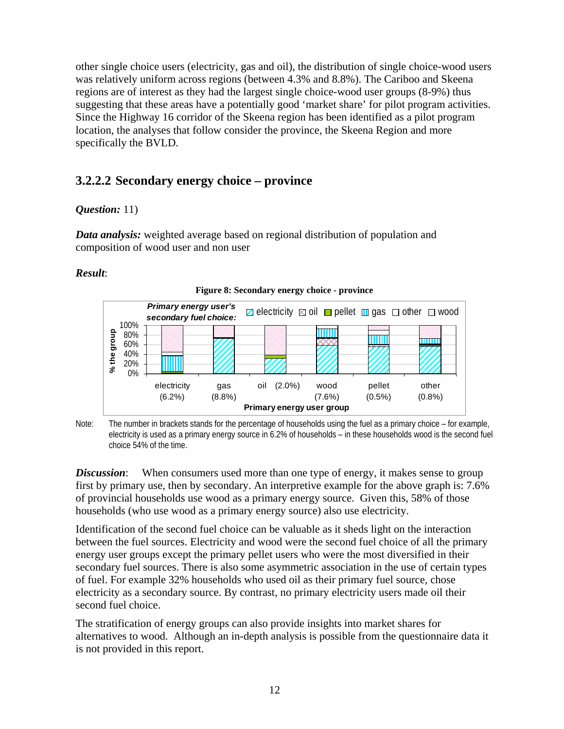other single choice users (electricity, gas and oil), the distribution of single choice-wood users was relatively uniform across regions (between 4.3% and 8.8%). The Cariboo and Skeena regions are of interest as they had the largest single choice-wood user groups (8-9%) thus suggesting that these areas have a potentially good 'market share' for pilot program activities. Since the Highway 16 corridor of the Skeena region has been identified as a pilot program location, the analyses that follow consider the province, the Skeena Region and more specifically the BVLD.

### 3.2.2.2 Secondary energy choice – province

***Question:*** 11)

***Data analysis:*** weighted average based on regional distribution of population and composition of wood user and non user

***Result***:

**Figure 8: Secondary energy choice - province**

Note: The number in brackets stands for the percentage of households using the fuel as a primary choice – for example, electricity is used as a primary energy source in 6.2% of households – in these households wood is the second fuel choice 54% of the time.

***Discussion***: When consumers used more than one type of energy, it makes sense to group first by primary use, then by secondary. An interpretive example for the above graph is: 7.6% of provincial households use wood as a primary energy source. Given this, 58% of those households (who use wood as a primary energy source) also use electricity.

Identification of the second fuel choice can be valuable as it sheds light on the interaction between the fuel sources. Electricity and wood were the second fuel choice of all the primary energy user groups except the primary pellet users who were the most diversified in their secondary fuel sources. There is also some asymmetric association in the use of certain types of fuel. For example 32% households who used oil as their primary fuel source, chose electricity as a secondary source. By contrast, no primary electricity users made oil their second fuel choice.

The stratification of energy groups can also provide insights into market shares for alternatives to wood. Although an in-depth analysis is possible from the questionnaire data it is not provided in this report.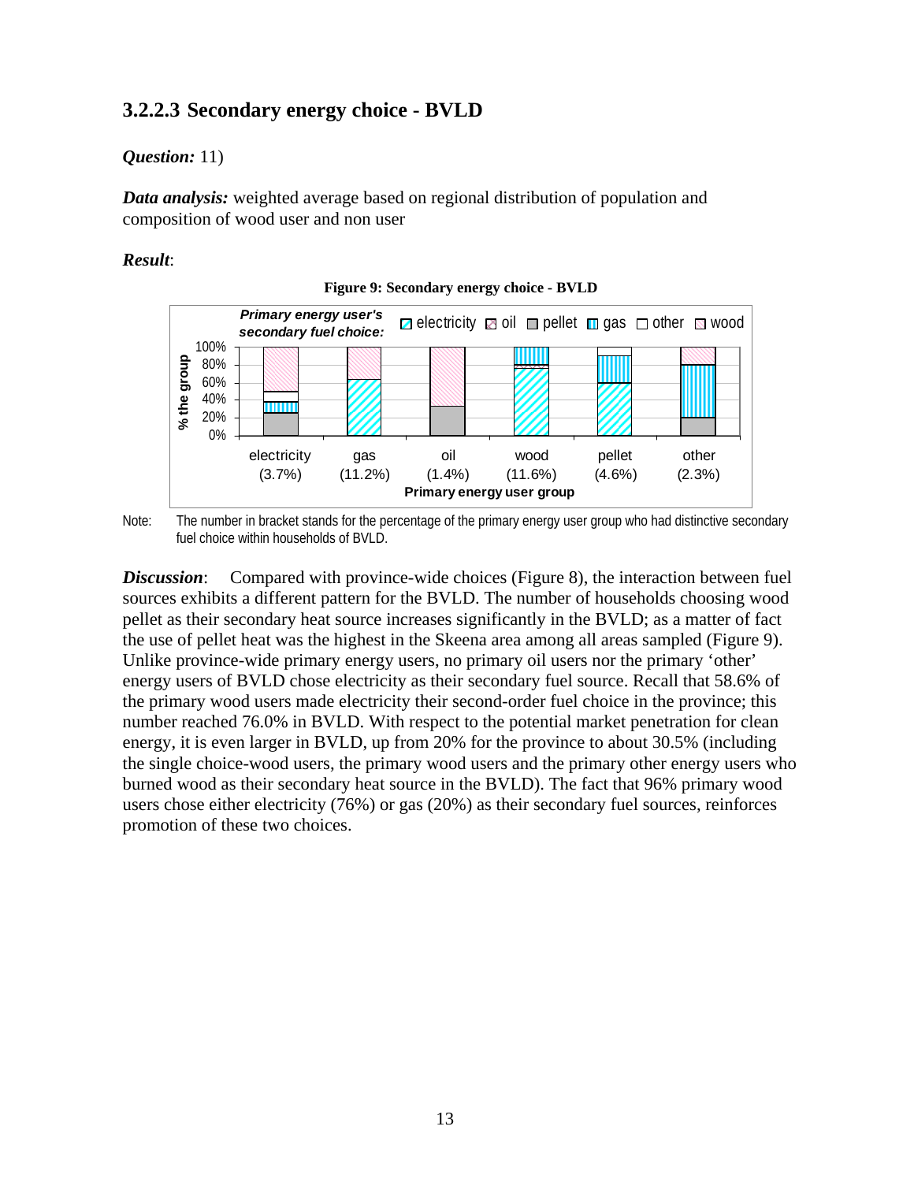### 3.2.2.3 Secondary energy choice - BVLD

***Question:*** 11)

***Data analysis:*** weighted average based on regional distribution of population and composition of wood user and non user

***Result***:

**Figure 9: Secondary energy choice - BVLD**

Note: The number in bracket stands for the percentage of the primary energy user group who had distinctive secondary fuel choice within households of BVLD.

***Discussion***: Compared with province-wide choices (Figure 8), the interaction between fuel sources exhibits a different pattern for the BVLD. The number of households choosing wood pellet as their secondary heat source increases significantly in the BVLD; as a matter of fact the use of pellet heat was the highest in the Skeena area among all areas sampled (Figure 9). Unlike province-wide primary energy users, no primary oil users nor the primary 'other' energy users of BVLD chose electricity as their secondary fuel source. Recall that 58.6% of the primary wood users made electricity their second-order fuel choice in the province; this number reached 76.0% in BVLD. With respect to the potential market penetration for clean energy, it is even larger in BVLD, up from 20% for the province to about 30.5% (including the single choice-wood users, the primary wood users and the primary other energy users who burned wood as their secondary heat source in the BVLD). The fact that 96% primary wood users chose either electricity (76%) or gas (20%) as their secondary fuel sources, reinforces promotion of these two choices.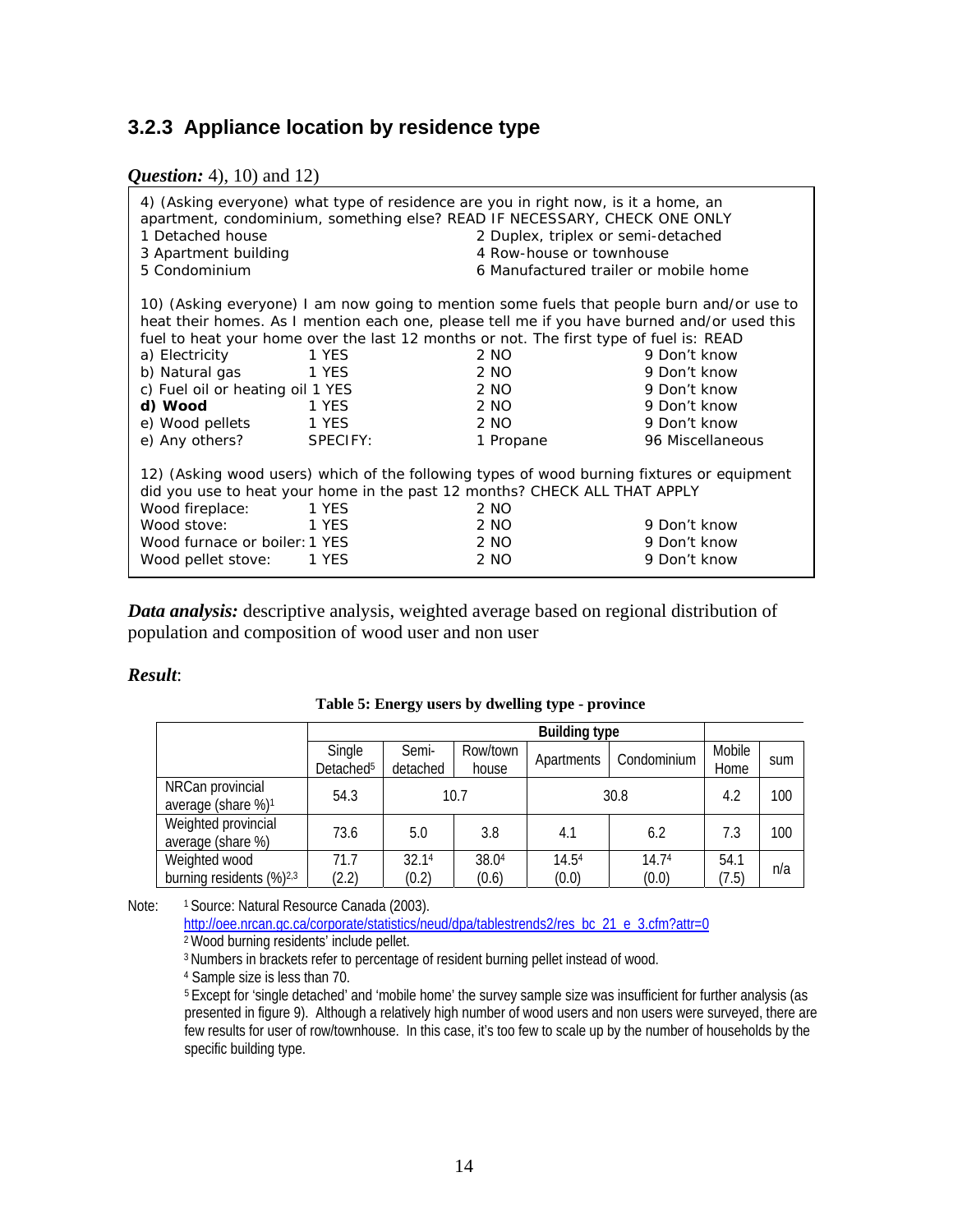### 3.2.3 Appliance location by residence type

***Question:*** 4), 10) and 12)

```
4) (Asking everyone) what type of residence are you in right now, is it a home, an
apartment, condominium, something else? READ IF NECESSARY, CHECK ONE ONLY
1 Detached house                         2 Duplex, triplex or semi-detached
3 Apartment building                     4 Row-house or townhouse
5 Condominium                            6 Manufactured trailer or mobile home

10) (Asking everyone) I am now going to mention some fuels that people burn and/or use to
heat their homes. As I mention each one, please tell me if you have burned and/or used this
fuel to heat your home over the last 12 months or not. The first type of fuel is: READ
a) Electricity              1 YES        2 NO              9 Don't know
b) Natural gas              1 YES        2 NO              9 Don't know
c) Fuel oil or heating oil  1 YES        2 NO              9 Don't know
d) Wood                     1 YES        2 NO              9 Don't know
e) Wood pellets             1 YES        2 NO              9 Don't know
e) Any others?              SPECIFY:     1 Propane         96 Miscellaneous

12) (Asking wood users) which of the following types of wood burning fixtures or equipment
did you use to heat your home in the past 12 months? CHECK ALL THAT APPLY
Wood fireplace:             1 YES        2 NO
Wood stove:                 1 YES        2 NO              9 Don't know
Wood furnace or boiler:     1 YES        2 NO              9 Don't know
Wood pellet stove:          1 YES        2 NO              9 Don't know
```

***Data analysis:*** descriptive analysis, weighted average based on regional distribution of population and composition of wood user and non user

***Result***:

**Table 5: Energy users by dwelling type - province**

| | Building type | | | | | | |
|---|---|---|---|---|---|---|---|
| | Single Detached[5] | Semi-detached | Row/town house | Apartments | Condominium | Mobile Home | sum |
| NRCan provincial average (share %)[1] | 54.3 | 10.7 | | 30.8 | | 4.2 | 100 |
| Weighted provincial average (share %) | 73.6 | 5.0 | 3.8 | 4.1 | 6.2 | 7.3 | 100 |
| Weighted wood burning residents (%)[2,3] | 71.7 (2.2) | 32.1[4] (0.2) | 38.0[4] (0.6) | 14.5[4] (0.0) | 14.7[4] (0.0) | 54.1 (7.5) | n/a |

Note:
[1] Source: Natural Resource Canada (2003). http://oee.nrcan.gc.ca/corporate/statistics/neud/dpa/tablestrends2/res_bc_21_e_3.cfm?attr=0
[2] Wood burning residents' include pellet.
[3] Numbers in brackets refer to percentage of resident burning pellet instead of wood.
[4] Sample size is less than 70.
[5] Except for 'single detached' and 'mobile home' the survey sample size was insufficient for further analysis (as presented in figure 9). Although a relatively high number of wood users and non users were surveyed, there are few results for user of row/townhouse. In this case, it's too few to scale up by the number of households by the specific building type.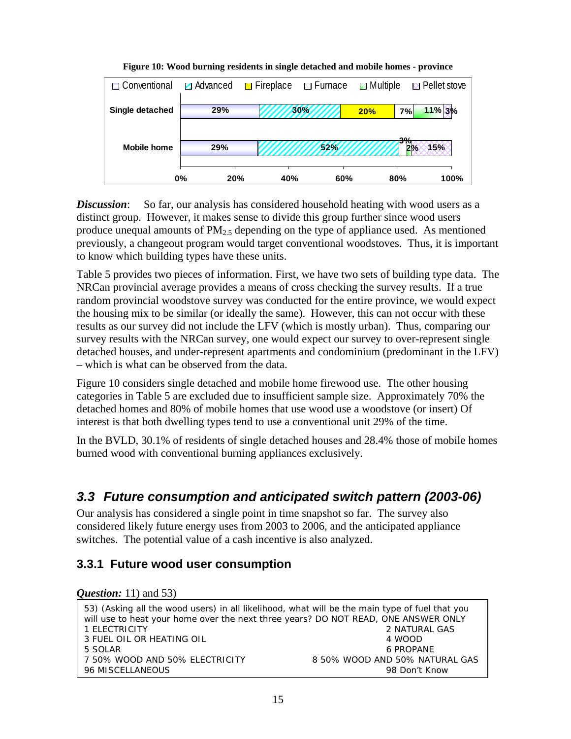**Figure 10: Wood burning residents in single detached and mobile homes - province**

| | Conventional | Advanced | Fireplace | Furnace | Multiple | Pellet stove |
|---|---|---|---|---|---|---|
| Single detached | 29% | 30% | 20% | 7% | 11% | 3% |
| Mobile home | 29% | 52% | | 3% | 2% | 15% |

***Discussion***: So far, our analysis has considered household heating with wood users as a distinct group. However, it makes sense to divide this group further since wood users produce unequal amounts of $PM_{2.5}$ depending on the type of appliance used. As mentioned previously, a changeout program would target conventional woodstoves. Thus, it is important to know which building types have these units.

Table 5 provides two pieces of information. First, we have two sets of building type data. The NRCan provincial average provides a means of cross checking the survey results. If a true random provincial woodstove survey was conducted for the entire province, we would expect the housing mix to be similar (or ideally the same). However, this can not occur with these results as our survey did not include the LFV (which is mostly urban). Thus, comparing our survey results with the NRCan survey, one would expect our survey to over-represent single detached houses, and under-represent apartments and condominium (predominant in the LFV) – which is what can be observed from the data.

Figure 10 considers single detached and mobile home firewood use. The other housing categories in Table 5 are excluded due to insufficient sample size. Approximately 70% the detached homes and 80% of mobile homes that use wood use a woodstove (or insert) Of interest is that both dwelling types tend to use a conventional unit 29% of the time.

In the BVLD, 30.1% of residents of single detached houses and 28.4% those of mobile homes burned wood with conventional burning appliances exclusively.

## *3.3 Future consumption and anticipated switch pattern (2003-06)*

Our analysis has considered a single point in time snapshot so far. The survey also considered likely future energy uses from 2003 to 2006, and the anticipated appliance switches. The potential value of a cash incentive is also analyzed.

### 3.3.1 Future wood user consumption

***Question:*** 11) and 53)

```
53) (Asking all the wood users) in all likelihood, what will be the main type of fuel that you
will use to heat your home over the next three years? DO NOT READ, ONE ANSWER ONLY
1 ELECTRICITY                                        2 NATURAL GAS
3 FUEL OIL OR HEATING OIL                            4 WOOD
5 SOLAR                                              6 PROPANE
7 50% WOOD AND 50% ELECTRICITY                       8 50% WOOD AND 50% NATURAL GAS
96 MISCELLANEOUS                                     98 Don't Know
```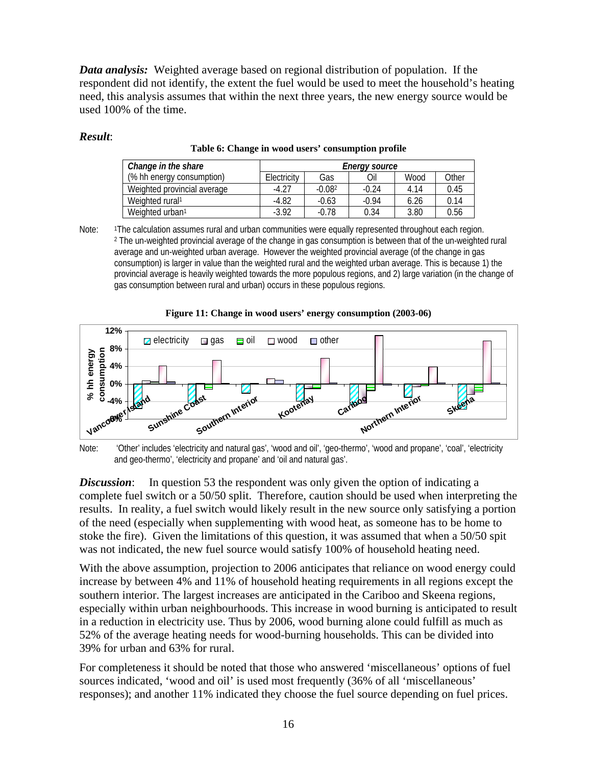***Data analysis:*** Weighted average based on regional distribution of population. If the respondent did not identify, the extent the fuel would be used to meet the household's heating need, this analysis assumes that within the next three years, the new energy source would be used 100% of the time.

***Result***:

**Table 6: Change in wood users' consumption profile**

| *Change in the share* | *Energy source* | | | | |
|---|---|---|---|---|---|
| (% hh energy consumption) | Electricity | Gas | Oil | Wood | Other |
| Weighted provincial average | -4.27 | -0.08[2] | -0.24 | 4.14 | 0.45 |
| Weighted rural[1] | -4.82 | -0.63 | -0.94 | 6.26 | 0.14 |
| Weighted urban[1] | -3.92 | -0.78 | 0.34 | 3.80 | 0.56 |

Note: [1]The calculation assumes rural and urban communities were equally represented throughout each region.
[2] The un-weighted provincial average of the change in gas consumption is between that of the un-weighted rural average and un-weighted urban average. However the weighted provincial average (of the change in gas consumption) is larger in value than the weighted rural and the weighted urban average. This is because 1) the provincial average is heavily weighted towards the more populous regions, and 2) large variation (in the change of gas consumption between rural and urban) occurs in these populous regions.

**Figure 11: Change in wood users' energy consumption (2003-06)**

Note: 'Other' includes 'electricity and natural gas', 'wood and oil', 'geo-thermo', 'wood and propane', 'coal', 'electricity and geo-thermo', 'electricity and propane' and 'oil and natural gas'.

***Discussion***: In question 53 the respondent was only given the option of indicating a complete fuel switch or a 50/50 split. Therefore, caution should be used when interpreting the results. In reality, a fuel switch would likely result in the new source only satisfying a portion of the need (especially when supplementing with wood heat, as someone has to be home to stoke the fire). Given the limitations of this question, it was assumed that when a 50/50 spit was not indicated, the new fuel source would satisfy 100% of household heating need.

With the above assumption, projection to 2006 anticipates that reliance on wood energy could increase by between 4% and 11% of household heating requirements in all regions except the southern interior. The largest increases are anticipated in the Cariboo and Skeena regions, especially within urban neighbourhoods. This increase in wood burning is anticipated to result in a reduction in electricity use. Thus by 2006, wood burning alone could fulfill as much as 52% of the average heating needs for wood-burning households. This can be divided into 39% for urban and 63% for rural.

For completeness it should be noted that those who answered 'miscellaneous' options of fuel sources indicated, 'wood and oil' is used most frequently (36% of all 'miscellaneous' responses); and another 11% indicated they choose the fuel source depending on fuel prices.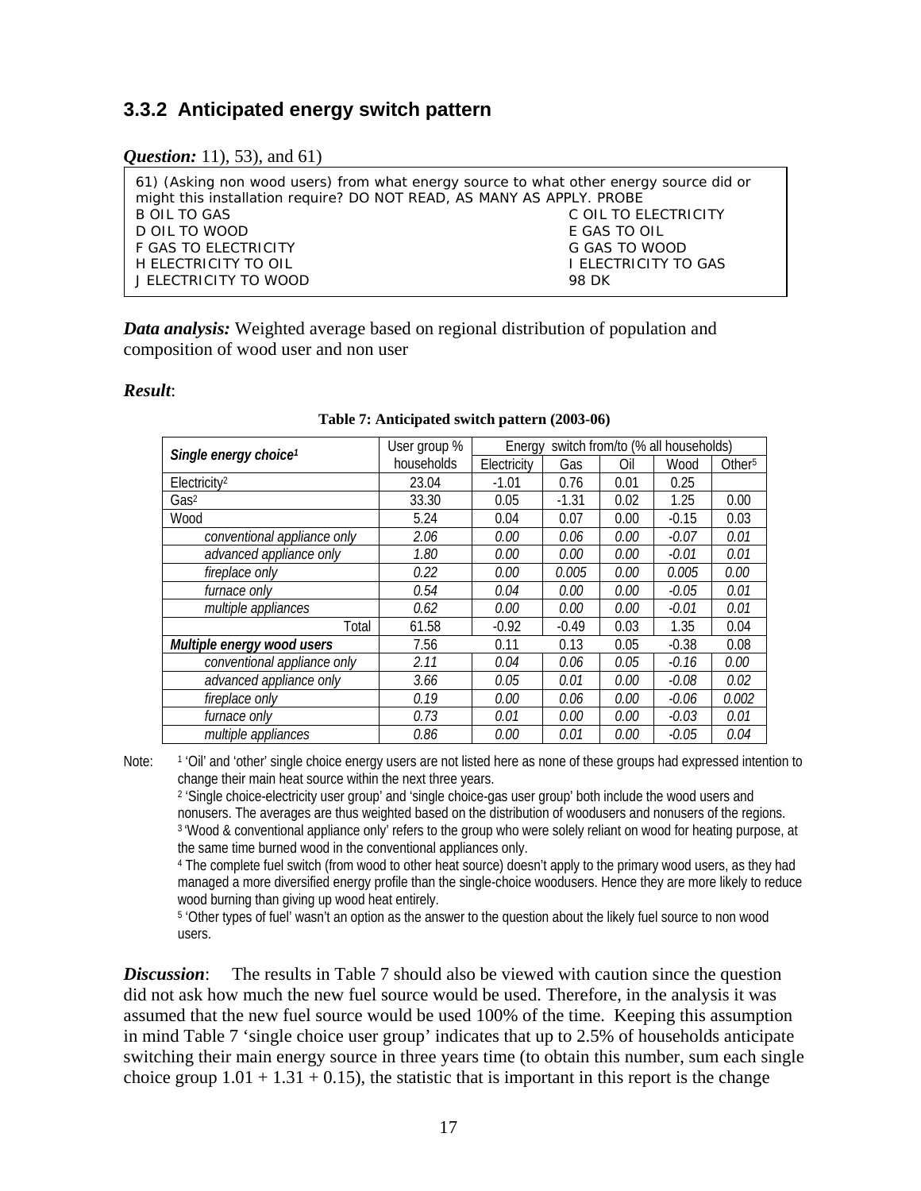### 3.3.2 Anticipated energy switch pattern

***Question:*** 11), 53), and 61)

```
61) (Asking non wood users) from what energy source to what other energy source did or
might this installation require? DO NOT READ, AS MANY AS APPLY. PROBE
B OIL TO GAS                                          C OIL TO ELECTRICITY
D OIL TO WOOD                                         E GAS TO OIL
F GAS TO ELECTRICITY                                  G GAS TO WOOD
H ELECTRICITY TO OIL                                  I ELECTRICITY TO GAS
J ELECTRICITY TO WOOD                                 98 DK
```

***Data analysis:*** Weighted average based on regional distribution of population and composition of wood user and non user

***Result***:

**Table 7: Anticipated switch pattern (2003-06)**

| *Single energy choice*[1] | User group % households | Energy switch from/to (% all households) | | | | |
|---|---|---|---|---|---|---|
| | | Electricity | Gas | Oil | Wood | Other[5] |
| Electricity[2] | 23.04 | -1.01 | 0.76 | 0.01 | 0.25 | |
| Gas[2] | 33.30 | 0.05 | -1.31 | 0.02 | 1.25 | 0.00 |
| Wood | 5.24 | 0.04 | 0.07 | 0.00 | -0.15 | 0.03 |
| *conventional appliance only* | *2.06* | *0.00* | *0.06* | *0.00* | *-0.07* | *0.01* |
| *advanced appliance only* | *1.80* | *0.00* | *0.00* | *0.00* | *-0.01* | *0.01* |
| *fireplace only* | *0.22* | *0.00* | *0.005* | *0.00* | *0.005* | *0.00* |
| *furnace only* | *0.54* | *0.04* | *0.00* | *0.00* | *-0.05* | *0.01* |
| *multiple appliances* | *0.62* | *0.00* | *0.00* | *0.00* | *-0.01* | *0.01* |
| Total | 61.58 | -0.92 | -0.49 | 0.03 | 1.35 | 0.04 |
| ***Multiple energy wood users*** | 7.56 | 0.11 | 0.13 | 0.05 | -0.38 | 0.08 |
| *conventional appliance only* | *2.11* | *0.04* | *0.06* | *0.05* | *-0.16* | *0.00* |
| *advanced appliance only* | *3.66* | *0.05* | *0.01* | *0.00* | *-0.08* | *0.02* |
| *fireplace only* | *0.19* | *0.00* | *0.06* | *0.00* | *-0.06* | *0.002* |
| *furnace only* | *0.73* | *0.01* | *0.00* | *0.00* | *-0.03* | *0.01* |
| *multiple appliances* | *0.86* | *0.00* | *0.01* | *0.00* | *-0.05* | *0.04* |

Note: [1] 'Oil' and 'other' single choice energy users are not listed here as none of these groups had expressed intention to change their main heat source within the next three years.
[2] 'Single choice-electricity user group' and 'single choice-gas user group' both include the wood users and nonusers. The averages are thus weighted based on the distribution of woodusers and nonusers of the regions.
[3] 'Wood & conventional appliance only' refers to the group who were solely reliant on wood for heating purpose, at the same time burned wood in the conventional appliances only.
[4] The complete fuel switch (from wood to other heat source) doesn't apply to the primary wood users, as they had managed a more diversified energy profile than the single-choice woodusers. Hence they are more likely to reduce wood burning than giving up wood heat entirely.
[5] 'Other types of fuel' wasn't an option as the answer to the question about the likely fuel source to non wood users.

***Discussion***: The results in Table 7 should also be viewed with caution since the question did not ask how much the new fuel source would be used. Therefore, in the analysis it was assumed that the new fuel source would be used 100% of the time. Keeping this assumption in mind Table 7 'single choice user group' indicates that up to 2.5% of households anticipate switching their main energy source in three years time (to obtain this number, sum each single choice group 1.01 + 1.31 + 0.15), the statistic that is important in this report is the change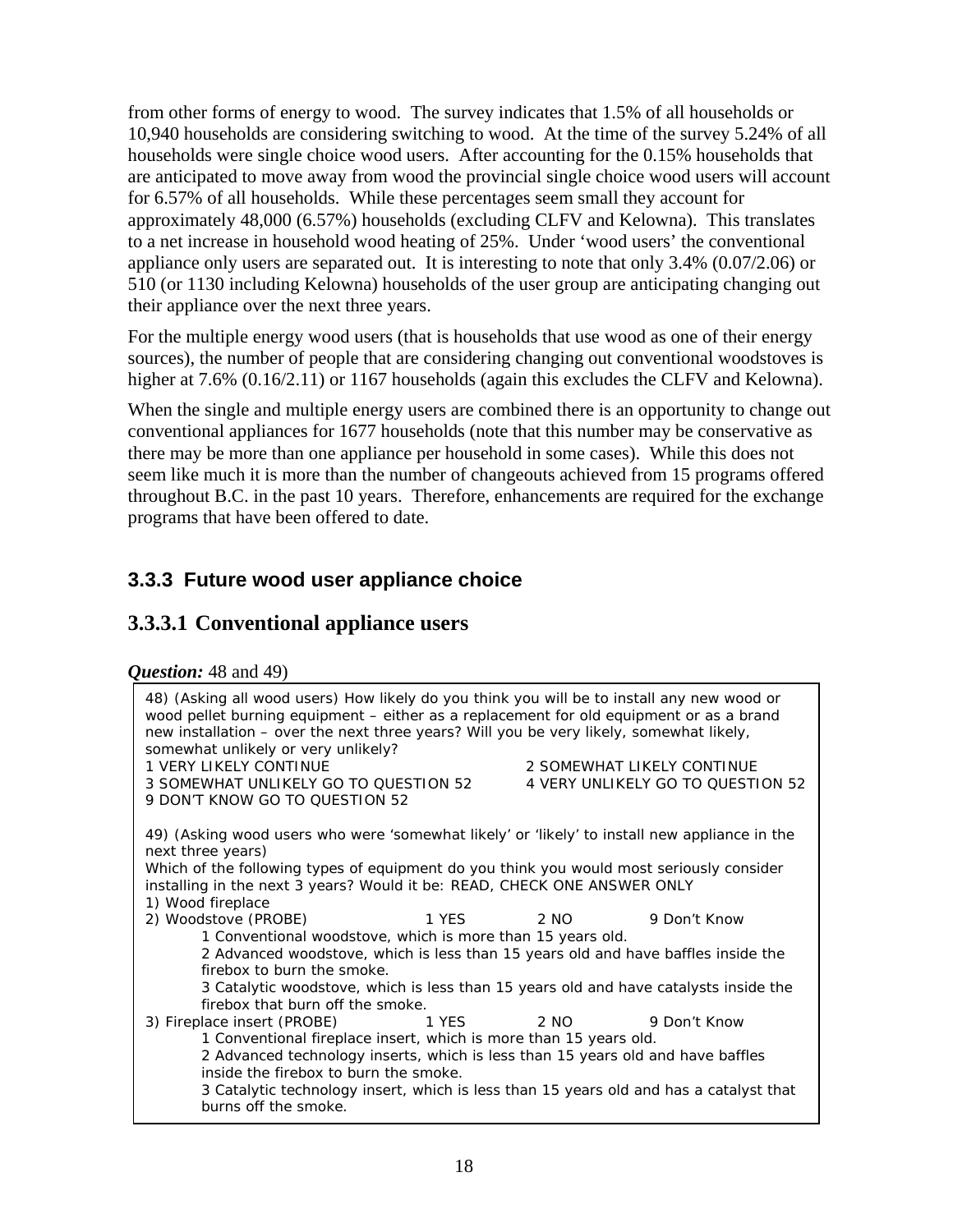from other forms of energy to wood. The survey indicates that 1.5% of all households or 10,940 households are considering switching to wood. At the time of the survey 5.24% of all households were single choice wood users. After accounting for the 0.15% households that are anticipated to move away from wood the provincial single choice wood users will account for 6.57% of all households. While these percentages seem small they account for approximately 48,000 (6.57%) households (excluding CLFV and Kelowna). This translates to a net increase in household wood heating of 25%. Under 'wood users' the conventional appliance only users are separated out. It is interesting to note that only 3.4% (0.07/2.06) or 510 (or 1130 including Kelowna) households of the user group are anticipating changing out their appliance over the next three years.

For the multiple energy wood users (that is households that use wood as one of their energy sources), the number of people that are considering changing out conventional woodstoves is higher at 7.6% (0.16/2.11) or 1167 households (again this excludes the CLFV and Kelowna).

When the single and multiple energy users are combined there is an opportunity to change out conventional appliances for 1677 households (note that this number may be conservative as there may be more than one appliance per household in some cases). While this does not seem like much it is more than the number of changeouts achieved from 15 programs offered throughout B.C. in the past 10 years. Therefore, enhancements are required for the exchange programs that have been offered to date.

### 3.3.3 Future wood user appliance choice

#### 3.3.3.1 Conventional appliance users

***Question:*** 48 and 49)

48) (Asking all wood users) How likely do you think you will be to install any new wood or wood pellet burning equipment – either as a replacement for old equipment or as a brand new installation – over the next three years? Will you be very likely, somewhat likely, somewhat unlikely or very unlikely?

1 VERY LIKELY CONTINUE 2 SOMEWHAT LIKELY CONTINUE
3 SOMEWHAT UNLIKELY GO TO QUESTION 52 4 VERY UNLIKELY GO TO QUESTION 52
9 DON'T KNOW GO TO QUESTION 52

49) (Asking wood users who were 'somewhat likely' or 'likely' to install new appliance in the next three years)
Which of the following types of equipment do you think you would most seriously consider installing in the next 3 years? Would it be: READ, CHECK ONE ANSWER ONLY

1) Wood fireplace
2) Woodstove (PROBE) 1 YES 2 NO 9 Don't Know
   1 Conventional woodstove, which is more than 15 years old.
   2 Advanced woodstove, which is less than 15 years old and have baffles inside the firebox to burn the smoke.
   3 Catalytic woodstove, which is less than 15 years old and have catalysts inside the firebox that burn off the smoke.
3) Fireplace insert (PROBE) 1 YES 2 NO 9 Don't Know
   1 Conventional fireplace insert, which is more than 15 years old.
   2 Advanced technology inserts, which is less than 15 years old and have baffles inside the firebox to burn the smoke.
   3 Catalytic technology insert, which is less than 15 years old and has a catalyst that burns off the smoke.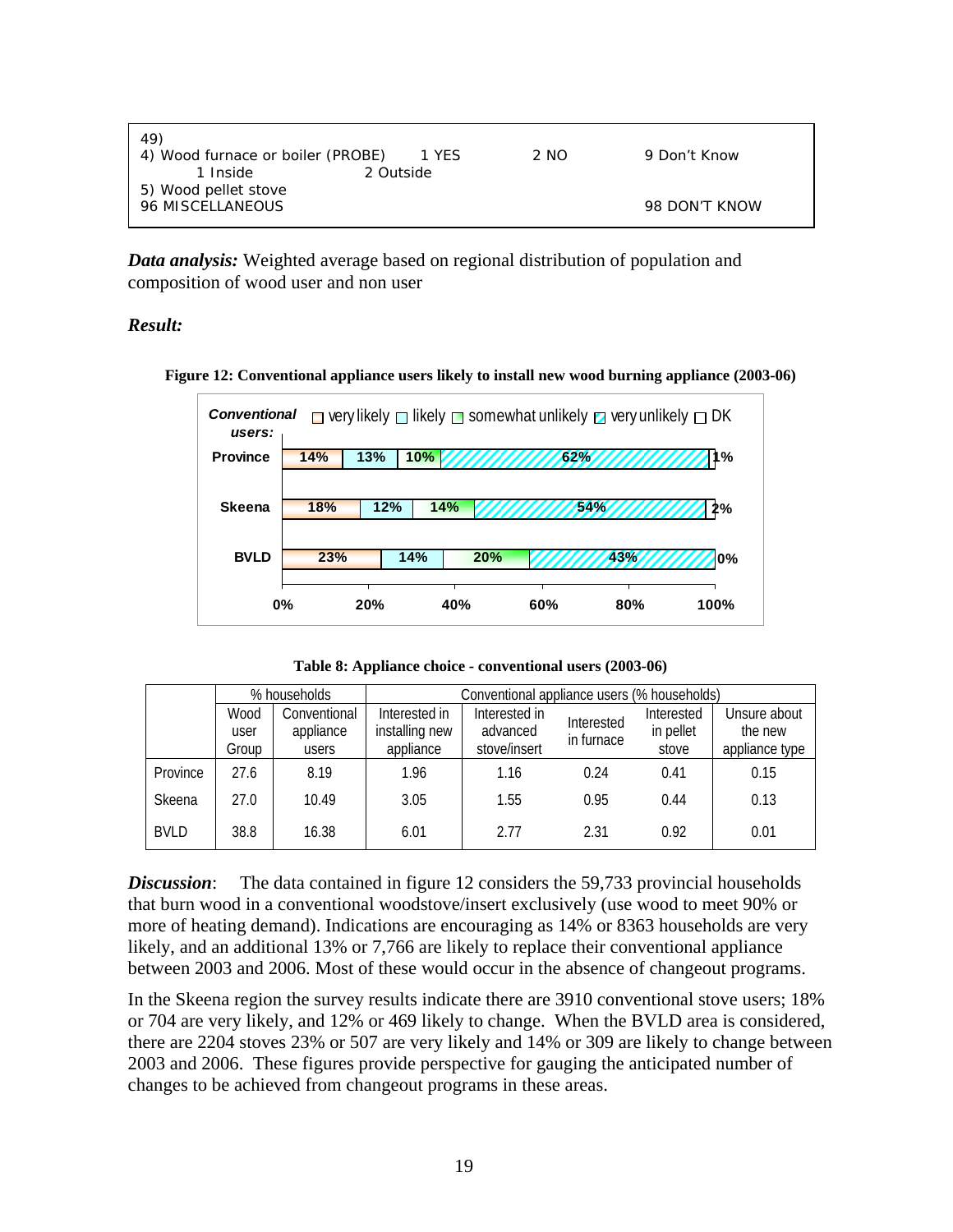```
49)
4) Wood furnace or boiler (PROBE)      1 YES          2 NO           9 Don't Know
        1 Inside              2 Outside
5) Wood pellet stove
96 MISCELLANEOUS                                                     98 DON'T KNOW
```

***Data analysis:*** Weighted average based on regional distribution of population and composition of wood user and non user

***Result:***

**Figure 12: Conventional appliance users likely to install new wood burning appliance (2003-06)**

| Conventional users: | very likely | likely | somewhat unlikely | very unlikely | DK |
|---|---|---|---|---|---|
| Province | 14% | 13% | 10% | 62% | 1% |
| Skeena | 18% | 12% | 14% | 54% | 2% |
| BVLD | 23% | 14% | 20% | 43% | 0% |

**Table 8: Appliance choice - conventional users (2003-06)**

| | % households | | Conventional appliance users (% households) | | | | |
|---|---|---|---|---|---|---|---|
| | Wood user Group | Conventional appliance users | Interested in installing new appliance | Interested in advanced stove/insert | Interested in furnace | Interested in pellet stove | Unsure about the new appliance type |
| Province | 27.6 | 8.19 | 1.96 | 1.16 | 0.24 | 0.41 | 0.15 |
| Skeena | 27.0 | 10.49 | 3.05 | 1.55 | 0.95 | 0.44 | 0.13 |
| BVLD | 38.8 | 16.38 | 6.01 | 2.77 | 2.31 | 0.92 | 0.01 |

***Discussion***: The data contained in figure 12 considers the 59,733 provincial households that burn wood in a conventional woodstove/insert exclusively (use wood to meet 90% or more of heating demand). Indications are encouraging as 14% or 8363 households are very likely, and an additional 13% or 7,766 are likely to replace their conventional appliance between 2003 and 2006. Most of these would occur in the absence of changeout programs.

In the Skeena region the survey results indicate there are 3910 conventional stove users; 18% or 704 are very likely, and 12% or 469 likely to change. When the BVLD area is considered, there are 2204 stoves 23% or 507 are very likely and 14% or 309 are likely to change between 2003 and 2006. These figures provide perspective for gauging the anticipated number of changes to be achieved from changeout programs in these areas.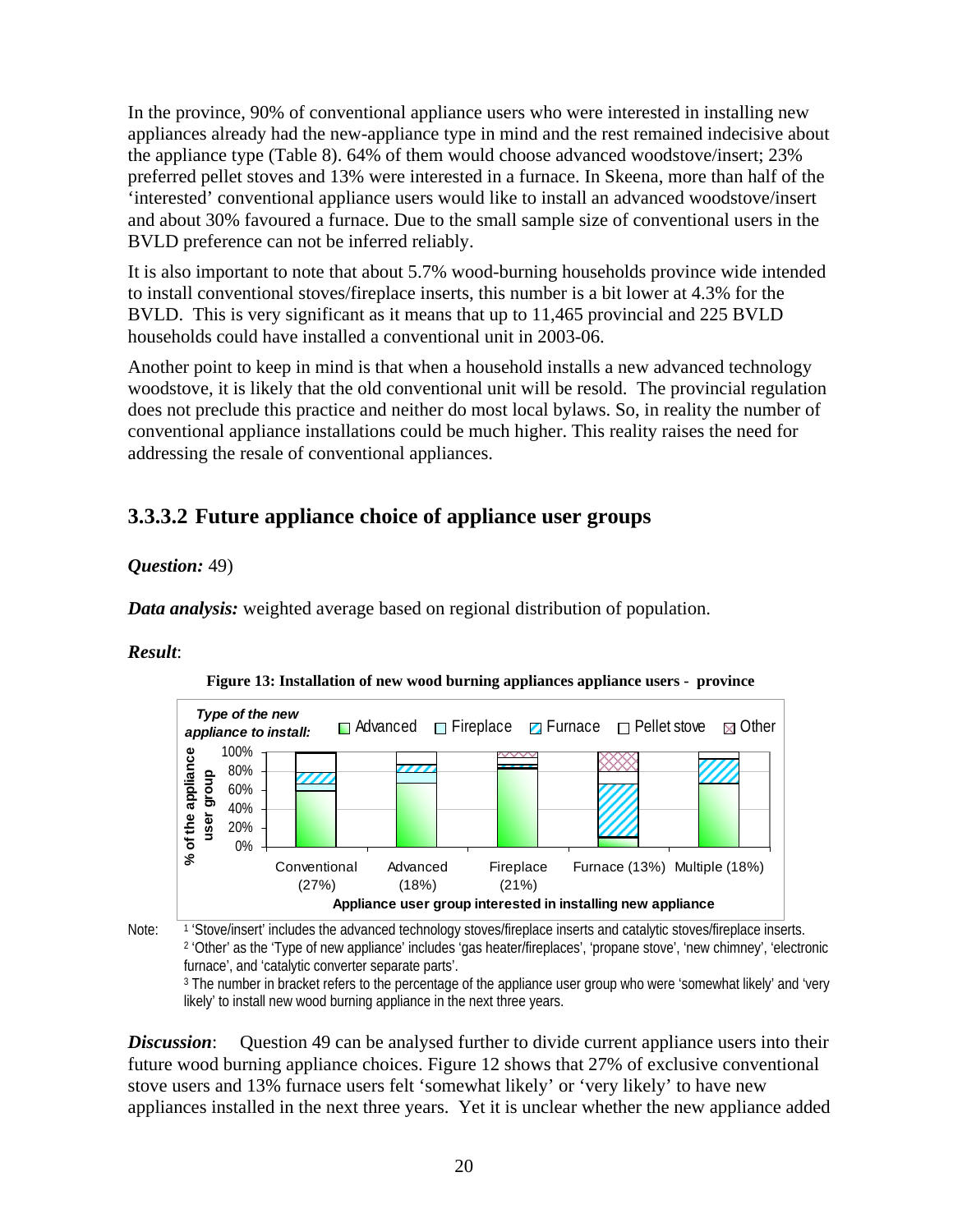In the province, 90% of conventional appliance users who were interested in installing new appliances already had the new-appliance type in mind and the rest remained indecisive about the appliance type (Table 8). 64% of them would choose advanced woodstove/insert; 23% preferred pellet stoves and 13% were interested in a furnace. In Skeena, more than half of the 'interested' conventional appliance users would like to install an advanced woodstove/insert and about 30% favoured a furnace. Due to the small sample size of conventional users in the BVLD preference can not be inferred reliably.

It is also important to note that about 5.7% wood-burning households province wide intended to install conventional stoves/fireplace inserts, this number is a bit lower at 4.3% for the BVLD. This is very significant as it means that up to 11,465 provincial and 225 BVLD households could have installed a conventional unit in 2003-06.

Another point to keep in mind is that when a household installs a new advanced technology woodstove, it is likely that the old conventional unit will be resold. The provincial regulation does not preclude this practice and neither do most local bylaws. So, in reality the number of conventional appliance installations could be much higher. This reality raises the need for addressing the resale of conventional appliances.

### 3.3.3.2 Future appliance choice of appliance user groups

***Question:*** 49)

***Data analysis:*** weighted average based on regional distribution of population.

***Result***:

**Figure 13: Installation of new wood burning appliances appliance users - province**

Note: [1] 'Stove/insert' includes the advanced technology stoves/fireplace inserts and catalytic stoves/fireplace inserts.
[2] 'Other' as the 'Type of new appliance' includes 'gas heater/fireplaces', 'propane stove', 'new chimney', 'electronic furnace', and 'catalytic converter separate parts'.
[3] The number in bracket refers to the percentage of the appliance user group who were 'somewhat likely' and 'very likely' to install new wood burning appliance in the next three years.

***Discussion***: Question 49 can be analysed further to divide current appliance users into their future wood burning appliance choices. Figure 12 shows that 27% of exclusive conventional stove users and 13% furnace users felt 'somewhat likely' or 'very likely' to have new appliances installed in the next three years. Yet it is unclear whether the new appliance added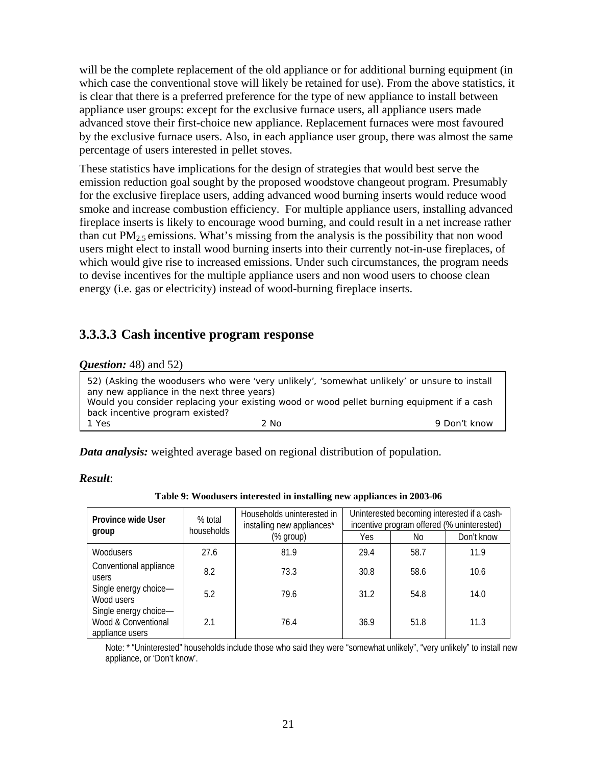will be the complete replacement of the old appliance or for additional burning equipment (in which case the conventional stove will likely be retained for use). From the above statistics, it is clear that there is a preferred preference for the type of new appliance to install between appliance user groups: except for the exclusive furnace users, all appliance users made advanced stove their first-choice new appliance. Replacement furnaces were most favoured by the exclusive furnace users. Also, in each appliance user group, there was almost the same percentage of users interested in pellet stoves.

These statistics have implications for the design of strategies that would best serve the emission reduction goal sought by the proposed woodstove changeout program. Presumably for the exclusive fireplace users, adding advanced wood burning inserts would reduce wood smoke and increase combustion efficiency. For multiple appliance users, installing advanced fireplace inserts is likely to encourage wood burning, and could result in a net increase rather than cut $PM_{2.5}$ emissions. What's missing from the analysis is the possibility that non wood users might elect to install wood burning inserts into their currently not-in-use fireplaces, of which would give rise to increased emissions. Under such circumstances, the program needs to devise incentives for the multiple appliance users and non wood users to choose clean energy (i.e. gas or electricity) instead of wood-burning fireplace inserts.

### 3.3.3.3 Cash incentive program response

***Question:*** 48) and 52)

52) (Asking the woodusers who were 'very unlikely', 'somewhat unlikely' or unsure to install any new appliance in the next three years)
Would you consider replacing your existing wood or wood pellet burning equipment if a cash back incentive program existed?

1 Yes 2 No 9 Don't know

***Data analysis:*** weighted average based on regional distribution of population.

***Result***:

**Table 9: Woodusers interested in installing new appliances in 2003-06**

| Province wide User group | % total households | Households uninterested in installing new appliances* (% group) | Uninterested becoming interested if a cash-incentive program offered (% uninterested) | | |
|---|---|---|---|---|---|
| | | | Yes | No | Don't know |
| Woodusers | 27.6 | 81.9 | 29.4 | 58.7 | 11.9 |
| Conventional appliance users | 8.2 | 73.3 | 30.8 | 58.6 | 10.6 |
| Single energy choice—Wood users | 5.2 | 79.6 | 31.2 | 54.8 | 14.0 |
| Single energy choice—Wood & Conventional appliance users | 2.1 | 76.4 | 36.9 | 51.8 | 11.3 |

Note: * "Uninterested" households include those who said they were "somewhat unlikely", "very unlikely" to install new appliance, or 'Don't know'.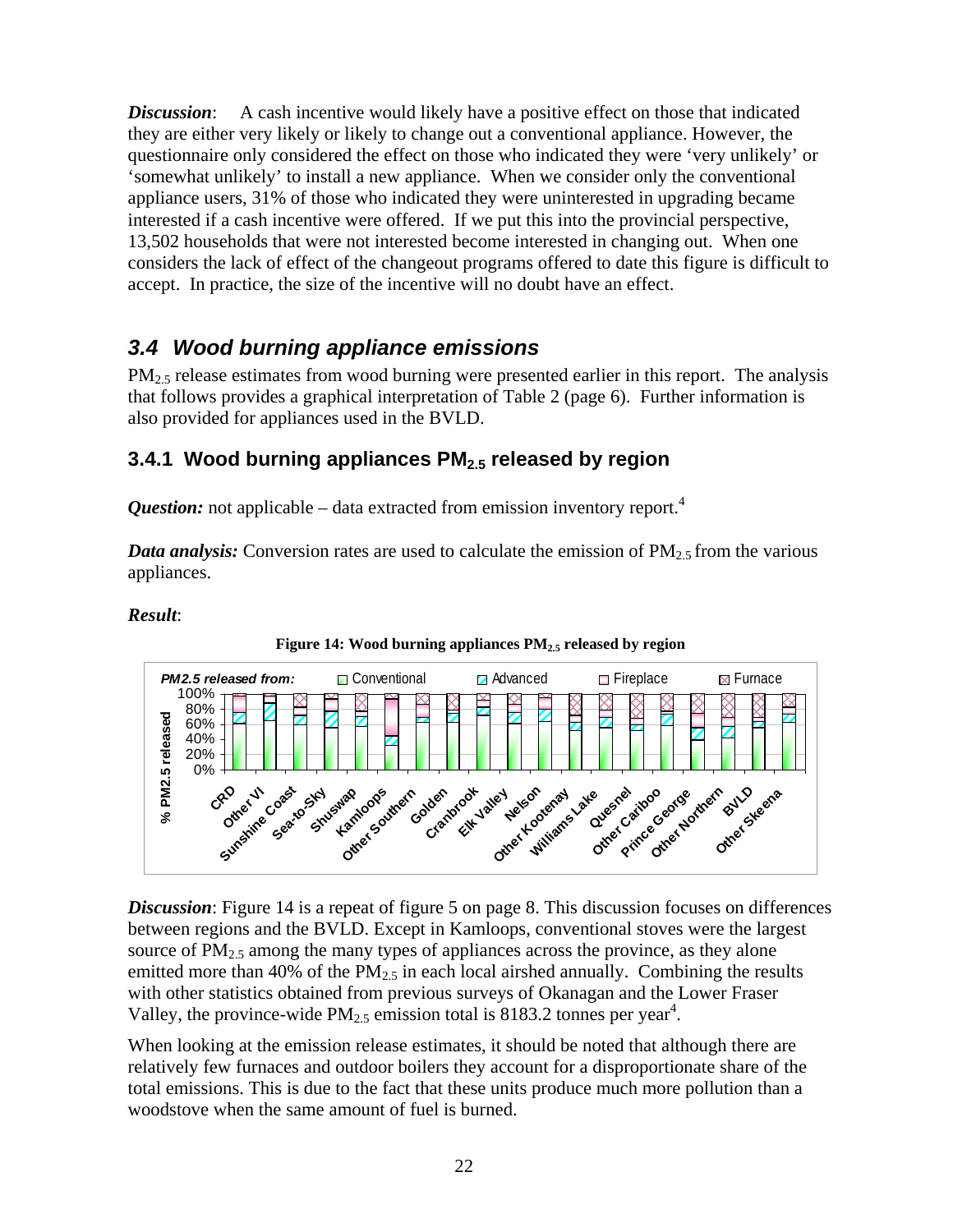*Discussion*: A cash incentive would likely have a positive effect on those that indicated they are either very likely or likely to change out a conventional appliance. However, the questionnaire only considered the effect on those who indicated they were 'very unlikely' or 'somewhat unlikely' to install a new appliance. When we consider only the conventional appliance users, 31% of those who indicated they were uninterested in upgrading became interested if a cash incentive were offered. If we put this into the provincial perspective, 13,502 households that were not interested become interested in changing out. When one considers the lack of effect of the changeout programs offered to date this figure is difficult to accept. In practice, the size of the incentive will no doubt have an effect.

## *3.4 Wood burning appliance emissions*

$PM_{2.5}$ release estimates from wood burning were presented earlier in this report. The analysis that follows provides a graphical interpretation of Table 2 (page 6). Further information is also provided for appliances used in the BVLD.

### 3.4.1 Wood burning appliances $PM_{2.5}$ released by region

***Question:*** not applicable – data extracted from emission inventory report.[4]

***Data analysis:*** Conversion rates are used to calculate the emission of $PM_{2.5}$ from the various appliances.

***Result***:

**Figure 14: Wood burning appliances $PM_{2.5}$ released by region**

*Discussion*: Figure 14 is a repeat of figure 5 on page 8. This discussion focuses on differences between regions and the BVLD. Except in Kamloops, conventional stoves were the largest source of $PM_{2.5}$ among the many types of appliances across the province, as they alone emitted more than 40% of the $PM_{2.5}$ in each local airshed annually. Combining the results with other statistics obtained from previous surveys of Okanagan and the Lower Fraser Valley, the province-wide $PM_{2.5}$ emission total is 8183.2 tonnes per year[4].

When looking at the emission release estimates, it should be noted that although there are relatively few furnaces and outdoor boilers they account for a disproportionate share of the total emissions. This is due to the fact that these units produce much more pollution than a woodstove when the same amount of fuel is burned.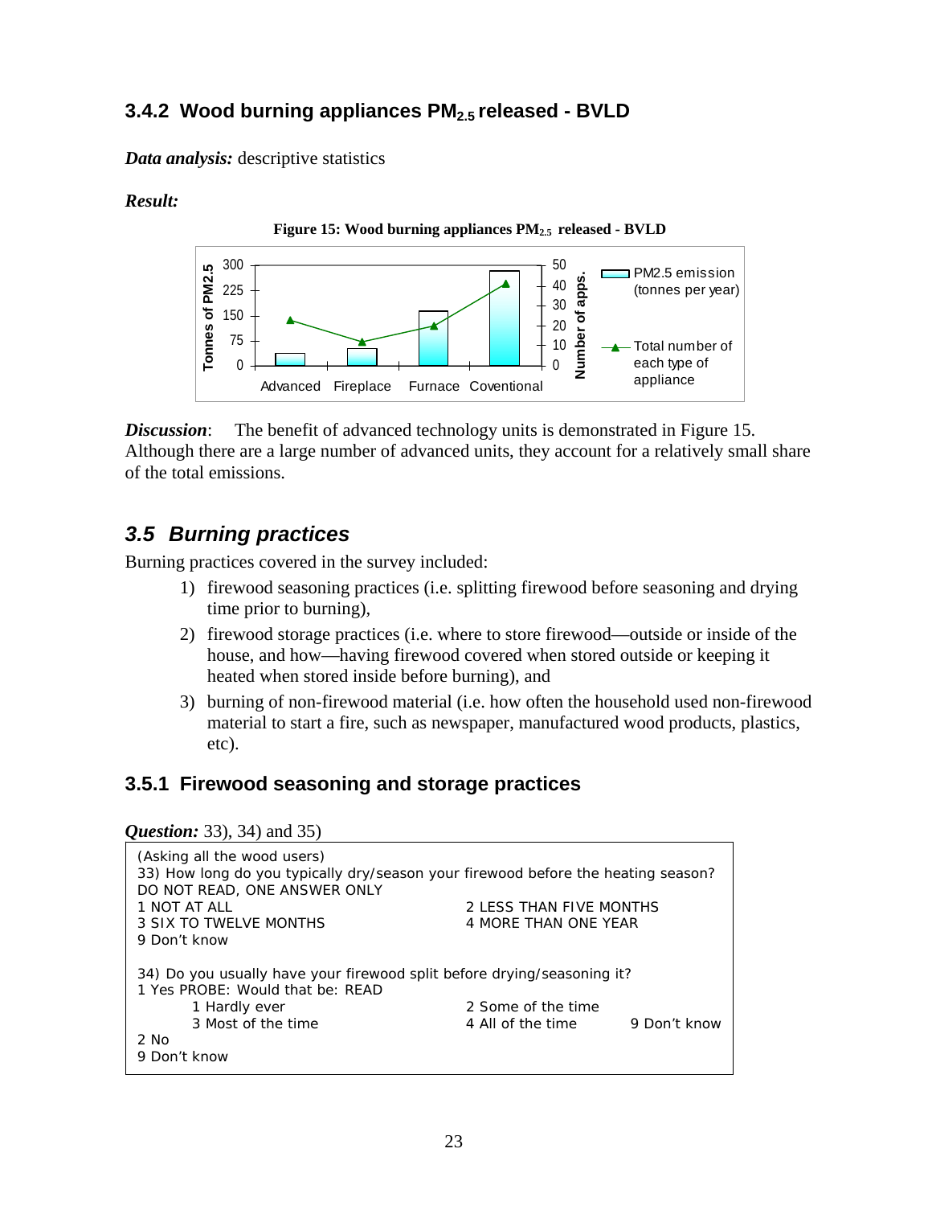### 3.4.2 Wood burning appliances $PM_{2.5}$ released - BVLD

***Data analysis:*** descriptive statistics

***Result:***

**Figure 15: Wood burning appliances $PM_{2.5}$ released - BVLD**

***Discussion***: The benefit of advanced technology units is demonstrated in Figure 15. Although there are a large number of advanced units, they account for a relatively small share of the total emissions.

## *3.5 Burning practices*

Burning practices covered in the survey included:

1) firewood seasoning practices (i.e. splitting firewood before seasoning and drying time prior to burning),
2) firewood storage practices (i.e. where to store firewood—outside or inside of the house, and how—having firewood covered when stored outside or keeping it heated when stored inside before burning), and
3) burning of non-firewood material (i.e. how often the household used non-firewood material to start a fire, such as newspaper, manufactured wood products, plastics, etc).

### 3.5.1 Firewood seasoning and storage practices

***Question:*** 33), 34) and 35)

```
(Asking all the wood users)
33) How long do you typically dry/season your firewood before the heating season?
DO NOT READ, ONE ANSWER ONLY
1 NOT AT ALL                              2 LESS THAN FIVE MONTHS
3 SIX TO TWELVE MONTHS                    4 MORE THAN ONE YEAR
9 Don't know

34) Do you usually have your firewood split before drying/seasoning it?
1 Yes PROBE: Would that be: READ
        1 Hardly ever                     2 Some of the time
        3 Most of the time                4 All of the time       9 Don't know
2 No
9 Don't know
```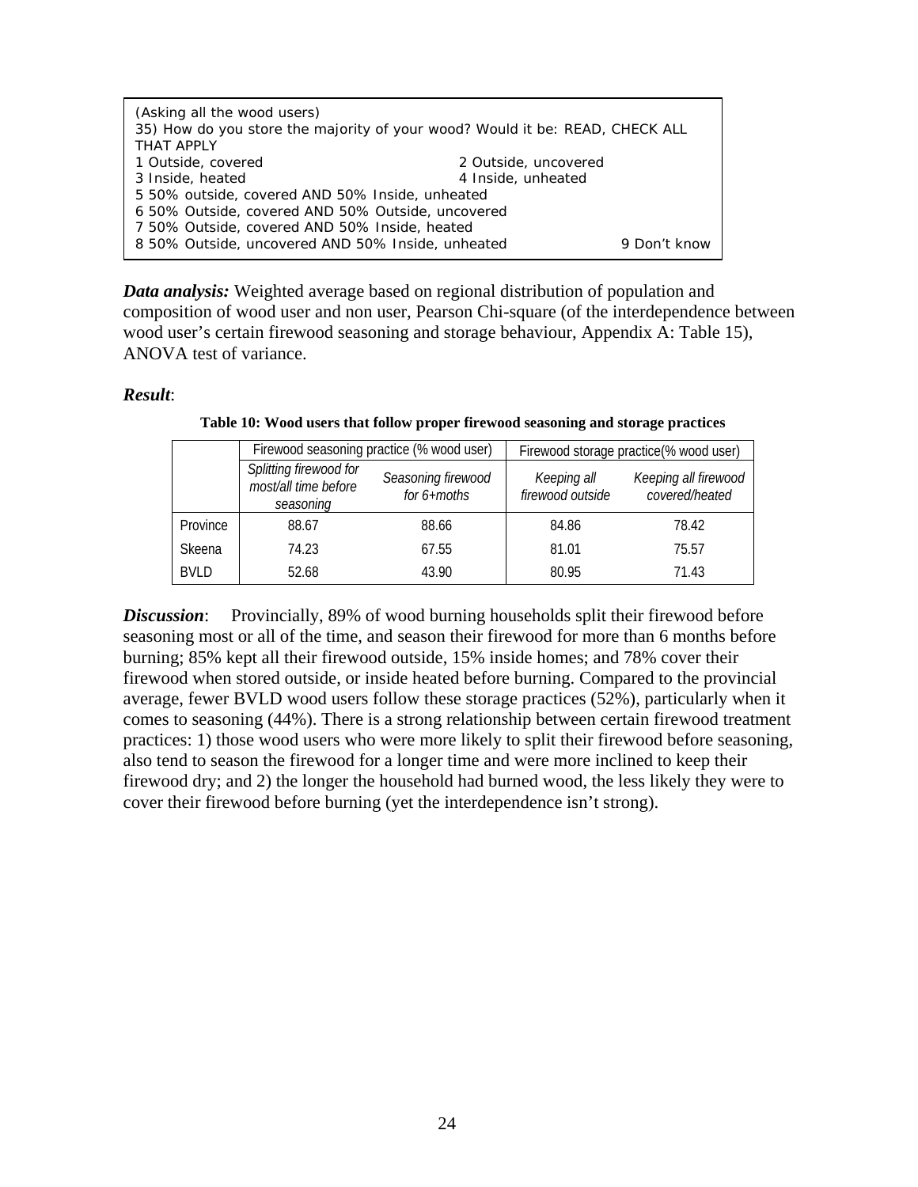```
(Asking all the wood users)
35) How do you store the majority of your wood? Would it be: READ, CHECK ALL
THAT APPLY
1 Outside, covered                                  2 Outside, uncovered
3 Inside, heated                                    4 Inside, unheated
5 50% outside, covered AND 50% Inside, unheated
6 50% Outside, covered AND 50% Outside, uncovered
7 50% Outside, covered AND 50% Inside, heated
8 50% Outside, uncovered AND 50% Inside, unheated                       9 Don't know
```

***Data analysis:*** Weighted average based on regional distribution of population and composition of wood user and non user, Pearson Chi-square (of the interdependence between wood user's certain firewood seasoning and storage behaviour, Appendix A: Table 15), ANOVA test of variance.

***Result***:

**Table 10: Wood users that follow proper firewood seasoning and storage practices**

| | Firewood seasoning practice (% wood user) | | Firewood storage practice(% wood user) | |
|---|---|---|---|---|
| | *Splitting firewood for most/all time before seasoning* | *Seasoning firewood for 6+moths* | *Keeping all firewood outside* | *Keeping all firewood covered/heated* |
| Province | 88.67 | 88.66 | 84.86 | 78.42 |
| Skeena | 74.23 | 67.55 | 81.01 | 75.57 |
| BVLD | 52.68 | 43.90 | 80.95 | 71.43 |

***Discussion***: Provincially, 89% of wood burning households split their firewood before seasoning most or all of the time, and season their firewood for more than 6 months before burning; 85% kept all their firewood outside, 15% inside homes; and 78% cover their firewood when stored outside, or inside heated before burning. Compared to the provincial average, fewer BVLD wood users follow these storage practices (52%), particularly when it comes to seasoning (44%). There is a strong relationship between certain firewood treatment practices: 1) those wood users who were more likely to split their firewood before seasoning, also tend to season the firewood for a longer time and were more inclined to keep their firewood dry; and 2) the longer the household had burned wood, the less likely they were to cover their firewood before burning (yet the interdependence isn't strong).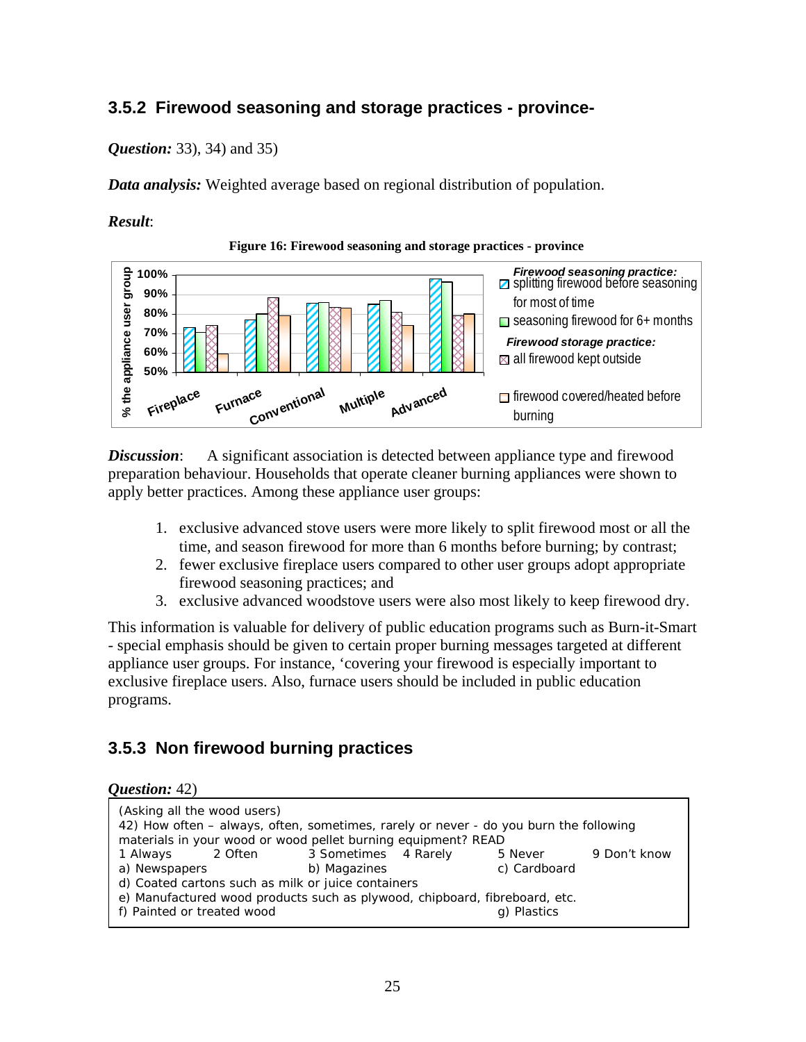### 3.5.2 Firewood seasoning and storage practices - province-

***Question:*** 33), 34) and 35)

***Data analysis:*** Weighted average based on regional distribution of population.

***Result***:

**Figure 16: Firewood seasoning and storage practices - province**

***Discussion***: A significant association is detected between appliance type and firewood preparation behaviour. Households that operate cleaner burning appliances were shown to apply better practices. Among these appliance user groups:

1. exclusive advanced stove users were more likely to split firewood most or all the time, and season firewood for more than 6 months before burning; by contrast;
2. fewer exclusive fireplace users compared to other user groups adopt appropriate firewood seasoning practices; and
3. exclusive advanced woodstove users were also most likely to keep firewood dry.

This information is valuable for delivery of public education programs such as Burn-it-Smart - special emphasis should be given to certain proper burning messages targeted at different appliance user groups. For instance, 'covering your firewood is especially important to exclusive fireplace users. Also, furnace users should be included in public education programs.

### 3.5.3 Non firewood burning practices

***Question:*** 42)

```
(Asking all the wood users)
42) How often – always, often, sometimes, rarely or never - do you burn the following
materials in your wood or wood pellet burning equipment? READ
1 Always     2 Often      3 Sometimes   4 Rarely      5 Never      9 Don't know
a) Newspapers             b) Magazines               c) Cardboard
d) Coated cartons such as milk or juice containers
e) Manufactured wood products such as plywood, chipboard, fibreboard, etc.
f) Painted or treated wood                           g) Plastics
```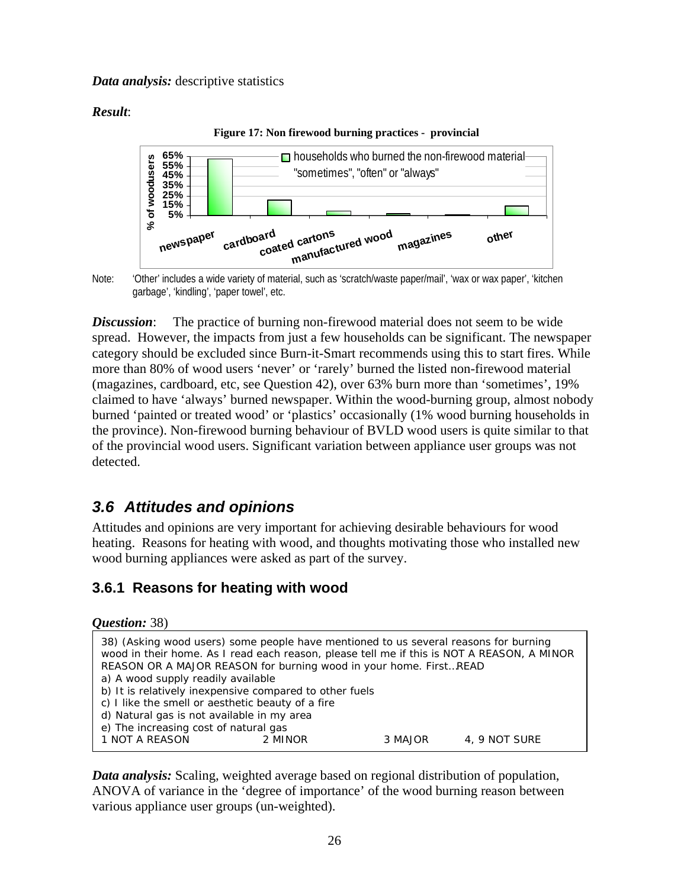***Data analysis:*** descriptive statistics

***Result***:

**Figure 17: Non firewood burning practices - provincial**

Note: 'Other' includes a wide variety of material, such as 'scratch/waste paper/mail', 'wax or wax paper', 'kitchen garbage', 'kindling', 'paper towel', etc.

***Discussion***: The practice of burning non-firewood material does not seem to be wide spread. However, the impacts from just a few households can be significant. The newspaper category should be excluded since Burn-it-Smart recommends using this to start fires. While more than 80% of wood users 'never' or 'rarely' burned the listed non-firewood material (magazines, cardboard, etc, see Question 42), over 63% burn more than 'sometimes', 19% claimed to have 'always' burned newspaper. Within the wood-burning group, almost nobody burned 'painted or treated wood' or 'plastics' occasionally (1% wood burning households in the province). Non-firewood burning behaviour of BVLD wood users is quite similar to that of the provincial wood users. Significant variation between appliance user groups was not detected.

## *3.6 Attitudes and opinions*

Attitudes and opinions are very important for achieving desirable behaviours for wood heating. Reasons for heating with wood, and thoughts motivating those who installed new wood burning appliances were asked as part of the survey.

### 3.6.1 Reasons for heating with wood

***Question:*** 38)

```
38) (Asking wood users) some people have mentioned to us several reasons for burning
wood in their home. As I read each reason, please tell me if this is NOT A REASON, A MINOR
REASON OR A MAJOR REASON for burning wood in your home. First…READ
a) A wood supply readily available
b) It is relatively inexpensive compared to other fuels
c) I like the smell or aesthetic beauty of a fire
d) Natural gas is not available in my area
e) The increasing cost of natural gas
1 NOT A REASON          2 MINOR          3 MAJOR          4, 9 NOT SURE
```

***Data analysis:*** Scaling, weighted average based on regional distribution of population, ANOVA of variance in the 'degree of importance' of the wood burning reason between various appliance user groups (un-weighted).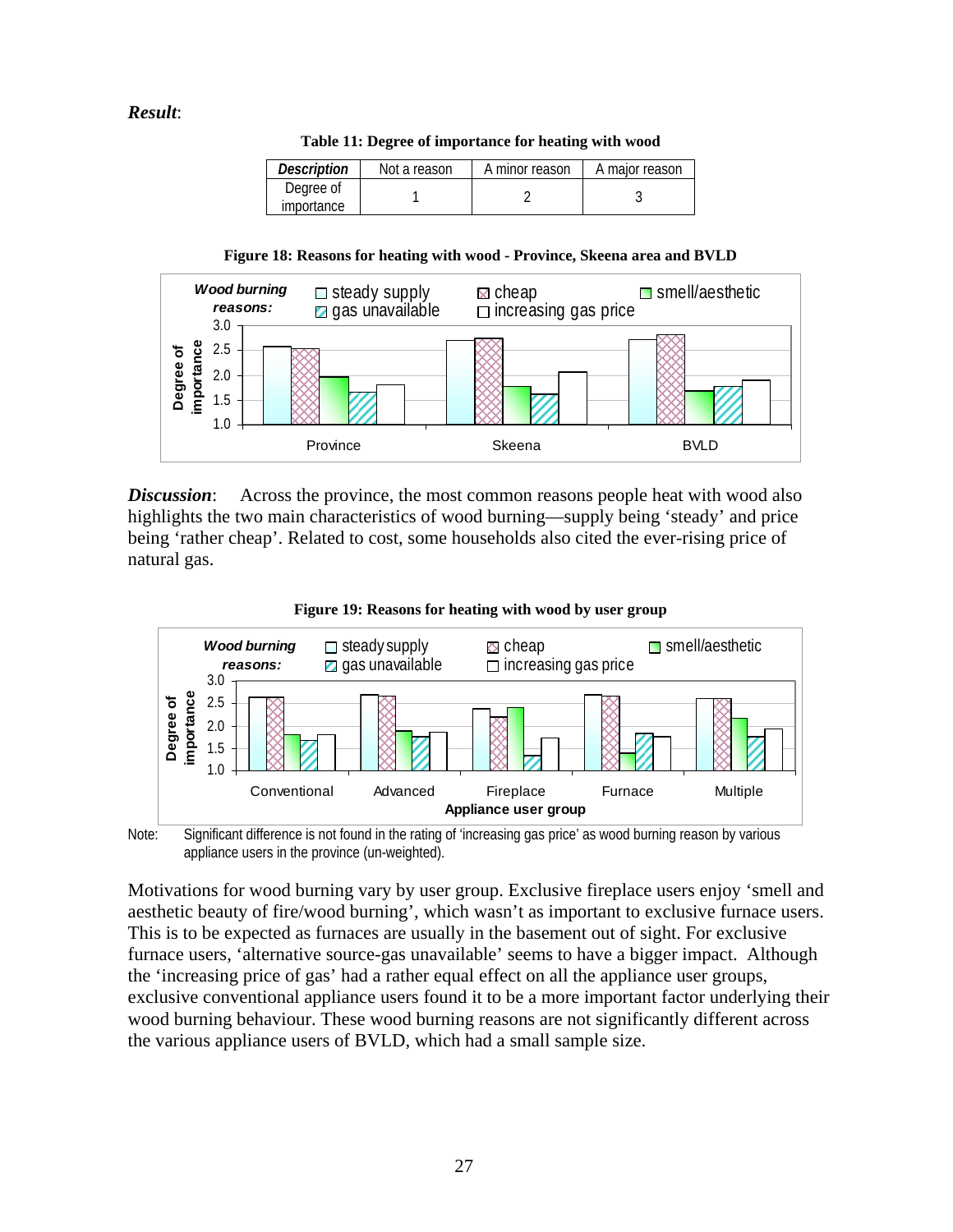***Result***:

**Table 11: Degree of importance for heating with wood**

| *Description* | Not a reason | A minor reason | A major reason |
|---|---|---|---|
| Degree of importance | 1 | 2 | 3 |

**Figure 18: Reasons for heating with wood - Province, Skeena area and BVLD**

***Discussion***: Across the province, the most common reasons people heat with wood also highlights the two main characteristics of wood burning—supply being 'steady' and price being 'rather cheap'. Related to cost, some households also cited the ever-rising price of natural gas.

**Figure 19: Reasons for heating with wood by user group**

Note: Significant difference is not found in the rating of 'increasing gas price' as wood burning reason by various appliance users in the province (un-weighted).

Motivations for wood burning vary by user group. Exclusive fireplace users enjoy 'smell and aesthetic beauty of fire/wood burning', which wasn't as important to exclusive furnace users. This is to be expected as furnaces are usually in the basement out of sight. For exclusive furnace users, 'alternative source-gas unavailable' seems to have a bigger impact. Although the 'increasing price of gas' had a rather equal effect on all the appliance user groups, exclusive conventional appliance users found it to be a more important factor underlying their wood burning behaviour. These wood burning reasons are not significantly different across the various appliance users of BVLD, which had a small sample size.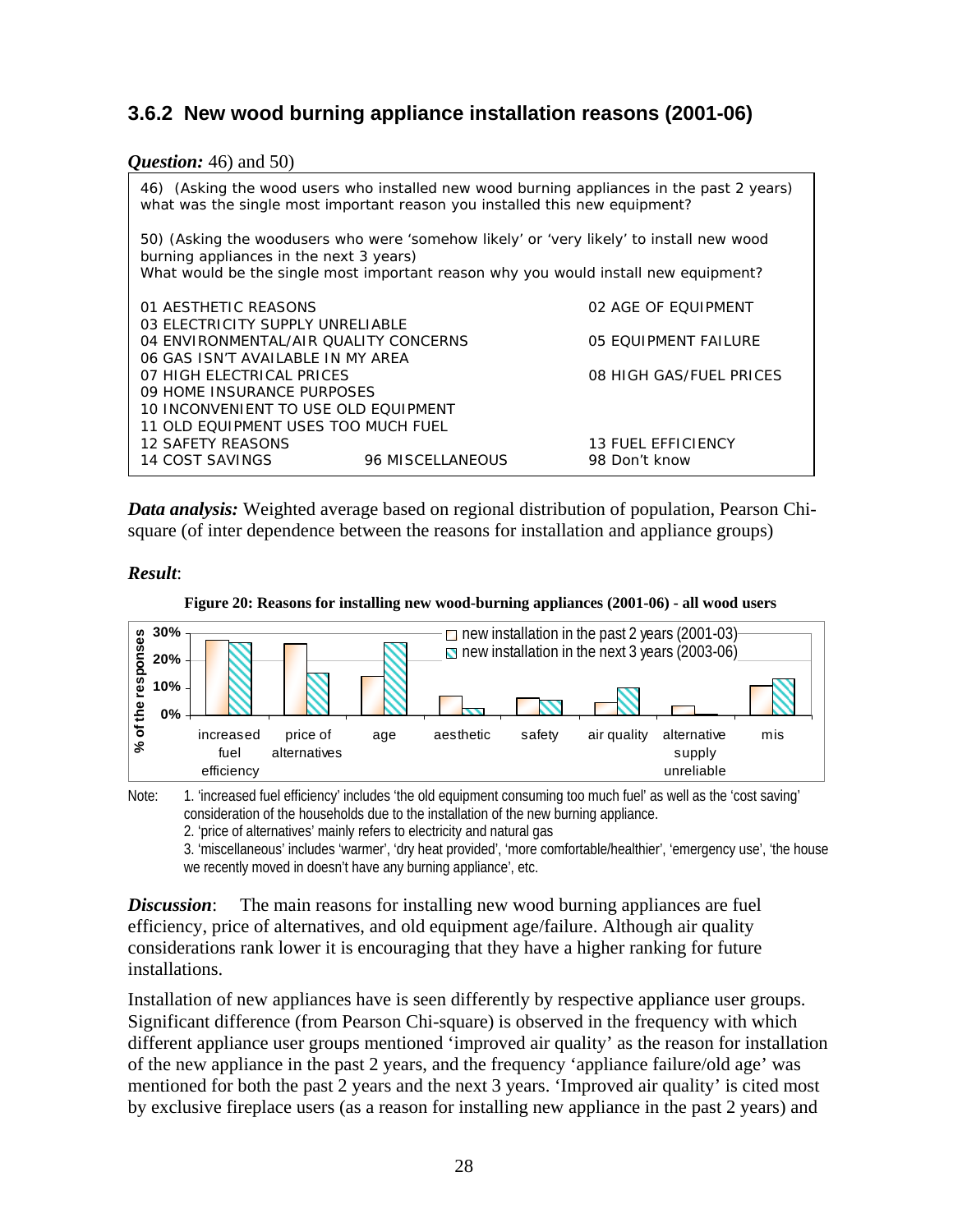### 3.6.2 New wood burning appliance installation reasons (2001-06)

***Question:*** 46) and 50)

> 46) (Asking the wood users who installed new wood burning appliances in the past 2 years) what was the single most important reason you installed this new equipment?
>
> 50) (Asking the woodusers who were 'somehow likely' or 'very likely' to install new wood burning appliances in the next 3 years)
> What would be the single most important reason why you would install new equipment?
>
> 01 AESTHETIC REASONS — 02 AGE OF EQUIPMENT
> 03 ELECTRICITY SUPPLY UNRELIABLE
> 04 ENVIRONMENTAL/AIR QUALITY CONCERNS — 05 EQUIPMENT FAILURE
> 06 GAS ISN'T AVAILABLE IN MY AREA
> 07 HIGH ELECTRICAL PRICES — 08 HIGH GAS/FUEL PRICES
> 09 HOME INSURANCE PURPOSES
> 10 INCONVENIENT TO USE OLD EQUIPMENT
> 11 OLD EQUIPMENT USES TOO MUCH FUEL
> 12 SAFETY REASONS — 13 FUEL EFFICIENCY
> 14 COST SAVINGS — 96 MISCELLANEOUS — 98 Don't know

***Data analysis:*** Weighted average based on regional distribution of population, Pearson Chi-square (of inter dependence between the reasons for installation and appliance groups)

***Result***:

**Figure 20: Reasons for installing new wood-burning appliances (2001-06) - all wood users**

Note: 1. 'increased fuel efficiency' includes 'the old equipment consuming too much fuel' as well as the 'cost saving' consideration of the households due to the installation of the new burning appliance.
2. 'price of alternatives' mainly refers to electricity and natural gas
3. 'miscellaneous' includes 'warmer', 'dry heat provided', 'more comfortable/healthier', 'emergency use', 'the house we recently moved in doesn't have any burning appliance', etc.

***Discussion***: The main reasons for installing new wood burning appliances are fuel efficiency, price of alternatives, and old equipment age/failure. Although air quality considerations rank lower it is encouraging that they have a higher ranking for future installations.

Installation of new appliances have is seen differently by respective appliance user groups. Significant difference (from Pearson Chi-square) is observed in the frequency with which different appliance user groups mentioned 'improved air quality' as the reason for installation of the new appliance in the past 2 years, and the frequency 'appliance failure/old age' was mentioned for both the past 2 years and the next 3 years. 'Improved air quality' is cited most by exclusive fireplace users (as a reason for installing new appliance in the past 2 years) and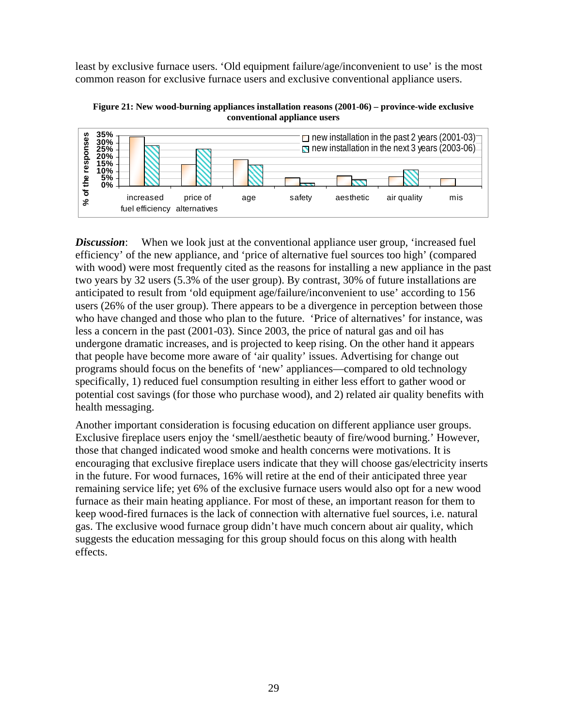least by exclusive furnace users. 'Old equipment failure/age/inconvenient to use' is the most common reason for exclusive furnace users and exclusive conventional appliance users.

**Figure 21: New wood-burning appliances installation reasons (2001-06) – province-wide exclusive conventional appliance users**

***Discussion***: When we look just at the conventional appliance user group, 'increased fuel efficiency' of the new appliance, and 'price of alternative fuel sources too high' (compared with wood) were most frequently cited as the reasons for installing a new appliance in the past two years by 32 users (5.3% of the user group). By contrast, 30% of future installations are anticipated to result from 'old equipment age/failure/inconvenient to use' according to 156 users (26% of the user group). There appears to be a divergence in perception between those who have changed and those who plan to the future. 'Price of alternatives' for instance, was less a concern in the past (2001-03). Since 2003, the price of natural gas and oil has undergone dramatic increases, and is projected to keep rising. On the other hand it appears that people have become more aware of 'air quality' issues. Advertising for change out programs should focus on the benefits of 'new' appliances—compared to old technology specifically, 1) reduced fuel consumption resulting in either less effort to gather wood or potential cost savings (for those who purchase wood), and 2) related air quality benefits with health messaging.

Another important consideration is focusing education on different appliance user groups. Exclusive fireplace users enjoy the 'smell/aesthetic beauty of fire/wood burning.' However, those that changed indicated wood smoke and health concerns were motivations. It is encouraging that exclusive fireplace users indicate that they will choose gas/electricity inserts in the future. For wood furnaces, 16% will retire at the end of their anticipated three year remaining service life; yet 6% of the exclusive furnace users would also opt for a new wood furnace as their main heating appliance. For most of these, an important reason for them to keep wood-fired furnaces is the lack of connection with alternative fuel sources, i.e. natural gas. The exclusive wood furnace group didn't have much concern about air quality, which suggests the education messaging for this group should focus on this along with health effects.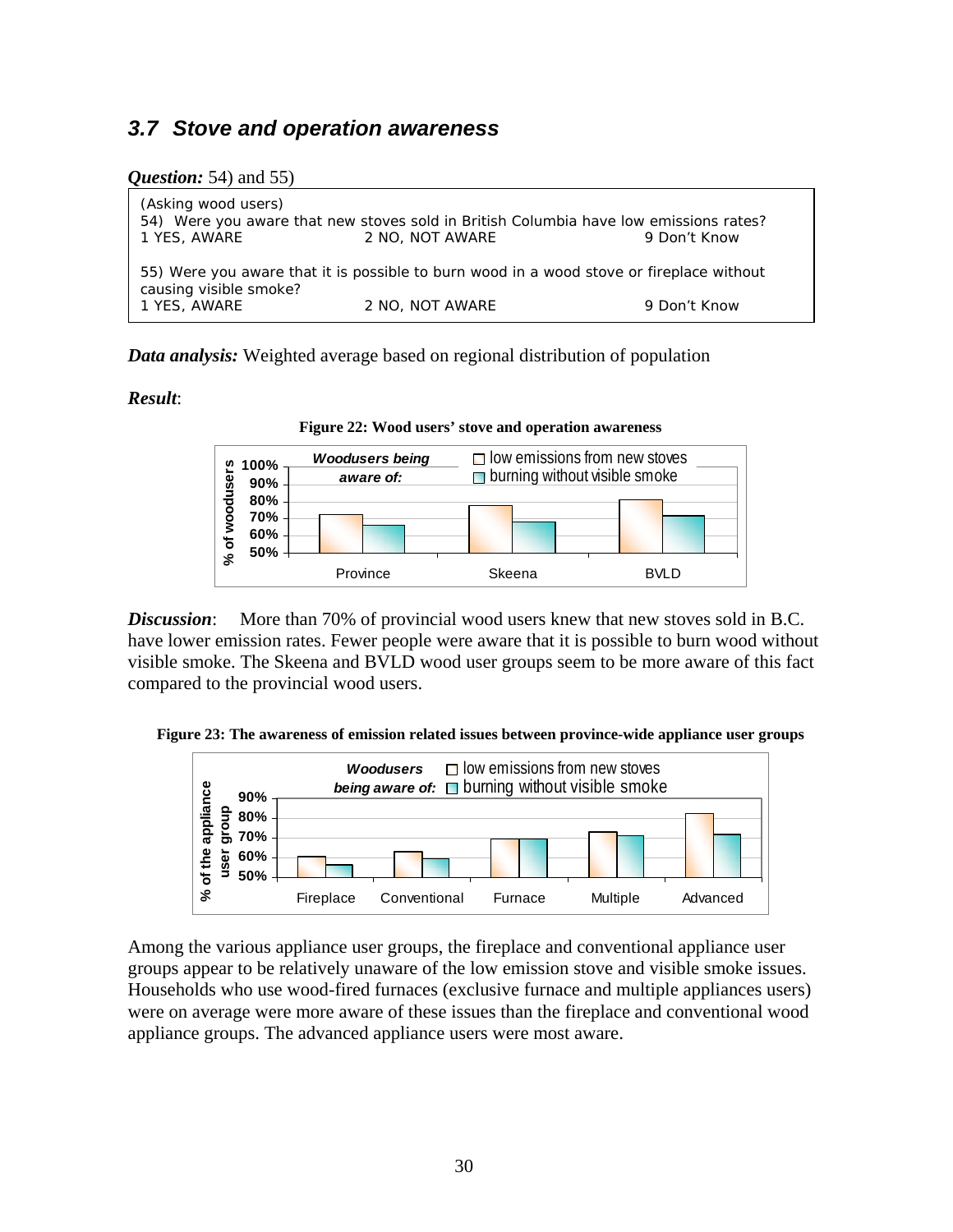## 3.7 Stove and operation awareness

***Question:*** 54) and 55)

(Asking wood users)
54) Were you aware that new stoves sold in British Columbia have low emissions rates?
1 YES, AWARE 2 NO, NOT AWARE 9 Don't Know

55) Were you aware that it is possible to burn wood in a wood stove or fireplace without causing visible smoke?
1 YES, AWARE 2 NO, NOT AWARE 9 Don't Know

***Data analysis:*** Weighted average based on regional distribution of population

***Result***:

**Figure 22: Wood users' stove and operation awareness**

***Discussion***: More than 70% of provincial wood users knew that new stoves sold in B.C. have lower emission rates. Fewer people were aware that it is possible to burn wood without visible smoke. The Skeena and BVLD wood user groups seem to be more aware of this fact compared to the provincial wood users.

**Figure 23: The awareness of emission related issues between province-wide appliance user groups**

Among the various appliance user groups, the fireplace and conventional appliance user groups appear to be relatively unaware of the low emission stove and visible smoke issues. Households who use wood-fired furnaces (exclusive furnace and multiple appliances users) were on average were more aware of these issues than the fireplace and conventional wood appliance groups. The advanced appliance users were most aware.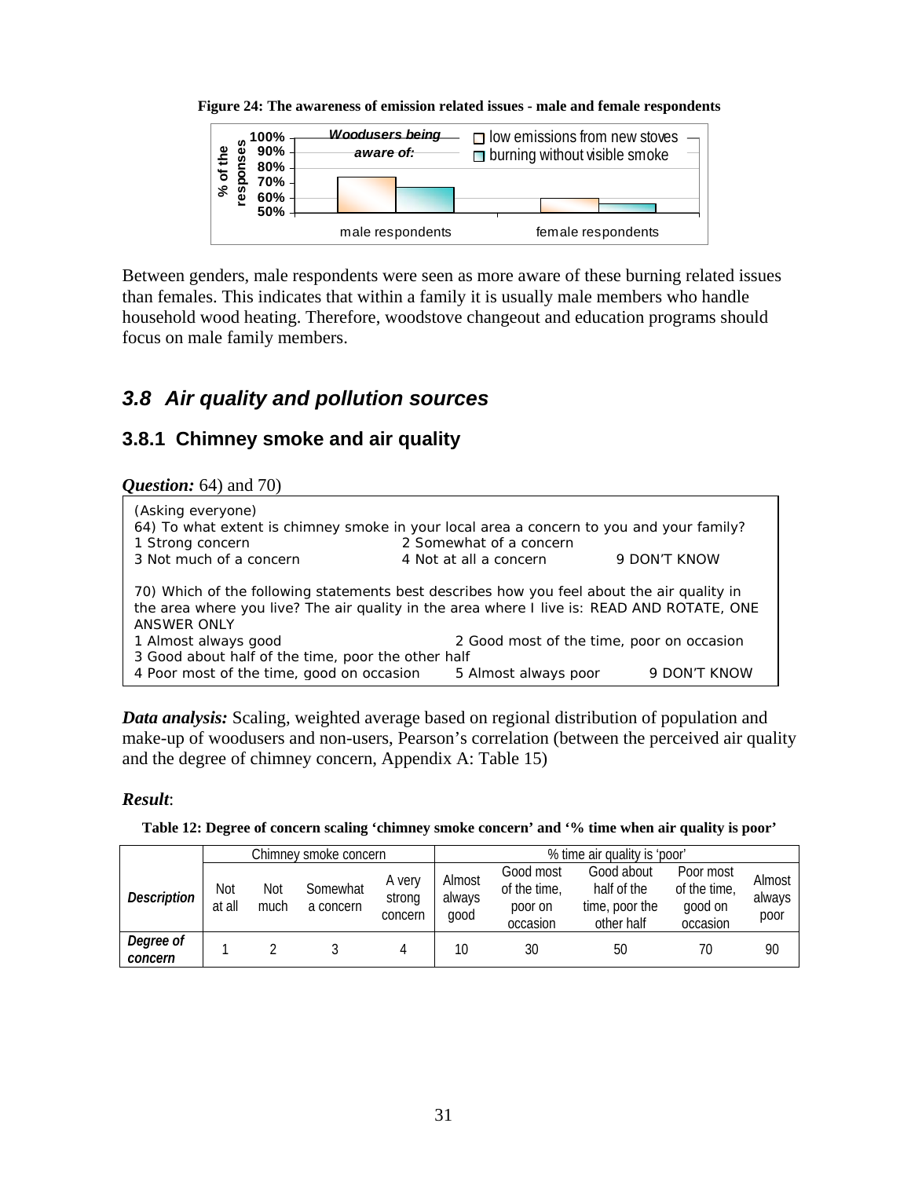**Figure 24: The awareness of emission related issues - male and female respondents**

Between genders, male respondents were seen as more aware of these burning related issues than females. This indicates that within a family it is usually male members who handle household wood heating. Therefore, woodstove changeout and education programs should focus on male family members.

## *3.8 Air quality and pollution sources*

### 3.8.1 Chimney smoke and air quality

***Question:*** 64) and 70)

(Asking everyone)
64) To what extent is chimney smoke in your local area a concern to you and your family?
1 Strong concern 2 Somewhat of a concern
3 Not much of a concern 4 Not at all a concern 9 DON'T KNOW

70) Which of the following statements best describes how you feel about the air quality in the area where you live? The air quality in the area where I live is: READ AND ROTATE, ONE ANSWER ONLY
1 Almost always good 2 Good most of the time, poor on occasion
3 Good about half of the time, poor the other half
4 Poor most of the time, good on occasion 5 Almost always poor 9 DON'T KNOW

***Data analysis:*** Scaling, weighted average based on regional distribution of population and make-up of woodusers and non-users, Pearson's correlation (between the perceived air quality and the degree of chimney concern, Appendix A: Table 15)

***Result***:

**Table 12: Degree of concern scaling 'chimney smoke concern' and '% time when air quality is poor'**

| | Chimney smoke concern | | | | % time air quality is 'poor' | | | | |
|---|---|---|---|---|---|---|---|---|---|
| ***Description*** | Not at all | Not much | Somewhat a concern | A very strong concern | Almost always good | Good most of the time, poor on occasion | Good about half of the time, poor the other half | Poor most of the time, good on occasion | Almost always poor |
| ***Degree of concern*** | 1 | 2 | 3 | 4 | 10 | 30 | 50 | 70 | 90 |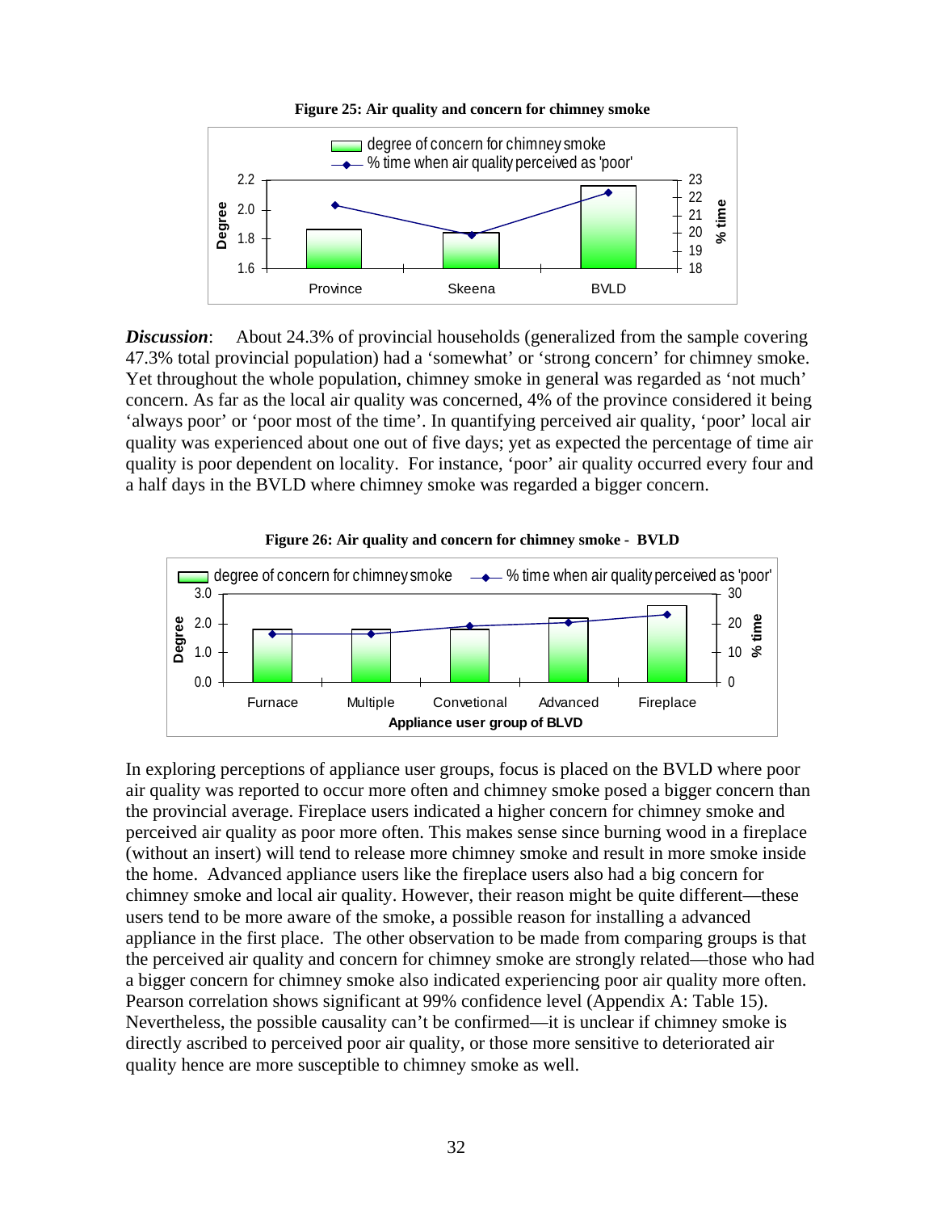**Figure 25: Air quality and concern for chimney smoke**

***Discussion***: About 24.3% of provincial households (generalized from the sample covering 47.3% total provincial population) had a 'somewhat' or 'strong concern' for chimney smoke. Yet throughout the whole population, chimney smoke in general was regarded as 'not much' concern. As far as the local air quality was concerned, 4% of the province considered it being 'always poor' or 'poor most of the time'. In quantifying perceived air quality, 'poor' local air quality was experienced about one out of five days; yet as expected the percentage of time air quality is poor dependent on locality. For instance, 'poor' air quality occurred every four and a half days in the BVLD where chimney smoke was regarded a bigger concern.

**Figure 26: Air quality and concern for chimney smoke - BVLD**

In exploring perceptions of appliance user groups, focus is placed on the BVLD where poor air quality was reported to occur more often and chimney smoke posed a bigger concern than the provincial average. Fireplace users indicated a higher concern for chimney smoke and perceived air quality as poor more often. This makes sense since burning wood in a fireplace (without an insert) will tend to release more chimney smoke and result in more smoke inside the home. Advanced appliance users like the fireplace users also had a big concern for chimney smoke and local air quality. However, their reason might be quite different—these users tend to be more aware of the smoke, a possible reason for installing a advanced appliance in the first place. The other observation to be made from comparing groups is that the perceived air quality and concern for chimney smoke are strongly related—those who had a bigger concern for chimney smoke also indicated experiencing poor air quality more often. Pearson correlation shows significant at 99% confidence level (Appendix A: Table 15). Nevertheless, the possible causality can't be confirmed—it is unclear if chimney smoke is directly ascribed to perceived poor air quality, or those more sensitive to deteriorated air quality hence are more susceptible to chimney smoke as well.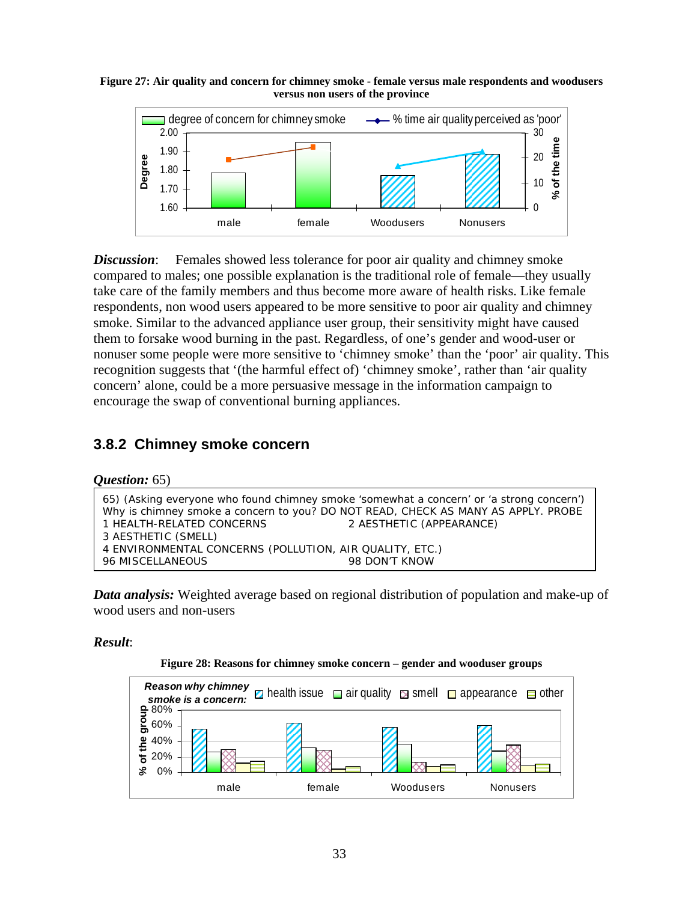**Figure 27: Air quality and concern for chimney smoke - female versus male respondents and woodusers versus non users of the province**

***Discussion***: Females showed less tolerance for poor air quality and chimney smoke compared to males; one possible explanation is the traditional role of female—they usually take care of the family members and thus become more aware of health risks. Like female respondents, non wood users appeared to be more sensitive to poor air quality and chimney smoke. Similar to the advanced appliance user group, their sensitivity might have caused them to forsake wood burning in the past. Regardless, of one's gender and wood-user or nonuser some people were more sensitive to 'chimney smoke' than the 'poor' air quality. This recognition suggests that '(the harmful effect of) 'chimney smoke', rather than 'air quality concern' alone, could be a more persuasive message in the information campaign to encourage the swap of conventional burning appliances.

### 3.8.2 Chimney smoke concern

***Question:*** 65)

```
65) (Asking everyone who found chimney smoke 'somewhat a concern' or 'a strong concern')
Why is chimney smoke a concern to you? DO NOT READ, CHECK AS MANY AS APPLY. PROBE
1 HEALTH-RELATED CONCERNS                    2 AESTHETIC (APPEARANCE)
3 AESTHETIC (SMELL)
4 ENVIRONMENTAL CONCERNS (POLLUTION, AIR QUALITY, ETC.)
96 MISCELLANEOUS                             98 DON'T KNOW
```

***Data analysis:*** Weighted average based on regional distribution of population and make-up of wood users and non-users

***Result***:

**Figure 28: Reasons for chimney smoke concern – gender and wooduser groups**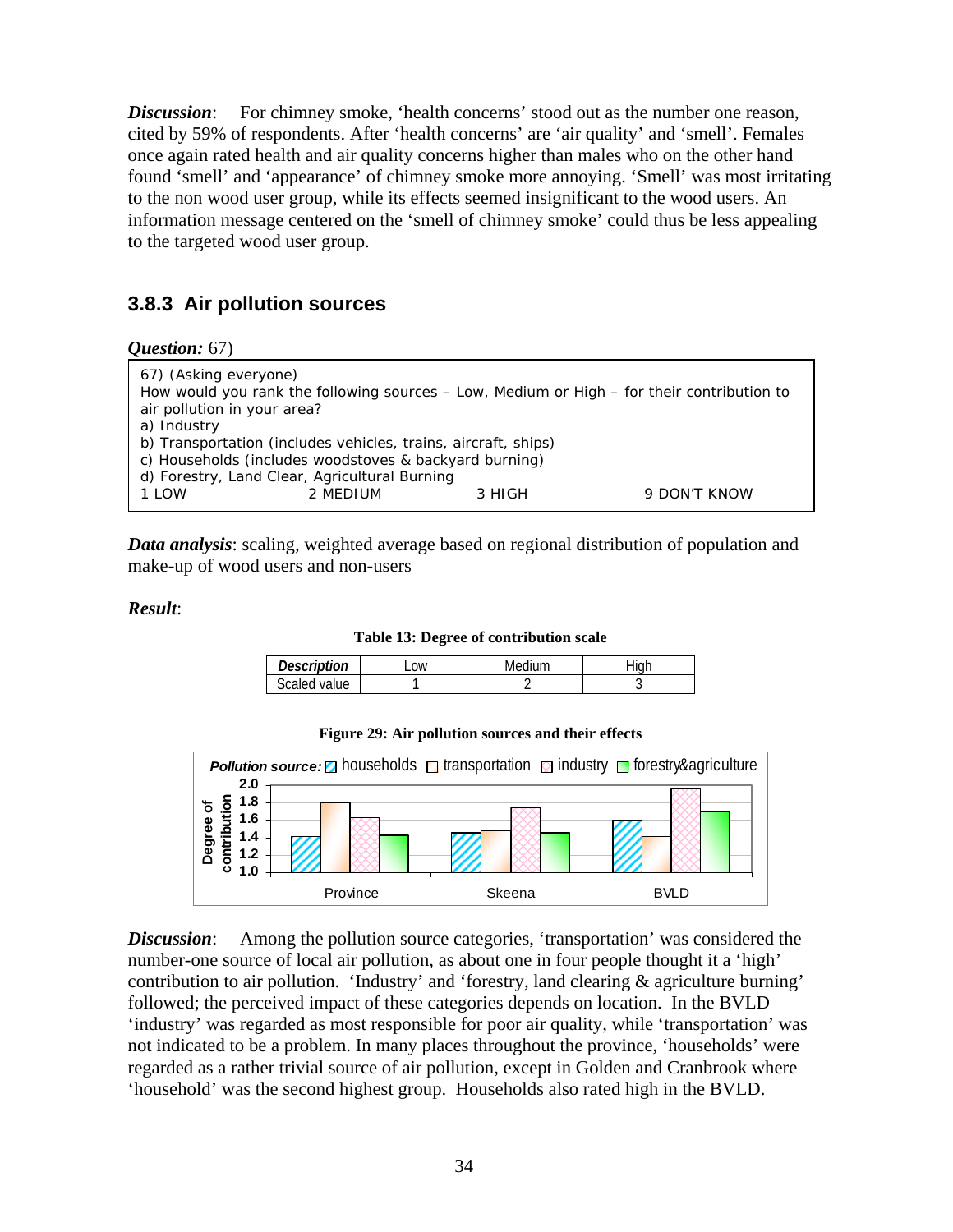***Discussion***: For chimney smoke, 'health concerns' stood out as the number one reason, cited by 59% of respondents. After 'health concerns' are 'air quality' and 'smell'. Females once again rated health and air quality concerns higher than males who on the other hand found 'smell' and 'appearance' of chimney smoke more annoying. 'Smell' was most irritating to the non wood user group, while its effects seemed insignificant to the wood users. An information message centered on the 'smell of chimney smoke' could thus be less appealing to the targeted wood user group.

### 3.8.3 Air pollution sources

***Question:*** 67)

```
67) (Asking everyone)
How would you rank the following sources – Low, Medium or High – for their contribution to
air pollution in your area?
a) Industry
b) Transportation (includes vehicles, trains, aircraft, ships)
c) Households (includes woodstoves & backyard burning)
d) Forestry, Land Clear, Agricultural Burning
1 LOW                2 MEDIUM              3 HIGH                 9 DON'T KNOW
```

***Data analysis***: scaling, weighted average based on regional distribution of population and make-up of wood users and non-users

***Result***:

**Table 13: Degree of contribution scale**

| *Description* | Low | Medium | High |
|---|---|---|---|
| Scaled value | 1 | 2 | 3 |

**Figure 29: Air pollution sources and their effects**

***Discussion***: Among the pollution source categories, 'transportation' was considered the number-one source of local air pollution, as about one in four people thought it a 'high' contribution to air pollution. 'Industry' and 'forestry, land clearing & agriculture burning' followed; the perceived impact of these categories depends on location. In the BVLD 'industry' was regarded as most responsible for poor air quality, while 'transportation' was not indicated to be a problem. In many places throughout the province, 'households' were regarded as a rather trivial source of air pollution, except in Golden and Cranbrook where 'household' was the second highest group. Households also rated high in the BVLD.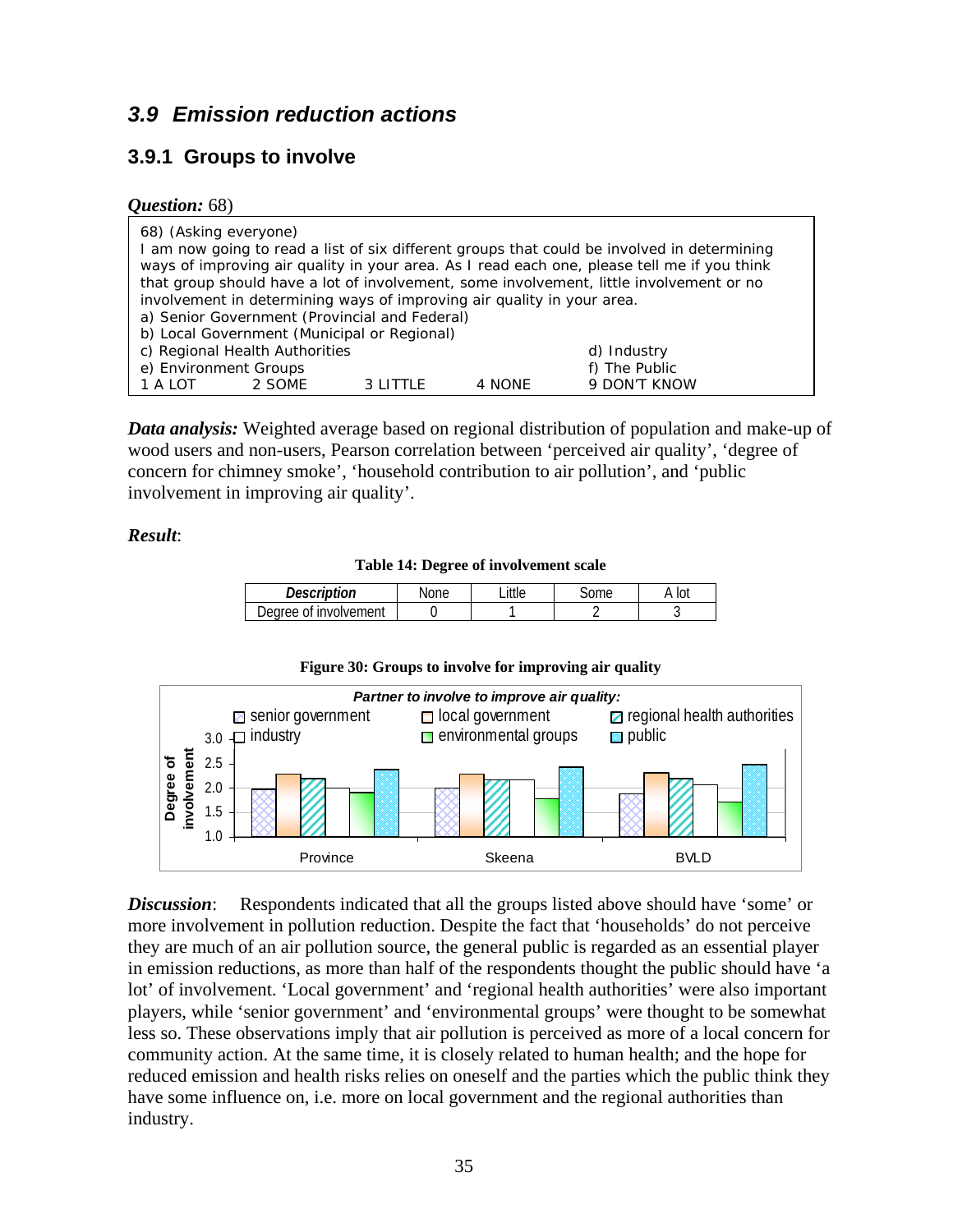## 3.9 Emission reduction actions

### 3.9.1 Groups to involve

***Question:*** 68)

```
68) (Asking everyone)
I am now going to read a list of six different groups that could be involved in determining
ways of improving air quality in your area. As I read each one, please tell me if you think
that group should have a lot of involvement, some involvement, little involvement or no
involvement in determining ways of improving air quality in your area.
a) Senior Government (Provincial and Federal)
b) Local Government (Municipal or Regional)
c) Regional Health Authorities                              d) Industry
e) Environment Groups                                       f) The Public
1 A LOT      2 SOME       3 LITTLE      4 NONE              9 DON'T KNOW
```

***Data analysis:*** Weighted average based on regional distribution of population and make-up of wood users and non-users, Pearson correlation between 'perceived air quality', 'degree of concern for chimney smoke', 'household contribution to air pollution', and 'public involvement in improving air quality'.

***Result***:

**Table 14: Degree of involvement scale**

| *Description* | None | Little | Some | A lot |
|---|---|---|---|---|
| Degree of involvement | 0 | 1 | 2 | 3 |

**Figure 30: Groups to involve for improving air quality**

***Discussion***: Respondents indicated that all the groups listed above should have 'some' or more involvement in pollution reduction. Despite the fact that 'households' do not perceive they are much of an air pollution source, the general public is regarded as an essential player in emission reductions, as more than half of the respondents thought the public should have 'a lot' of involvement. 'Local government' and 'regional health authorities' were also important players, while 'senior government' and 'environmental groups' were thought to be somewhat less so. These observations imply that air pollution is perceived as more of a local concern for community action. At the same time, it is closely related to human health; and the hope for reduced emission and health risks relies on oneself and the parties which the public think they have some influence on, i.e. more on local government and the regional authorities than industry.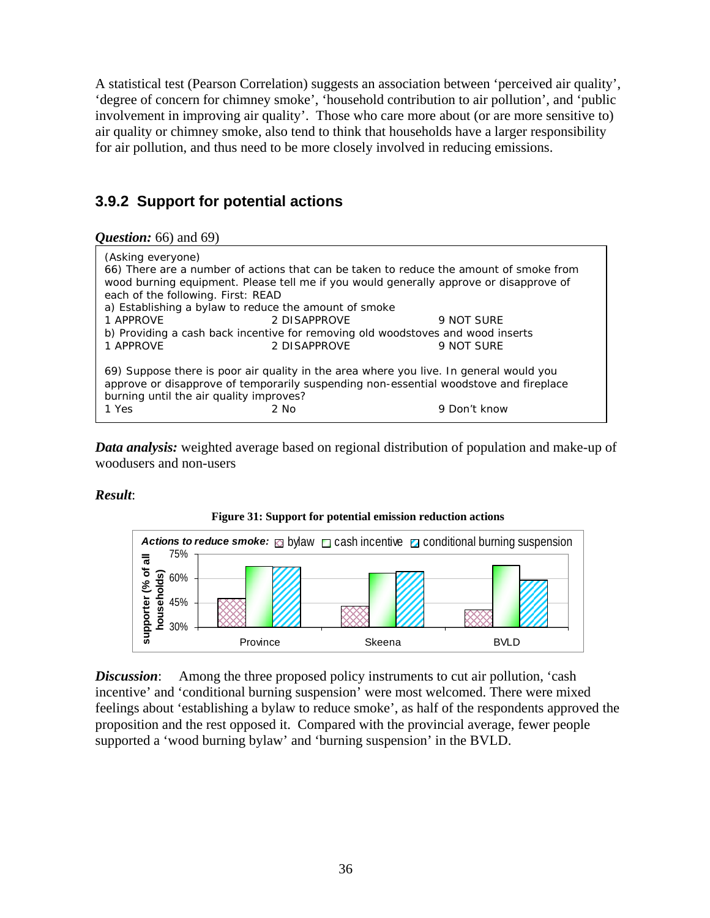A statistical test (Pearson Correlation) suggests an association between 'perceived air quality', 'degree of concern for chimney smoke', 'household contribution to air pollution', and 'public involvement in improving air quality'. Those who care more about (or are more sensitive to) air quality or chimney smoke, also tend to think that households have a larger responsibility for air pollution, and thus need to be more closely involved in reducing emissions.

### 3.9.2 Support for potential actions

***Question:*** 66) and 69)

```
(Asking everyone)
66) There are a number of actions that can be taken to reduce the amount of smoke from
wood burning equipment. Please tell me if you would generally approve or disapprove of
each of the following. First: READ
a) Establishing a bylaw to reduce the amount of smoke
1 APPROVE                  2 DISAPPROVE                9 NOT SURE
b) Providing a cash back incentive for removing old woodstoves and wood inserts
1 APPROVE                  2 DISAPPROVE                9 NOT SURE

69) Suppose there is poor air quality in the area where you live. In general would you
approve or disapprove of temporarily suspending non-essential woodstove and fireplace
burning until the air quality improves?
1 Yes                      2 No                        9 Don't know
```

***Data analysis:*** weighted average based on regional distribution of population and make-up of woodusers and non-users

***Result***:

**Figure 31: Support for potential emission reduction actions**

***Discussion***: Among the three proposed policy instruments to cut air pollution, 'cash incentive' and 'conditional burning suspension' were most welcomed. There were mixed feelings about 'establishing a bylaw to reduce smoke', as half of the respondents approved the proposition and the rest opposed it. Compared with the provincial average, fewer people supported a 'wood burning bylaw' and 'burning suspension' in the BVLD.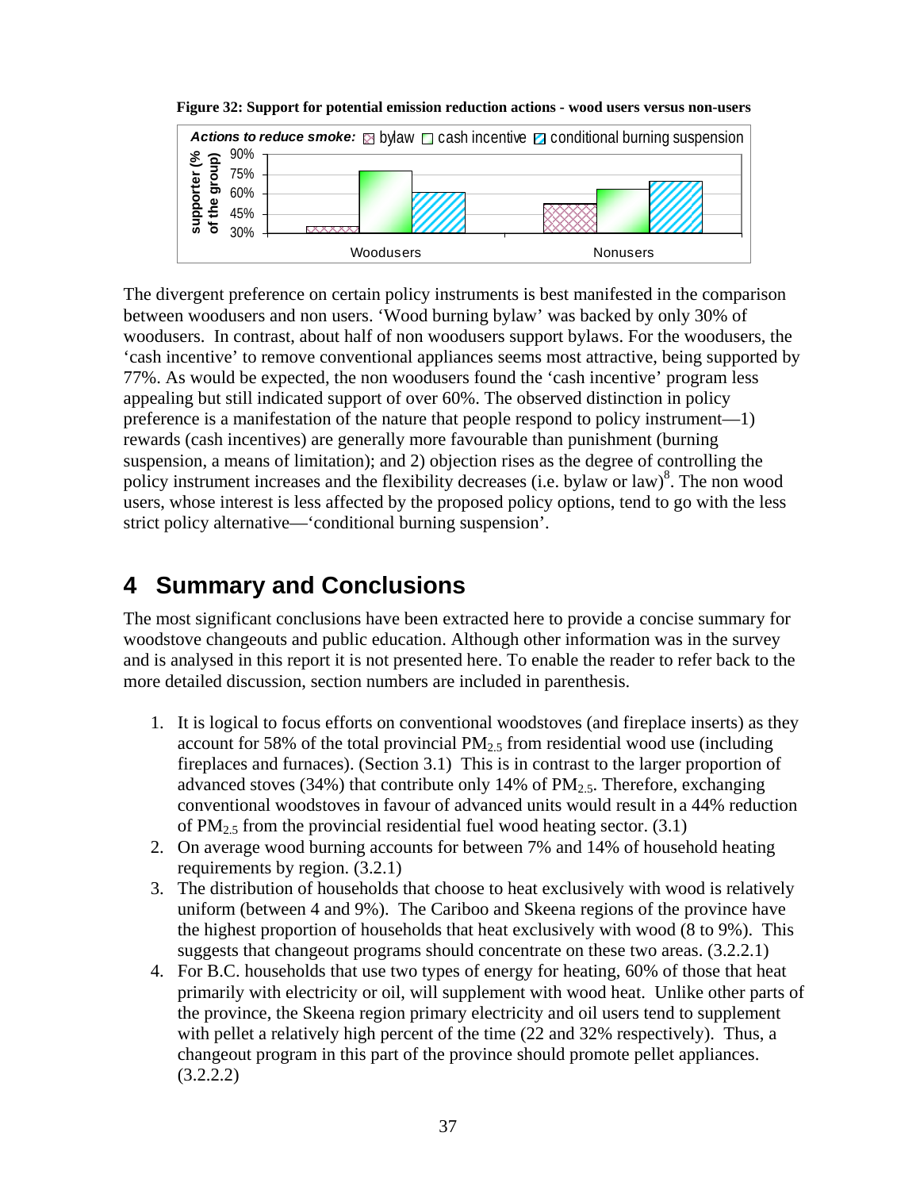**Figure 32: Support for potential emission reduction actions - wood users versus non-users**

The divergent preference on certain policy instruments is best manifested in the comparison between woodusers and non users. 'Wood burning bylaw' was backed by only 30% of woodusers. In contrast, about half of non woodusers support bylaws. For the woodusers, the 'cash incentive' to remove conventional appliances seems most attractive, being supported by 77%. As would be expected, the non woodusers found the 'cash incentive' program less appealing but still indicated support of over 60%. The observed distinction in policy preference is a manifestation of the nature that people respond to policy instrument—1) rewards (cash incentives) are generally more favourable than punishment (burning suspension, a means of limitation); and 2) objection rises as the degree of controlling the policy instrument increases and the flexibility decreases (i.e. bylaw or law)[8]. The non wood users, whose interest is less affected by the proposed policy options, tend to go with the less strict policy alternative—'conditional burning suspension'.

# 4 Summary and Conclusions

The most significant conclusions have been extracted here to provide a concise summary for woodstove changeouts and public education. Although other information was in the survey and is analysed in this report it is not presented here. To enable the reader to refer back to the more detailed discussion, section numbers are included in parenthesis.

1. It is logical to focus efforts on conventional woodstoves (and fireplace inserts) as they account for 58% of the total provincial $PM_{2.5}$ from residential wood use (including fireplaces and furnaces). (Section 3.1) This is in contrast to the larger proportion of advanced stoves (34%) that contribute only 14% of $PM_{2.5}$. Therefore, exchanging conventional woodstoves in favour of advanced units would result in a 44% reduction of $PM_{2.5}$ from the provincial residential fuel wood heating sector. (3.1)
2. On average wood burning accounts for between 7% and 14% of household heating requirements by region. (3.2.1)
3. The distribution of households that choose to heat exclusively with wood is relatively uniform (between 4 and 9%). The Cariboo and Skeena regions of the province have the highest proportion of households that heat exclusively with wood (8 to 9%). This suggests that changeout programs should concentrate on these two areas. (3.2.2.1)
4. For B.C. households that use two types of energy for heating, 60% of those that heat primarily with electricity or oil, will supplement with wood heat. Unlike other parts of the province, the Skeena region primary electricity and oil users tend to supplement with pellet a relatively high percent of the time (22 and 32% respectively). Thus, a changeout program in this part of the province should promote pellet appliances. (3.2.2.2)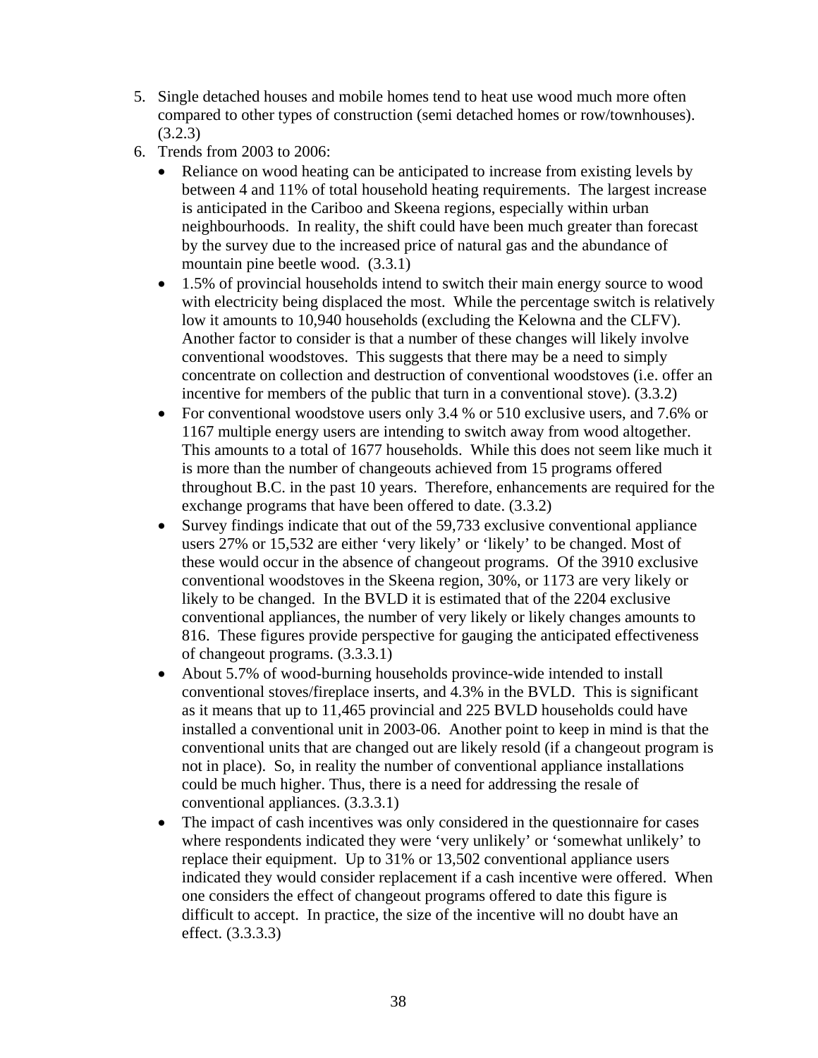5. Single detached houses and mobile homes tend to heat use wood much more often compared to other types of construction (semi detached homes or row/townhouses). (3.2.3)
6. Trends from 2003 to 2006:
   - Reliance on wood heating can be anticipated to increase from existing levels by between 4 and 11% of total household heating requirements. The largest increase is anticipated in the Cariboo and Skeena regions, especially within urban neighbourhoods. In reality, the shift could have been much greater than forecast by the survey due to the increased price of natural gas and the abundance of mountain pine beetle wood. (3.3.1)
   - 1.5% of provincial households intend to switch their main energy source to wood with electricity being displaced the most. While the percentage switch is relatively low it amounts to 10,940 households (excluding the Kelowna and the CLFV). Another factor to consider is that a number of these changes will likely involve conventional woodstoves. This suggests that there may be a need to simply concentrate on collection and destruction of conventional woodstoves (i.e. offer an incentive for members of the public that turn in a conventional stove). (3.3.2)
   - For conventional woodstove users only 3.4 % or 510 exclusive users, and 7.6% or 1167 multiple energy users are intending to switch away from wood altogether. This amounts to a total of 1677 households. While this does not seem like much it is more than the number of changeouts achieved from 15 programs offered throughout B.C. in the past 10 years. Therefore, enhancements are required for the exchange programs that have been offered to date. (3.3.2)
   - Survey findings indicate that out of the 59,733 exclusive conventional appliance users 27% or 15,532 are either 'very likely' or 'likely' to be changed. Most of these would occur in the absence of changeout programs. Of the 3910 exclusive conventional woodstoves in the Skeena region, 30%, or 1173 are very likely or likely to be changed. In the BVLD it is estimated that of the 2204 exclusive conventional appliances, the number of very likely or likely changes amounts to 816. These figures provide perspective for gauging the anticipated effectiveness of changeout programs. (3.3.3.1)
   - About 5.7% of wood-burning households province-wide intended to install conventional stoves/fireplace inserts, and 4.3% in the BVLD. This is significant as it means that up to 11,465 provincial and 225 BVLD households could have installed a conventional unit in 2003-06. Another point to keep in mind is that the conventional units that are changed out are likely resold (if a changeout program is not in place). So, in reality the number of conventional appliance installations could be much higher. Thus, there is a need for addressing the resale of conventional appliances. (3.3.3.1)
   - The impact of cash incentives was only considered in the questionnaire for cases where respondents indicated they were 'very unlikely' or 'somewhat unlikely' to replace their equipment. Up to 31% or 13,502 conventional appliance users indicated they would consider replacement if a cash incentive were offered. When one considers the effect of changeout programs offered to date this figure is difficult to accept. In practice, the size of the incentive will no doubt have an effect. (3.3.3.3)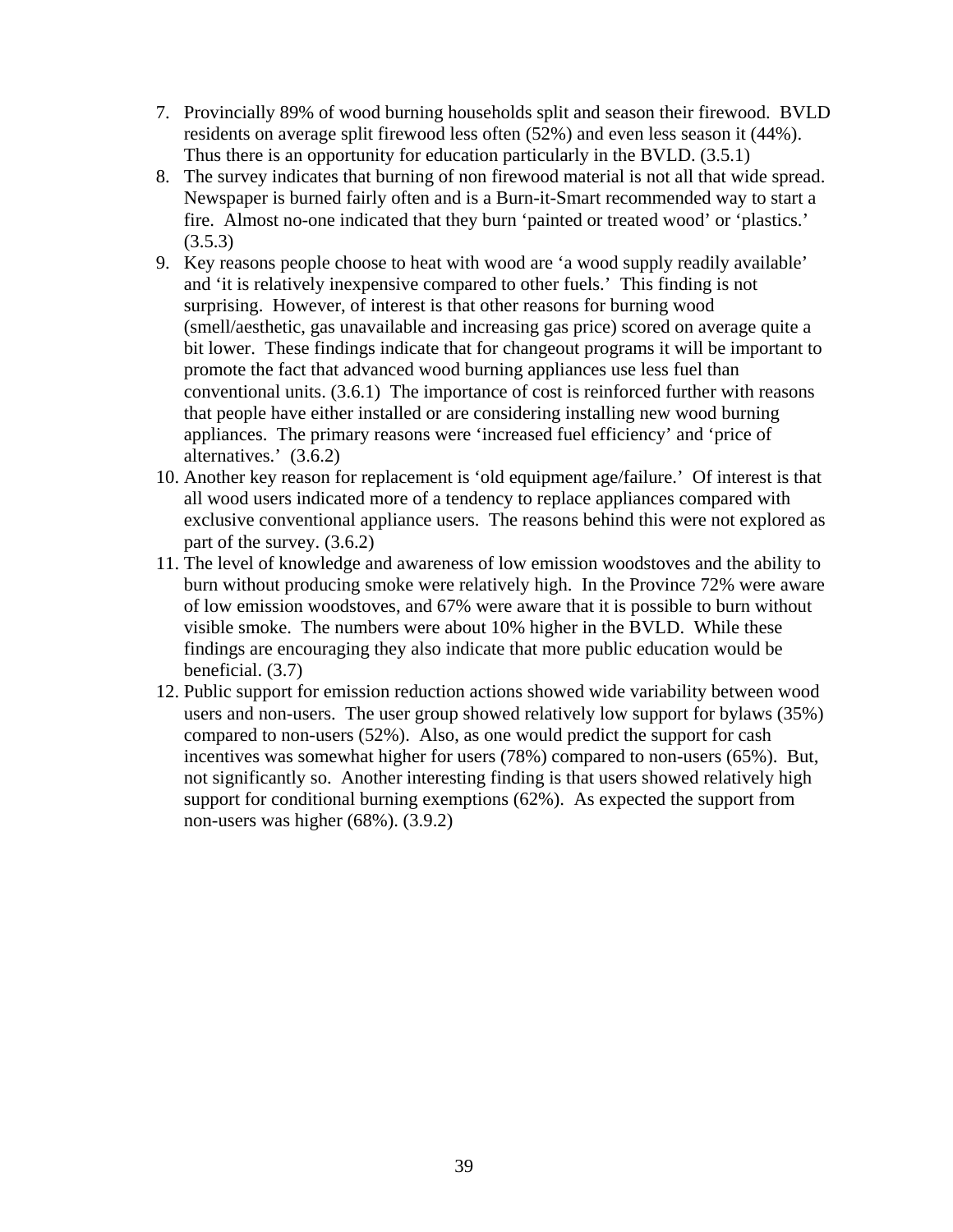7. Provincially 89% of wood burning households split and season their firewood. BVLD residents on average split firewood less often (52%) and even less season it (44%). Thus there is an opportunity for education particularly in the BVLD. (3.5.1)
8. The survey indicates that burning of non firewood material is not all that wide spread. Newspaper is burned fairly often and is a Burn-it-Smart recommended way to start a fire. Almost no-one indicated that they burn 'painted or treated wood' or 'plastics.' (3.5.3)
9. Key reasons people choose to heat with wood are 'a wood supply readily available' and 'it is relatively inexpensive compared to other fuels.' This finding is not surprising. However, of interest is that other reasons for burning wood (smell/aesthetic, gas unavailable and increasing gas price) scored on average quite a bit lower. These findings indicate that for changeout programs it will be important to promote the fact that advanced wood burning appliances use less fuel than conventional units. (3.6.1) The importance of cost is reinforced further with reasons that people have either installed or are considering installing new wood burning appliances. The primary reasons were 'increased fuel efficiency' and 'price of alternatives.' (3.6.2)
10. Another key reason for replacement is 'old equipment age/failure.' Of interest is that all wood users indicated more of a tendency to replace appliances compared with exclusive conventional appliance users. The reasons behind this were not explored as part of the survey. (3.6.2)
11. The level of knowledge and awareness of low emission woodstoves and the ability to burn without producing smoke were relatively high. In the Province 72% were aware of low emission woodstoves, and 67% were aware that it is possible to burn without visible smoke. The numbers were about 10% higher in the BVLD. While these findings are encouraging they also indicate that more public education would be beneficial. (3.7)
12. Public support for emission reduction actions showed wide variability between wood users and non-users. The user group showed relatively low support for bylaws (35%) compared to non-users (52%). Also, as one would predict the support for cash incentives was somewhat higher for users (78%) compared to non-users (65%). But, not significantly so. Another interesting finding is that users showed relatively high support for conditional burning exemptions (62%). As expected the support from non-users was higher (68%). (3.9.2)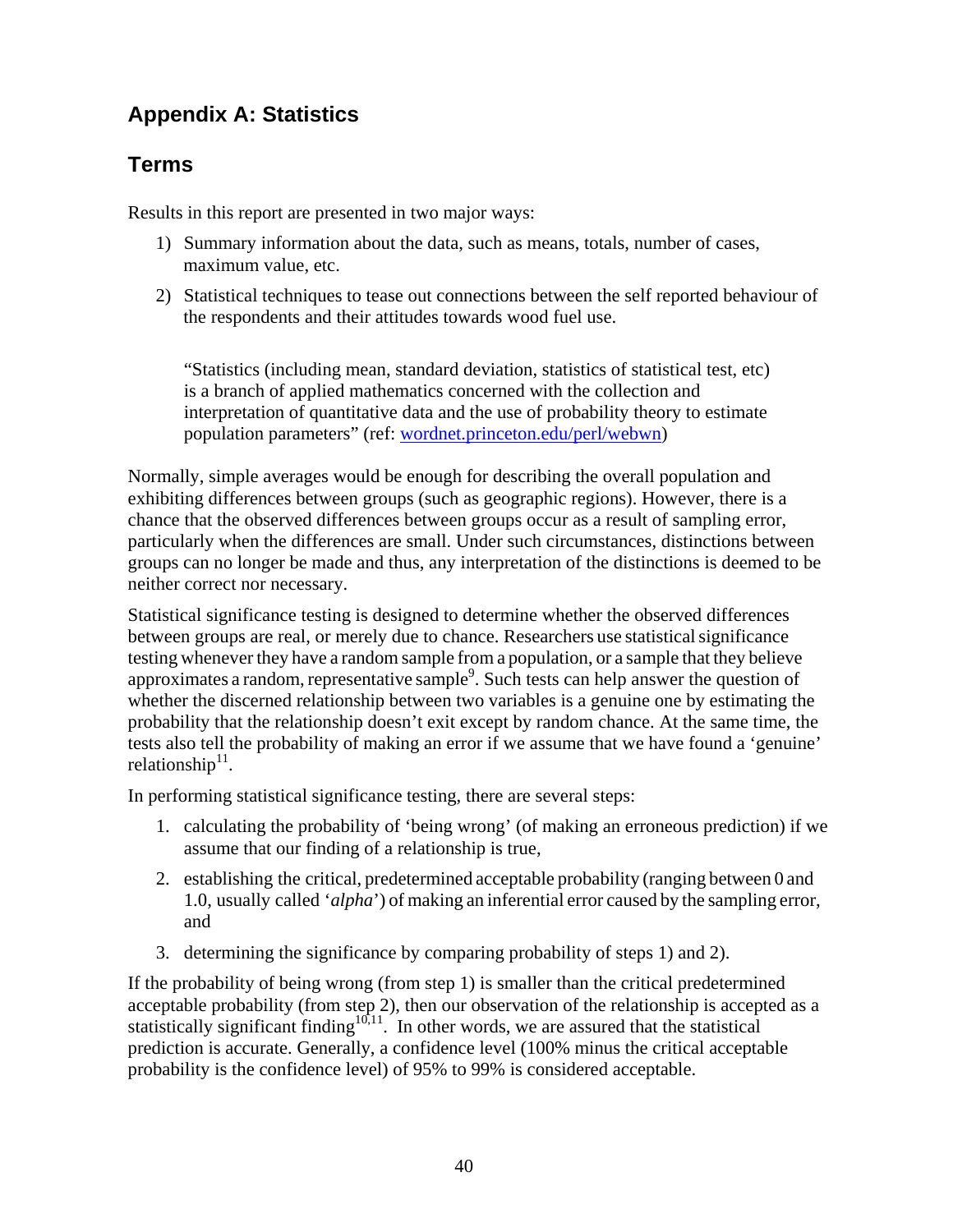# Appendix A: Statistics

## Terms

Results in this report are presented in two major ways:

1) Summary information about the data, such as means, totals, number of cases, maximum value, etc.
2) Statistical techniques to tease out connections between the self reported behaviour of the respondents and their attitudes towards wood fuel use.

> “Statistics (including mean, standard deviation, statistics of statistical test, etc) is a branch of applied mathematics concerned with the collection and interpretation of quantitative data and the use of probability theory to estimate population parameters” (ref: [wordnet.princeton.edu/perl/webwn](wordnet.princeton.edu/perl/webwn))

Normally, simple averages would be enough for describing the overall population and exhibiting differences between groups (such as geographic regions). However, there is a chance that the observed differences between groups occur as a result of sampling error, particularly when the differences are small. Under such circumstances, distinctions between groups can no longer be made and thus, any interpretation of the distinctions is deemed to be neither correct nor necessary.

Statistical significance testing is designed to determine whether the observed differences between groups are real, or merely due to chance. Researchers use statistical significance testing whenever they have a random sample from a population, or a sample that they believe approximates a random, representative sample[9]. Such tests can help answer the question of whether the discerned relationship between two variables is a genuine one by estimating the probability that the relationship doesn’t exit except by random chance. At the same time, the tests also tell the probability of making an error if we assume that we have found a ‘genuine’ relationship[11].

In performing statistical significance testing, there are several steps:

1. calculating the probability of ‘being wrong’ (of making an erroneous prediction) if we assume that our finding of a relationship is true,
2. establishing the critical, predetermined acceptable probability (ranging between 0 and 1.0, usually called ‘*alpha*’) of making an inferential error caused by the sampling error, and
3. determining the significance by comparing probability of steps 1) and 2).

If the probability of being wrong (from step 1) is smaller than the critical predetermined acceptable probability (from step 2), then our observation of the relationship is accepted as a statistically significant finding[10,11]. In other words, we are assured that the statistical prediction is accurate. Generally, a confidence level (100% minus the critical acceptable probability is the confidence level) of 95% to 99% is considered acceptable.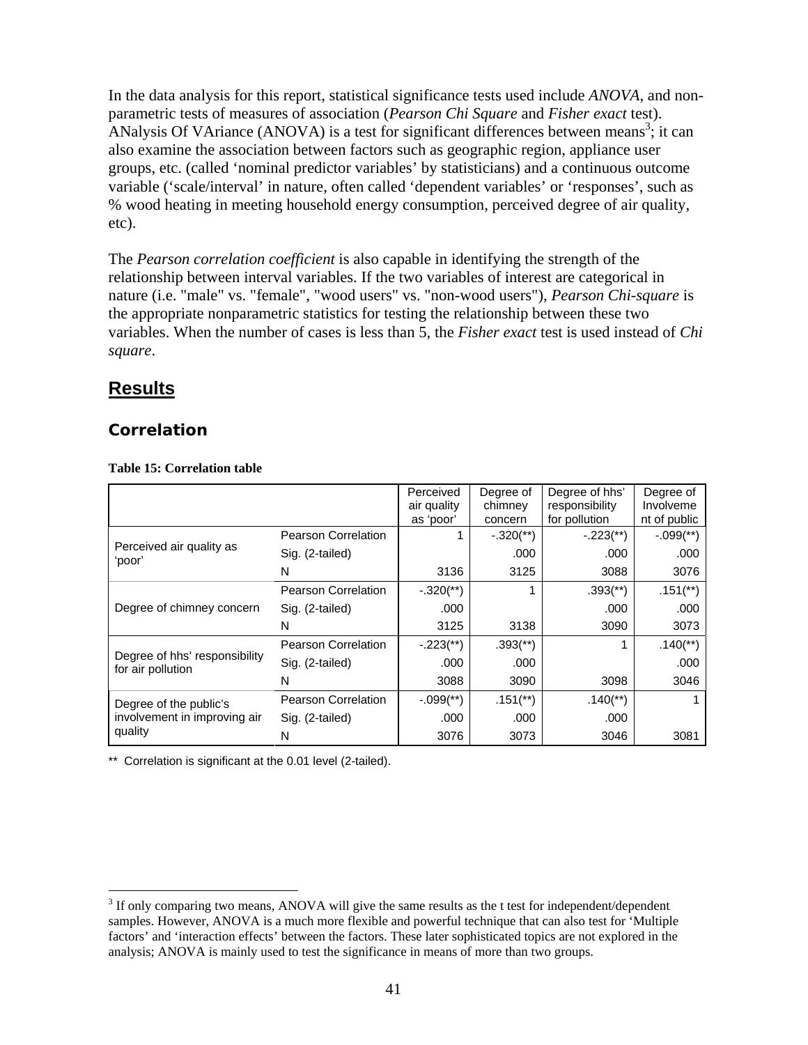In the data analysis for this report, statistical significance tests used include *ANOVA*, and non-parametric tests of measures of association (*Pearson Chi Square* and *Fisher exact* test). ANalysis Of VAriance (ANOVA) is a test for significant differences between means[3]; it can also examine the association between factors such as geographic region, appliance user groups, etc. (called 'nominal predictor variables' by statisticians) and a continuous outcome variable ('scale/interval' in nature, often called 'dependent variables' or 'responses', such as % wood heating in meeting household energy consumption, perceived degree of air quality, etc).

The *Pearson correlation coefficient* is also capable in identifying the strength of the relationship between interval variables. If the two variables of interest are categorical in nature (i.e. "male" vs. "female", "wood users" vs. "non-wood users"), *Pearson Chi-square* is the appropriate nonparametric statistics for testing the relationship between these two variables. When the number of cases is less than 5, the *Fisher exact* test is used instead of *Chi square*.

## Results

### Correlation

**Table 15: Correlation table**

| | | Perceived air quality as 'poor' | Degree of chimney concern | Degree of hhs' responsibility for pollution | Degree of Involvement of public |
|---|---|---|---|---|---|
| Perceived air quality as 'poor' | Pearson Correlation | 1 | -.320(**) | -.223(**) | -.099(**) |
| | Sig. (2-tailed) | | .000 | .000 | .000 |
| | N | 3136 | 3125 | 3088 | 3076 |
| Degree of chimney concern | Pearson Correlation | -.320(**) | 1 | .393(**) | .151(**) |
| | Sig. (2-tailed) | .000 | | .000 | .000 |
| | N | 3125 | 3138 | 3090 | 3073 |
| Degree of hhs' responsibility for air pollution | Pearson Correlation | -.223(**) | .393(**) | 1 | .140(**) |
| | Sig. (2-tailed) | .000 | .000 | | .000 |
| | N | 3088 | 3090 | 3098 | 3046 |
| Degree of the public's involvement in improving air quality | Pearson Correlation | -.099(**) | .151(**) | .140(**) | 1 |
| | Sig. (2-tailed) | .000 | .000 | .000 | |
| | N | 3076 | 3073 | 3046 | 3081 |

** Correlation is significant at the 0.01 level (2-tailed).

[3] If only comparing two means, ANOVA will give the same results as the t test for independent/dependent samples. However, ANOVA is a much more flexible and powerful technique that can also test for 'Multiple factors' and 'interaction effects' between the factors. These later sophisticated topics are not explored in the analysis; ANOVA is mainly used to test the significance in means of more than two groups.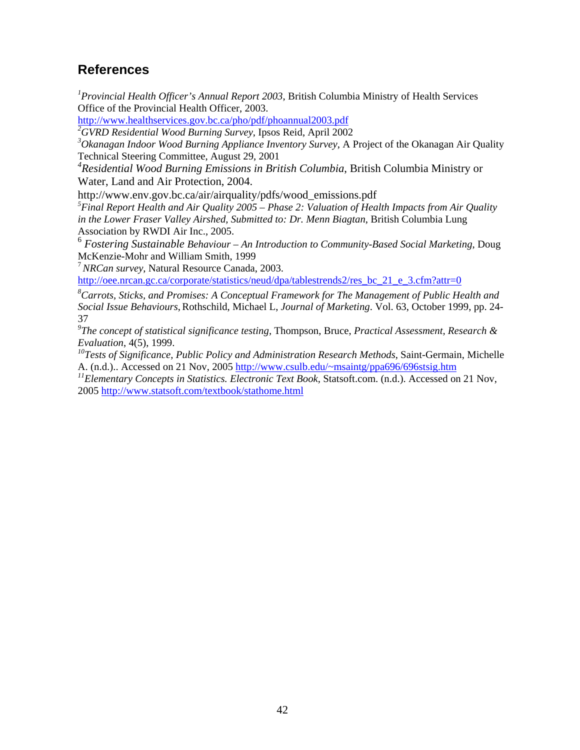# References

[1]*Provincial Health Officer's Annual Report 2003*, British Columbia Ministry of Health Services Office of the Provincial Health Officer, 2003.
http://www.healthservices.gov.bc.ca/pho/pdf/phoannual2003.pdf

[2]*GVRD Residential Wood Burning Survey*, Ipsos Reid, April 2002

[3]*Okanagan Indoor Wood Burning Appliance Inventory Survey*, A Project of the Okanagan Air Quality Technical Steering Committee, August 29, 2001

[4]*Residential Wood Burning Emissions in British Columbia*, British Columbia Ministry or Water, Land and Air Protection, 2004.
http://www.env.gov.bc.ca/air/airquality/pdfs/wood_emissions.pdf

[5]*Final Report Health and Air Quality 2005 – Phase 2: Valuation of Health Impacts from Air Quality in the Lower Fraser Valley Airshed, Submitted to: Dr. Menn Biagtan*, British Columbia Lung Association by RWDI Air Inc., 2005.

[6] *Fostering Sustainable Behaviour – An Introduction to Community-Based Social Marketing*, Doug McKenzie-Mohr and William Smith, 1999

[7] *NRCan survey*, Natural Resource Canada, 2003.
http://oee.nrcan.gc.ca/corporate/statistics/neud/dpa/tablestrends2/res_bc_21_e_3.cfm?attr=0

[8]*Carrots, Sticks, and Promises: A Conceptual Framework for The Management of Public Health and Social Issue Behaviours*, Rothschild, Michael L, *Journal of Marketing*. Vol. 63, October 1999, pp. 24-37

[9]*The concept of statistical significance testing*, Thompson, Bruce, *Practical Assessment, Research & Evaluation*, 4(5), 1999.

[10]*Tests of Significance, Public Policy and Administration Research Methods*, Saint-Germain, Michelle A. (n.d.).. Accessed on 21 Nov, 2005 http://www.csulb.edu/~msaintg/ppa696/696stsig.htm

[11]*Elementary Concepts in Statistics. Electronic Text Book,* Statsoft.com. (n.d.). Accessed on 21 Nov, 2005 http://www.statsoft.com/textbook/stathome.html